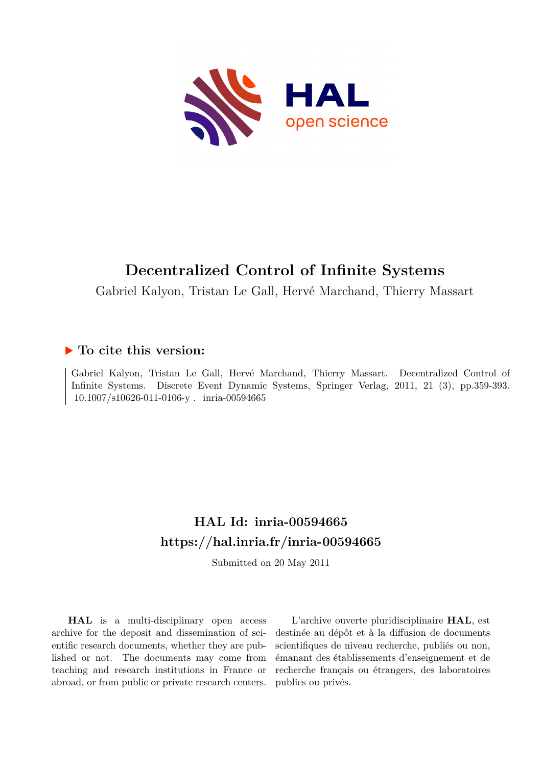# Decentralized Control of Infinite Systems

Gabriel Kalyon, Tristan Le Gall, Hervé Marchand, Thierry Massart

## ▶ To cite this version:

Gabriel Kalyon, Tristan Le Gall, Hervé Marchand, Thierry Massart. Decentralized Control of Infinite Systems. Discrete Event Dynamic Systems, Springer Verlag, 2011, 21 (3), pp.359-393. 10.1007/s10626-011-0106-y . inria-00594665

## HAL Id: inria-00594665

## https://hal.inria.fr/inria-00594665

Submitted on 20 May 2011

**HAL** is a multi-disciplinary open access archive for the deposit and dissemination of scientific research documents, whether they are published or not. The documents may come from teaching and research institutions in France or abroad, or from public or private research centers.

L'archive ouverte pluridisciplinaire **HAL**, est destinée au dépôt et à la diffusion de documents scientifiques de niveau recherche, publiés ou non, émanant des établissements d'enseignement et de recherche français ou étrangers, des laboratoires publics ou privés.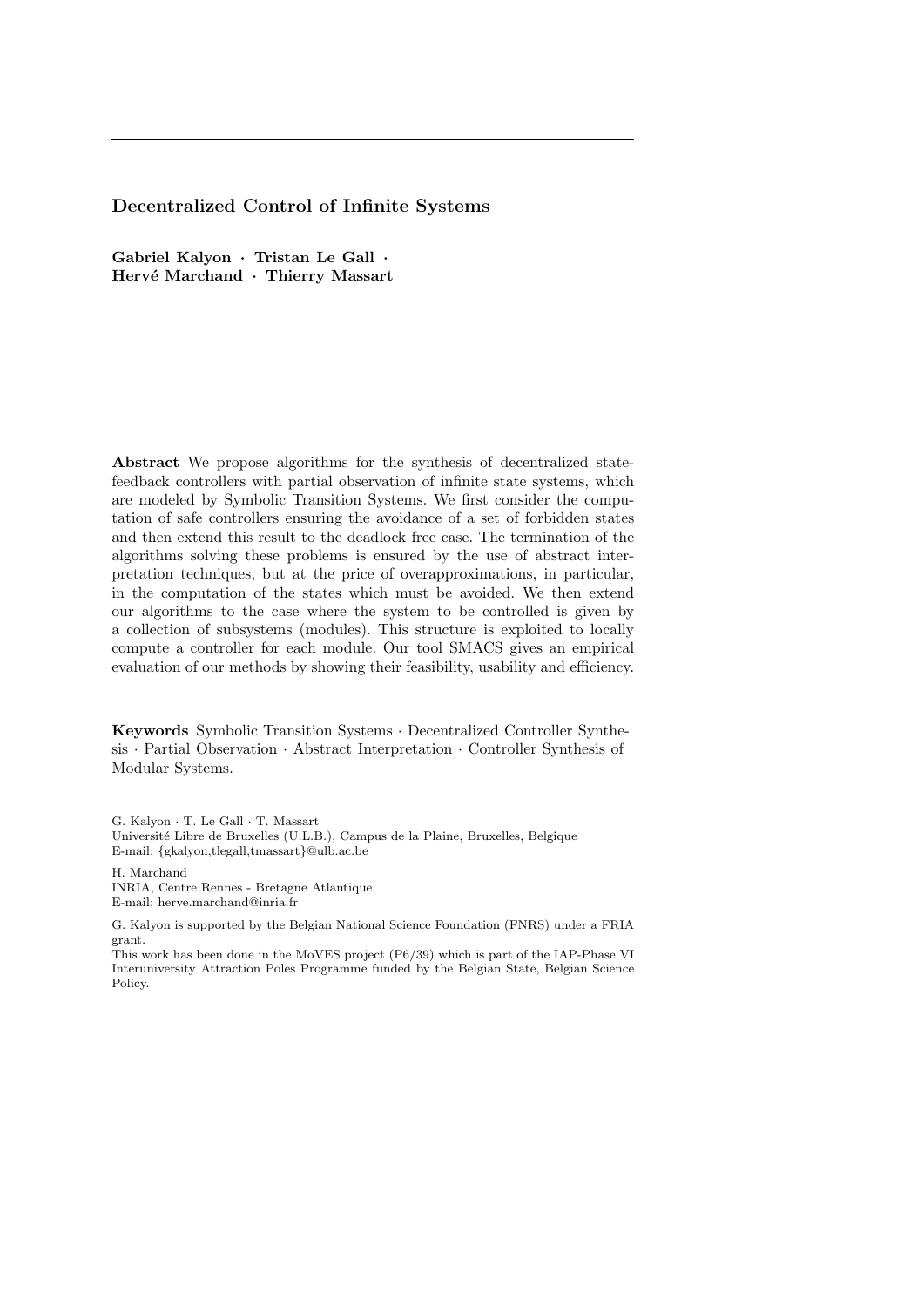# Decentralized Control of Infinite Systems

**Gabriel Kalyon · Tristan Le Gall · Hervé Marchand · Thierry Massart**

**Abstract** We propose algorithms for the synthesis of decentralized state-feedback controllers with partial observation of infinite state systems, which are modeled by Symbolic Transition Systems. We first consider the computation of safe controllers ensuring the avoidance of a set of forbidden states and then extend this result to the deadlock free case. The termination of the algorithms solving these problems is ensured by the use of abstract interpretation techniques, but at the price of overapproximations, in particular, in the computation of the states which must be avoided. We then extend our algorithms to the case where the system to be controlled is given by a collection of subsystems (modules). This structure is exploited to locally compute a controller for each module. Our tool SMACS gives an empirical evaluation of our methods by showing their feasibility, usability and efficiency.

**Keywords** Symbolic Transition Systems · Decentralized Controller Synthesis · Partial Observation · Abstract Interpretation · Controller Synthesis of Modular Systems.

---

G. Kalyon · T. Le Gall · T. Massart
Université Libre de Bruxelles (U.L.B.), Campus de la Plaine, Bruxelles, Belgique
E-mail: {gkalyon,tlegall,tmassart}@ulb.ac.be

H. Marchand
INRIA, Centre Rennes - Bretagne Atlantique
E-mail: herve.marchand@inria.fr

G. Kalyon is supported by the Belgian National Science Foundation (FNRS) under a FRIA grant.
This work has been done in the MoVES project (P6/39) which is part of the IAP-Phase VI Interuniversity Attraction Poles Programme funded by the Belgian State, Belgian Science Policy.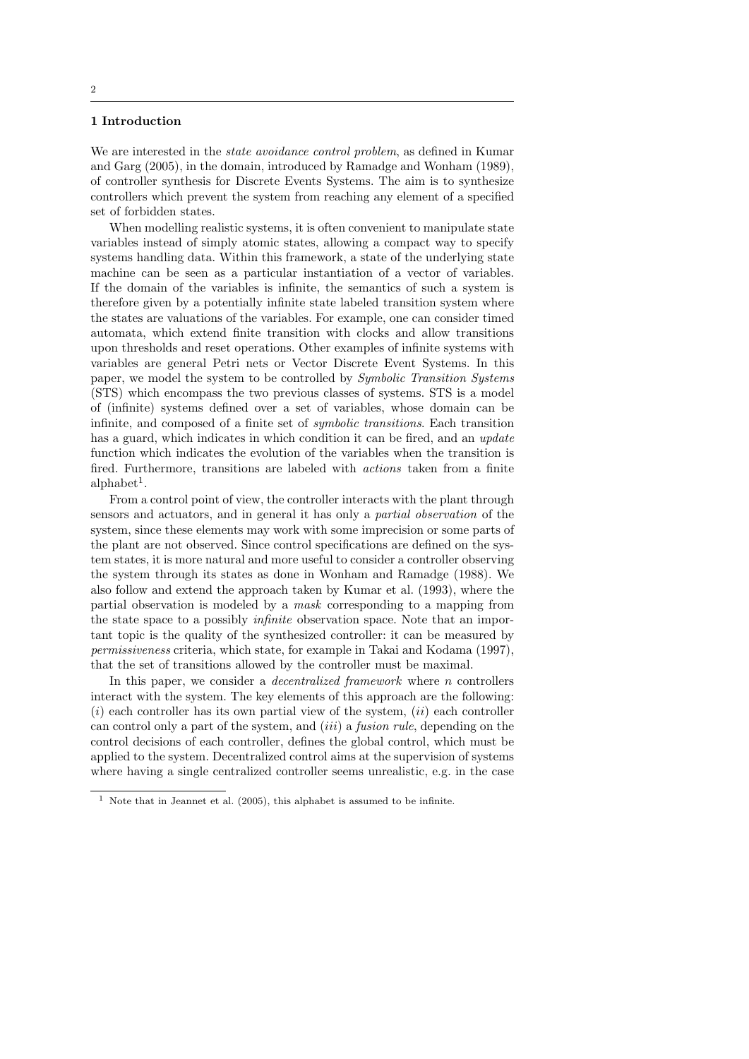## 1 Introduction

We are interested in the *state avoidance control problem*, as defined in Kumar and Garg (2005), in the domain, introduced by Ramadge and Wonham (1989), of controller synthesis for Discrete Events Systems. The aim is to synthesize controllers which prevent the system from reaching any element of a specified set of forbidden states.

When modelling realistic systems, it is often convenient to manipulate state variables instead of simply atomic states, allowing a compact way to specify systems handling data. Within this framework, a state of the underlying state machine can be seen as a particular instantiation of a vector of variables. If the domain of the variables is infinite, the semantics of such a system is therefore given by a potentially infinite state labeled transition system where the states are valuations of the variables. For example, one can consider timed automata, which extend finite transition with clocks and allow transitions upon thresholds and reset operations. Other examples of infinite systems with variables are general Petri nets or Vector Discrete Event Systems. In this paper, we model the system to be controlled by *Symbolic Transition Systems* (STS) which encompass the two previous classes of systems. STS is a model of (infinite) systems defined over a set of variables, whose domain can be infinite, and composed of a finite set of *symbolic transitions*. Each transition has a guard, which indicates in which condition it can be fired, and an *update* function which indicates the evolution of the variables when the transition is fired. Furthermore, transitions are labeled with *actions* taken from a finite alphabet[1].

From a control point of view, the controller interacts with the plant through sensors and actuators, and in general it has only a *partial observation* of the system, since these elements may work with some imprecision or some parts of the plant are not observed. Since control specifications are defined on the system states, it is more natural and more useful to consider a controller observing the system through its states as done in Wonham and Ramadge (1988). We also follow and extend the approach taken by Kumar et al. (1993), where the partial observation is modeled by a *mask* corresponding to a mapping from the state space to a possibly *infinite* observation space. Note that an important topic is the quality of the synthesized controller: it can be measured by *permissiveness* criteria, which state, for example in Takai and Kodama (1997), that the set of transitions allowed by the controller must be maximal.

In this paper, we consider a *decentralized framework* where $n$ controllers interact with the system. The key elements of this approach are the following: ($i$) each controller has its own partial view of the system, ($ii$) each controller can control only a part of the system, and ($iii$) a *fusion rule*, depending on the control decisions of each controller, defines the global control, which must be applied to the system. Decentralized control aims at the supervision of systems where having a single centralized controller seems unrealistic, e.g. in the case

[1] Note that in Jeannet et al. (2005), this alphabet is assumed to be infinite.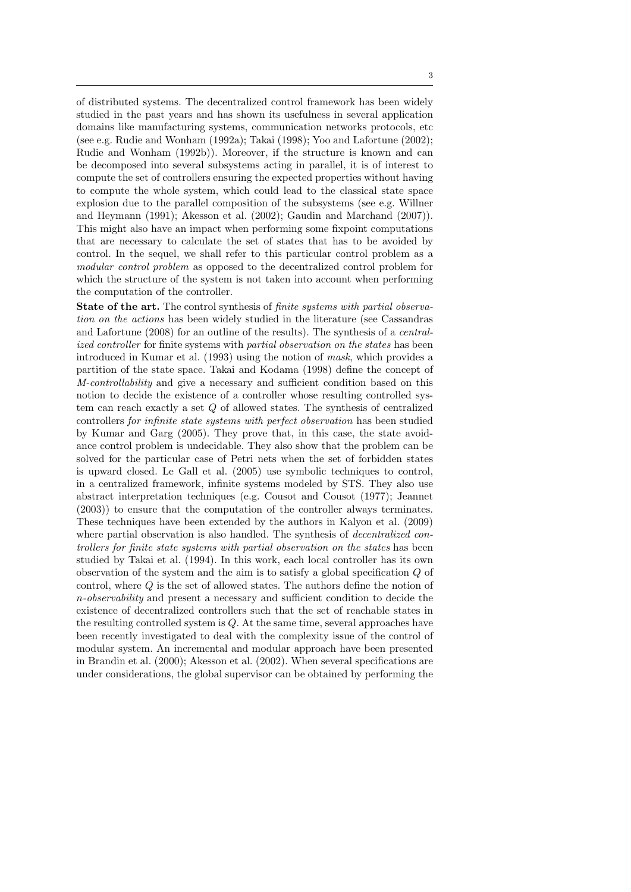of distributed systems. The decentralized control framework has been widely studied in the past years and has shown its usefulness in several application domains like manufacturing systems, communication networks protocols, etc (see e.g. Rudie and Wonham (1992a); Takai (1998); Yoo and Lafortune (2002); Rudie and Wonham (1992b)). Moreover, if the structure is known and can be decomposed into several subsystems acting in parallel, it is of interest to compute the set of controllers ensuring the expected properties without having to compute the whole system, which could lead to the classical state space explosion due to the parallel composition of the subsystems (see e.g. Willner and Heymann (1991); Akesson et al. (2002); Gaudin and Marchand (2007)). This might also have an impact when performing some fixpoint computations that are necessary to calculate the set of states that has to be avoided by control. In the sequel, we shall refer to this particular control problem as a *modular control problem* as opposed to the decentralized control problem for which the structure of the system is not taken into account when performing the computation of the controller.

**State of the art.** The control synthesis of *finite systems with partial observation on the actions* has been widely studied in the literature (see Cassandras and Lafortune (2008) for an outline of the results). The synthesis of a *centralized controller* for finite systems with *partial observation on the states* has been introduced in Kumar et al. (1993) using the notion of *mask*, which provides a partition of the state space. Takai and Kodama (1998) define the concept of *M-controllability* and give a necessary and sufficient condition based on this notion to decide the existence of a controller whose resulting controlled system can reach exactly a set $Q$ of allowed states. The synthesis of centralized controllers *for infinite state systems with perfect observation* has been studied by Kumar and Garg (2005). They prove that, in this case, the state avoidance control problem is undecidable. They also show that the problem can be solved for the particular case of Petri nets when the set of forbidden states is upward closed. Le Gall et al. (2005) use symbolic techniques to control, in a centralized framework, infinite systems modeled by STS. They also use abstract interpretation techniques (e.g. Cousot and Cousot (1977); Jeannet (2003)) to ensure that the computation of the controller always terminates. These techniques have been extended by the authors in Kalyon et al. (2009) where partial observation is also handled. The synthesis of *decentralized controllers for finite state systems with partial observation on the states* has been studied by Takai et al. (1994). In this work, each local controller has its own observation of the system and the aim is to satisfy a global specification $Q$ of control, where $Q$ is the set of allowed states. The authors define the notion of $n$*-observability* and present a necessary and sufficient condition to decide the existence of decentralized controllers such that the set of reachable states in the resulting controlled system is $Q$. At the same time, several approaches have been recently investigated to deal with the complexity issue of the control of modular system. An incremental and modular approach have been presented in Brandin et al. (2000); Akesson et al. (2002). When several specifications are under considerations, the global supervisor can be obtained by performing the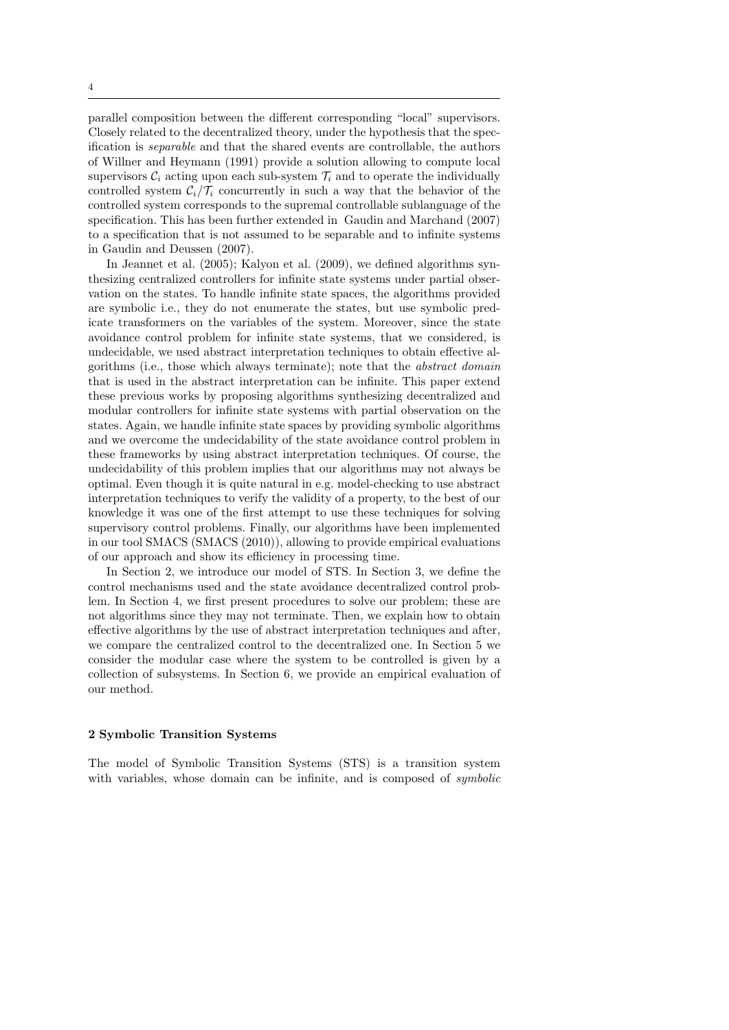parallel composition between the different corresponding "local" supervisors. Closely related to the decentralized theory, under the hypothesis that the specification is *separable* and that the shared events are controllable, the authors of Willner and Heymann (1991) provide a solution allowing to compute local supervisors $\mathcal{C}_i$ acting upon each sub-system $\mathcal{T}_i$ and to operate the individually controlled system $\mathcal{C}_i/\mathcal{T}_i$ concurrently in such a way that the behavior of the controlled system corresponds to the supremal controllable sublanguage of the specification. This has been further extended in Gaudin and Marchand (2007) to a specification that is not assumed to be separable and to infinite systems in Gaudin and Deussen (2007).

In Jeannet et al. (2005); Kalyon et al. (2009), we defined algorithms synthesizing centralized controllers for infinite state systems under partial observation on the states. To handle infinite state spaces, the algorithms provided are symbolic i.e., they do not enumerate the states, but use symbolic predicate transformers on the variables of the system. Moreover, since the state avoidance control problem for infinite state systems, that we considered, is undecidable, we used abstract interpretation techniques to obtain effective algorithms (i.e., those which always terminate); note that the *abstract domain* that is used in the abstract interpretation can be infinite. This paper extend these previous works by proposing algorithms synthesizing decentralized and modular controllers for infinite state systems with partial observation on the states. Again, we handle infinite state spaces by providing symbolic algorithms and we overcome the undecidability of the state avoidance control problem in these frameworks by using abstract interpretation techniques. Of course, the undecidability of this problem implies that our algorithms may not always be optimal. Even though it is quite natural in e.g. model-checking to use abstract interpretation techniques to verify the validity of a property, to the best of our knowledge it was one of the first attempt to use these techniques for solving supervisory control problems. Finally, our algorithms have been implemented in our tool SMACS (SMACS (2010)), allowing to provide empirical evaluations of our approach and show its efficiency in processing time.

In Section 2, we introduce our model of STS. In Section 3, we define the control mechanisms used and the state avoidance decentralized control problem. In Section 4, we first present procedures to solve our problem; these are not algorithms since they may not terminate. Then, we explain how to obtain effective algorithms by the use of abstract interpretation techniques and after, we compare the centralized control to the decentralized one. In Section 5 we consider the modular case where the system to be controlled is given by a collection of subsystems. In Section 6, we provide an empirical evaluation of our method.

## 2 Symbolic Transition Systems

The model of Symbolic Transition Systems (STS) is a transition system with variables, whose domain can be infinite, and is composed of *symbolic*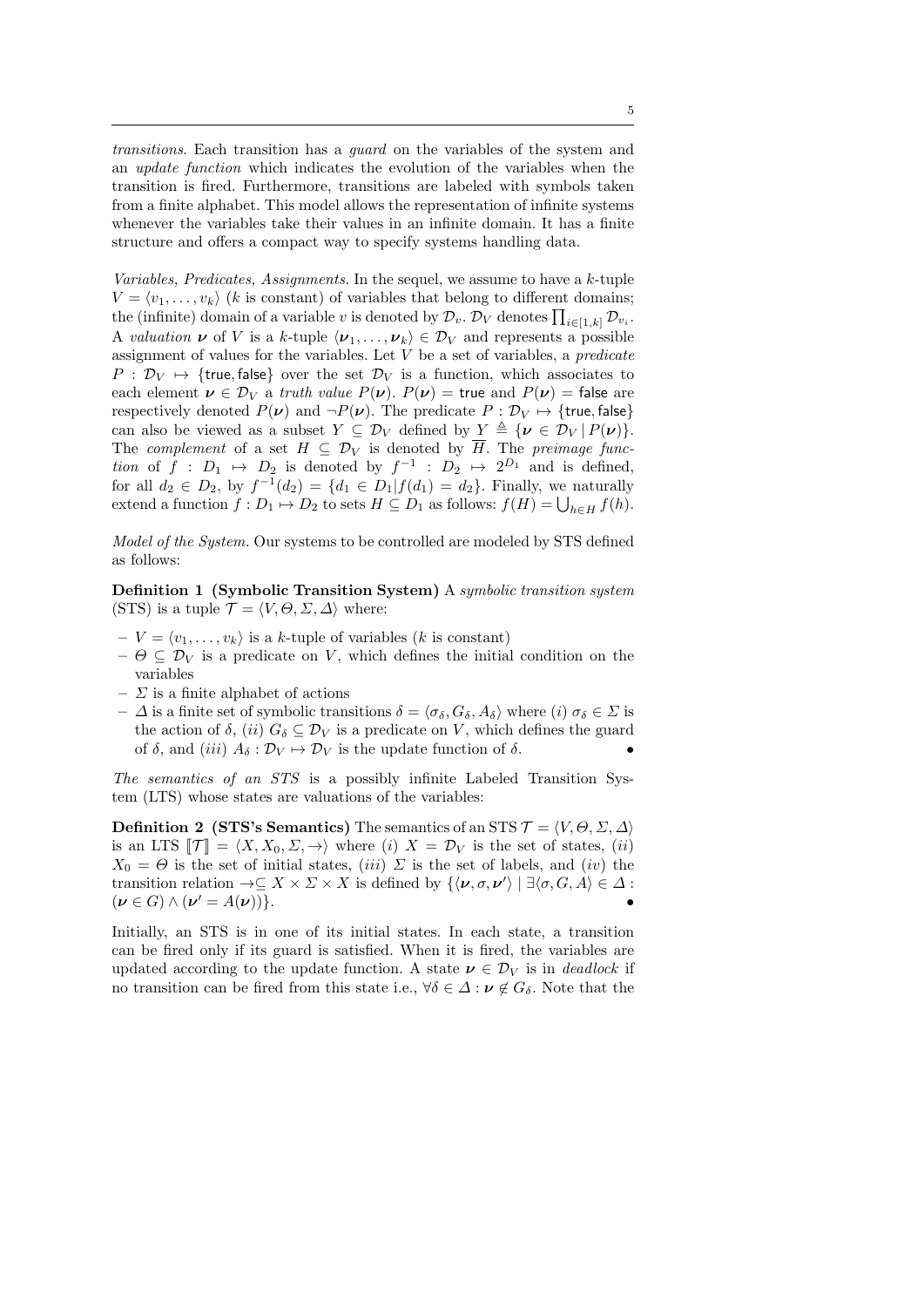*transitions*. Each transition has a *guard* on the variables of the system and an *update function* which indicates the evolution of the variables when the transition is fired. Furthermore, transitions are labeled with symbols taken from a finite alphabet. This model allows the representation of infinite systems whenever the variables take their values in an infinite domain. It has a finite structure and offers a compact way to specify systems handling data.

*Variables, Predicates, Assignments.* In the sequel, we assume to have a $k$-tuple $V = \langle v_1, \ldots, v_k \rangle$ ($k$ is constant) of variables that belong to different domains; the (infinite) domain of a variable $v$ is denoted by $\mathcal{D}_v$. $\mathcal{D}_V$ denotes $\prod_{i\in[1,k]} \mathcal{D}_{v_i}$. A *valuation* $\boldsymbol{\nu}$ of $V$ is a $k$-tuple $\langle \boldsymbol{\nu}_1, \ldots, \boldsymbol{\nu}_k \rangle \in \mathcal{D}_V$ and represents a possible assignment of values for the variables. Let $V$ be a set of variables, a *predicate* $P : \mathcal{D}_V \mapsto \{\mathsf{true}, \mathsf{false}\}$ over the set $\mathcal{D}_V$ is a function, which associates to each element $\boldsymbol{\nu} \in \mathcal{D}_V$ a *truth value* $P(\boldsymbol{\nu})$. $P(\boldsymbol{\nu}) = \mathsf{true}$ and $P(\boldsymbol{\nu}) = \mathsf{false}$ are respectively denoted $P(\boldsymbol{\nu})$ and $\neg P(\boldsymbol{\nu})$. The predicate $P : \mathcal{D}_V \mapsto \{\mathsf{true}, \mathsf{false}\}$ can also be viewed as a subset $Y \subseteq \mathcal{D}_V$ defined by $Y \triangleq \{\boldsymbol{\nu} \in \mathcal{D}_V \mid P(\boldsymbol{\nu})\}$. The *complement* of a set $H \subseteq \mathcal{D}_V$ is denoted by $\overline{H}$. The *preimage function* of $f : D_1 \mapsto D_2$ is denoted by $f^{-1} : D_2 \mapsto 2^{D_1}$ and is defined, for all $d_2 \in D_2$, by $f^{-1}(d_2) = \{d_1 \in D_1 | f(d_1) = d_2\}$. Finally, we naturally extend a function $f : D_1 \mapsto D_2$ to sets $H \subseteq D_1$ as follows: $f(H) = \bigcup_{h\in H} f(h)$.

*Model of the System.* Our systems to be controlled are modeled by STS defined as follows:

**Definition 1 (Symbolic Transition System)** A *symbolic transition system* (STS) is a tuple $\mathcal{T} = \langle V, \Theta, \Sigma, \Delta \rangle$ where:

- $V = \langle v_1, \ldots, v_k \rangle$ is a $k$-tuple of variables ($k$ is constant)
- $\Theta \subseteq \mathcal{D}_V$ is a predicate on $V$, which defines the initial condition on the variables
- $\Sigma$ is a finite alphabet of actions
- $\Delta$ is a finite set of symbolic transitions $\delta = \langle \sigma_\delta, G_\delta, A_\delta \rangle$ where $(i)$ $\sigma_\delta \in \Sigma$ is the action of $\delta$, $(ii)$ $G_\delta \subseteq \mathcal{D}_V$ is a predicate on $V$, which defines the guard of $\delta$, and $(iii)$ $A_\delta : \mathcal{D}_V \mapsto \mathcal{D}_V$ is the update function of $\delta$. •

*The semantics of an STS* is a possibly infinite Labeled Transition System (LTS) whose states are valuations of the variables:

**Definition 2 (STS's Semantics)** The semantics of an STS $\mathcal{T} = \langle V, \Theta, \Sigma, \Delta \rangle$ is an LTS $[\![\mathcal{T}]\!] = \langle X, X_0, \Sigma, \rightarrow \rangle$ where $(i)$ $X = \mathcal{D}_V$ is the set of states, $(ii)$ $X_0 = \Theta$ is the set of initial states, $(iii)$ $\Sigma$ is the set of labels, and $(iv)$ the transition relation $\rightarrow \subseteq X \times \Sigma \times X$ is defined by $\{\langle \boldsymbol{\nu}, \sigma, \boldsymbol{\nu}' \rangle \mid \exists \langle \sigma, G, A \rangle \in \Delta : (\boldsymbol{\nu} \in G) \wedge (\boldsymbol{\nu}' = A(\boldsymbol{\nu}))\}$. •

Initially, an STS is in one of its initial states. In each state, a transition can be fired only if its guard is satisfied. When it is fired, the variables are updated according to the update function. A state $\boldsymbol{\nu} \in \mathcal{D}_V$ is in *deadlock* if no transition can be fired from this state i.e., $\forall \delta \in \Delta : \boldsymbol{\nu} \notin G_\delta$. Note that the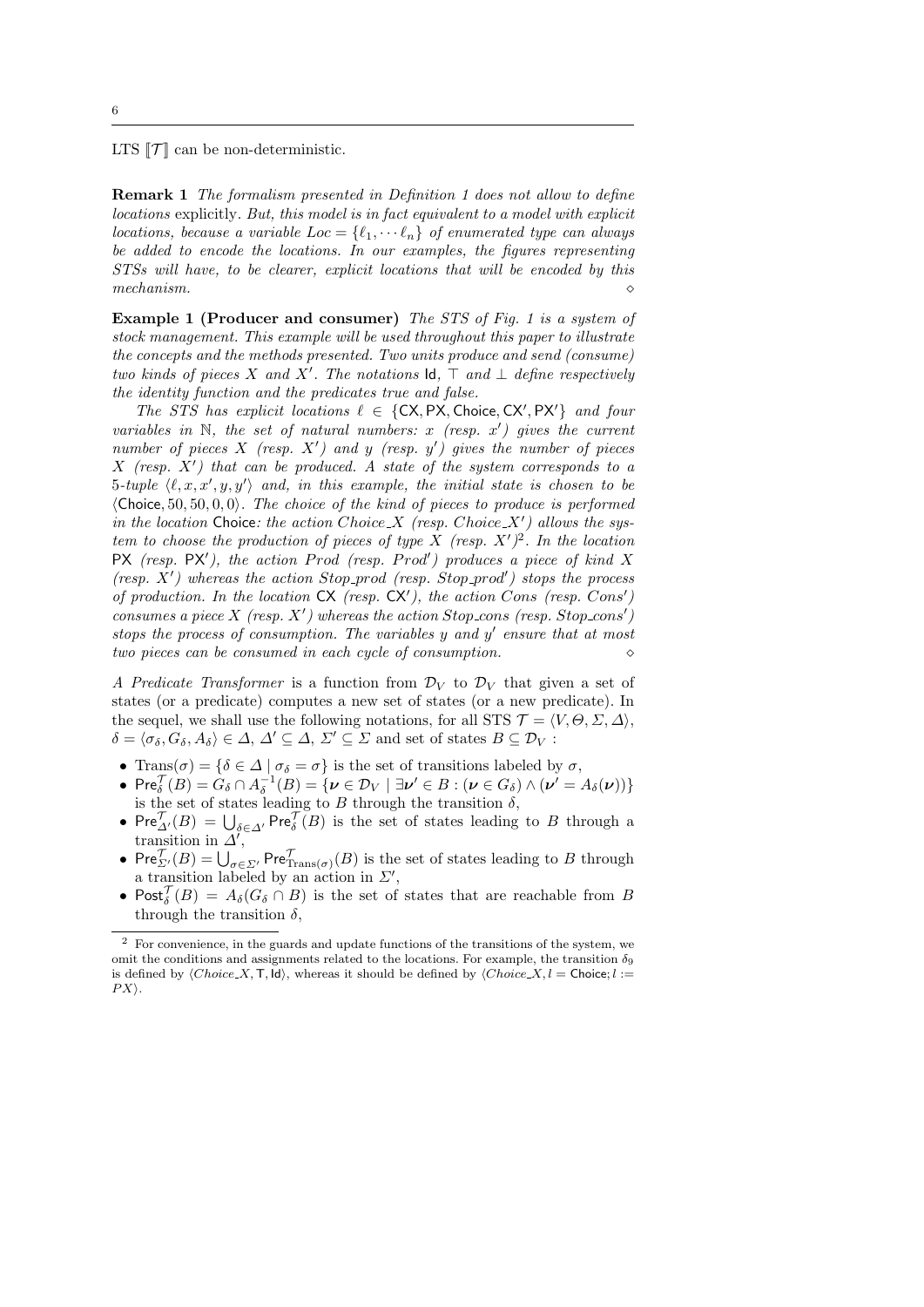LTS $[\![\mathcal{T}]\!]$ can be non-deterministic.

**Remark 1** *The formalism presented in Definition 1 does not allow to define locations* explicitly. *But, this model is in fact equivalent to a model with explicit locations, because a variable $Loc = \{\ell_1, \cdots \ell_n\}$ of enumerated type can always be added to encode the locations. In our examples, the figures representing STSs will have, to be clearer, explicit locations that will be encoded by this mechanism.* $\diamond$

**Example 1 (Producer and consumer)** *The STS of Fig. 1 is a system of stock management. This example will be used throughout this paper to illustrate the concepts and the methods presented. Two units produce and send (consume) two kinds of pieces $X$ and $X'$. The notations* $\mathsf{Id}$, $\top$ *and* $\bot$ *define respectively the identity function and the predicates true and false.*

*The STS has explicit locations $\ell \in \{\mathsf{CX}, \mathsf{PX}, \mathsf{Choice}, \mathsf{CX}', \mathsf{PX}'\}$ and four variables in $\mathbb{N}$, the set of natural numbers: $x$ (resp. $x'$) gives the current number of pieces $X$ (resp. $X'$) and $y$ (resp. $y'$) gives the number of pieces $X$ (resp. $X'$) that can be produced. A state of the system corresponds to a 5-tuple $\langle \ell, x, x', y, y' \rangle$ and, in this example, the initial state is chosen to be $\langle \mathsf{Choice}, 50, 50, 0, 0 \rangle$. The choice of the kind of pieces to produce is performed in the location* $\mathsf{Choice}$*: the action $Choice\_X$ (resp. $Choice\_X'$) allows the system to choose the production of pieces of type $X$ (resp. $X'$)*[2]. *In the location* $\mathsf{PX}$ *(resp.* $\mathsf{PX}'$*), the action $Prod$ (resp. $Prod'$) produces a piece of kind $X$ (resp. $X'$) whereas the action $Stop\_prod$ (resp. $Stop\_prod'$) stops the process of production. In the location* $\mathsf{CX}$ *(resp.* $\mathsf{CX}'$*), the action $Cons$ (resp. $Cons'$) consumes a piece $X$ (resp. $X'$) whereas the action $Stop\_cons$ (resp. $Stop\_cons'$) stops the process of consumption. The variables $y$ and $y'$ ensure that at most two pieces can be consumed in each cycle of consumption.* $\diamond$

*A Predicate Transformer* is a function from $\mathcal{D}_V$ to $\mathcal{D}_V$ that given a set of states (or a predicate) computes a new set of states (or a new predicate). In the sequel, we shall use the following notations, for all STS $\mathcal{T} = \langle V, \Theta, \Sigma, \Delta \rangle$, $\delta = \langle \sigma_\delta, G_\delta, A_\delta \rangle \in \Delta$, $\Delta' \subseteq \Delta$, $\Sigma' \subseteq \Sigma$ and set of states $B \subseteq \mathcal{D}_V$ :

- $\mathrm{Trans}(\sigma) = \{\delta \in \Delta \mid \sigma_\delta = \sigma\}$ is the set of transitions labeled by $\sigma$,
- $\mathsf{Pre}^{\mathcal{T}}_\delta(B) = G_\delta \cap A_\delta^{-1}(B) = \{\boldsymbol{\nu} \in \mathcal{D}_V \mid \exists \boldsymbol{\nu}' \in B : (\boldsymbol{\nu} \in G_\delta) \wedge (\boldsymbol{\nu}' = A_\delta(\boldsymbol{\nu}))\}$ is the set of states leading to $B$ through the transition $\delta$,
- $\mathsf{Pre}^{\mathcal{T}}_{\Delta'}(B) = \bigcup_{\delta \in \Delta'} \mathsf{Pre}^{\mathcal{T}}_\delta(B)$ is the set of states leading to $B$ through a transition in $\Delta'$,
- $\mathsf{Pre}^{\mathcal{T}}_{\Sigma'}(B) = \bigcup_{\sigma \in \Sigma'} \mathsf{Pre}^{\mathcal{T}}_{\mathrm{Trans}(\sigma)}(B)$ is the set of states leading to $B$ through a transition labeled by an action in $\Sigma'$,
- $\mathsf{Post}^{\mathcal{T}}_\delta(B) = A_\delta(G_\delta \cap B)$ is the set of states that are reachable from $B$ through the transition $\delta$,

---

[2] For convenience, in the guards and update functions of the transitions of the system, we omit the conditions and assignments related to the locations. For example, the transition $\delta_9$ is defined by $\langle Choice\_X, \mathsf{T}, \mathsf{Id} \rangle$, whereas it should be defined by $\langle Choice\_X, l = \mathsf{Choice}; l := PX \rangle$.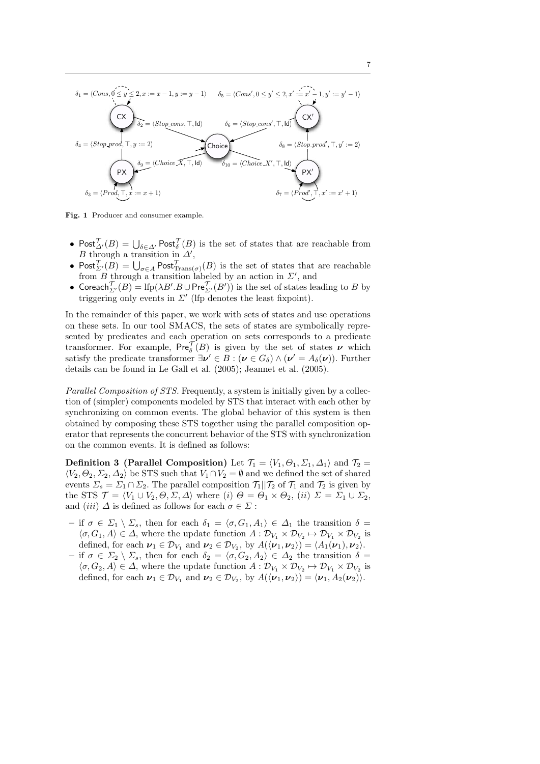Fig. 1 Producer and consumer example.

- $\mathsf{Post}^{\mathcal{T}}_{\Delta'}(B) = \bigcup_{\delta \in \Delta'} \mathsf{Post}^{\mathcal{T}}_{\delta}(B)$ is the set of states that are reachable from $B$ through a transition in $\Delta'$,
- $\mathsf{Post}^{\mathcal{T}}_{\Sigma'}(B) = \bigcup_{\sigma \in A} \mathsf{Post}^{\mathcal{T}}_{\mathrm{Trans}(\sigma)}(B)$ is the set of states that are reachable from $B$ through a transition labeled by an action in $\Sigma'$, and
- $\mathsf{Coreach}^{\mathcal{T}}_{\Sigma'}(B) = \mathrm{lfp}(\lambda B'.B \cup \mathsf{Pre}^{\mathcal{T}}_{\Sigma'}(B'))$ is the set of states leading to $B$ by triggering only events in $\Sigma'$ (lfp denotes the least fixpoint).

In the remainder of this paper, we work with sets of states and use operations on these sets. In our tool SMACS, the sets of states are symbolically represented by predicates and each operation on sets corresponds to a predicate transformer. For example, $\mathsf{Pre}^{\mathcal{T}}_{\delta}(B)$ is given by the set of states $\boldsymbol{\nu}$ which satisfy the predicate transformer $\exists \boldsymbol{\nu}' \in B : (\boldsymbol{\nu} \in G_\delta) \wedge (\boldsymbol{\nu}' = A_\delta(\boldsymbol{\nu}))$. Further details can be found in Le Gall et al. (2005); Jeannet et al. (2005).

*Parallel Composition of STS.* Frequently, a system is initially given by a collection of (simpler) components modeled by STS that interact with each other by synchronizing on common events. The global behavior of this system is then obtained by composing these STS together using the parallel composition operator that represents the concurrent behavior of the STS with synchronization on the common events. It is defined as follows:

**Definition 3 (Parallel Composition)** Let $\mathcal{T}_1 = \langle V_1, \Theta_1, \Sigma_1, \Delta_1 \rangle$ and $\mathcal{T}_2 = \langle V_2, \Theta_2, \Sigma_2, \Delta_2 \rangle$ be STS such that $V_1 \cap V_2 = \emptyset$ and we defined the set of shared events $\Sigma_s = \Sigma_1 \cap \Sigma_2$. The parallel composition $\mathcal{T}_1 || \mathcal{T}_2$ of $\mathcal{T}_1$ and $\mathcal{T}_2$ is given by the STS $\mathcal{T} = \langle V_1 \cup V_2, \Theta, \Sigma, \Delta \rangle$ where $(i)$ $\Theta = \Theta_1 \times \Theta_2$, $(ii)$ $\Sigma = \Sigma_1 \cup \Sigma_2$, and $(iii)$ $\Delta$ is defined as follows for each $\sigma \in \Sigma$ :

- if $\sigma \in \Sigma_1 \setminus \Sigma_s$, then for each $\delta_1 = \langle \sigma, G_1, A_1 \rangle \in \Delta_1$ the transition $\delta = \langle \sigma, G_1, A \rangle \in \Delta$, where the update function $A : \mathcal{D}_{V_1} \times \mathcal{D}_{V_2} \mapsto \mathcal{D}_{V_1} \times \mathcal{D}_{V_2}$ is defined, for each $\boldsymbol{\nu}_1 \in \mathcal{D}_{V_1}$ and $\boldsymbol{\nu}_2 \in \mathcal{D}_{V_2}$, by $A(\langle \boldsymbol{\nu}_1, \boldsymbol{\nu}_2 \rangle) = \langle A_1(\boldsymbol{\nu}_1), \boldsymbol{\nu}_2 \rangle$.
- if $\sigma \in \Sigma_2 \setminus \Sigma_s$, then for each $\delta_2 = \langle \sigma, G_2, A_2 \rangle \in \Delta_2$ the transition $\delta = \langle \sigma, G_2, A \rangle \in \Delta$, where the update function $A : \mathcal{D}_{V_1} \times \mathcal{D}_{V_2} \mapsto \mathcal{D}_{V_1} \times \mathcal{D}_{V_2}$ is defined, for each $\boldsymbol{\nu}_1 \in \mathcal{D}_{V_1}$ and $\boldsymbol{\nu}_2 \in \mathcal{D}_{V_2}$, by $A(\langle \boldsymbol{\nu}_1, \boldsymbol{\nu}_2 \rangle) = \langle \boldsymbol{\nu}_1, A_2(\boldsymbol{\nu}_2) \rangle$.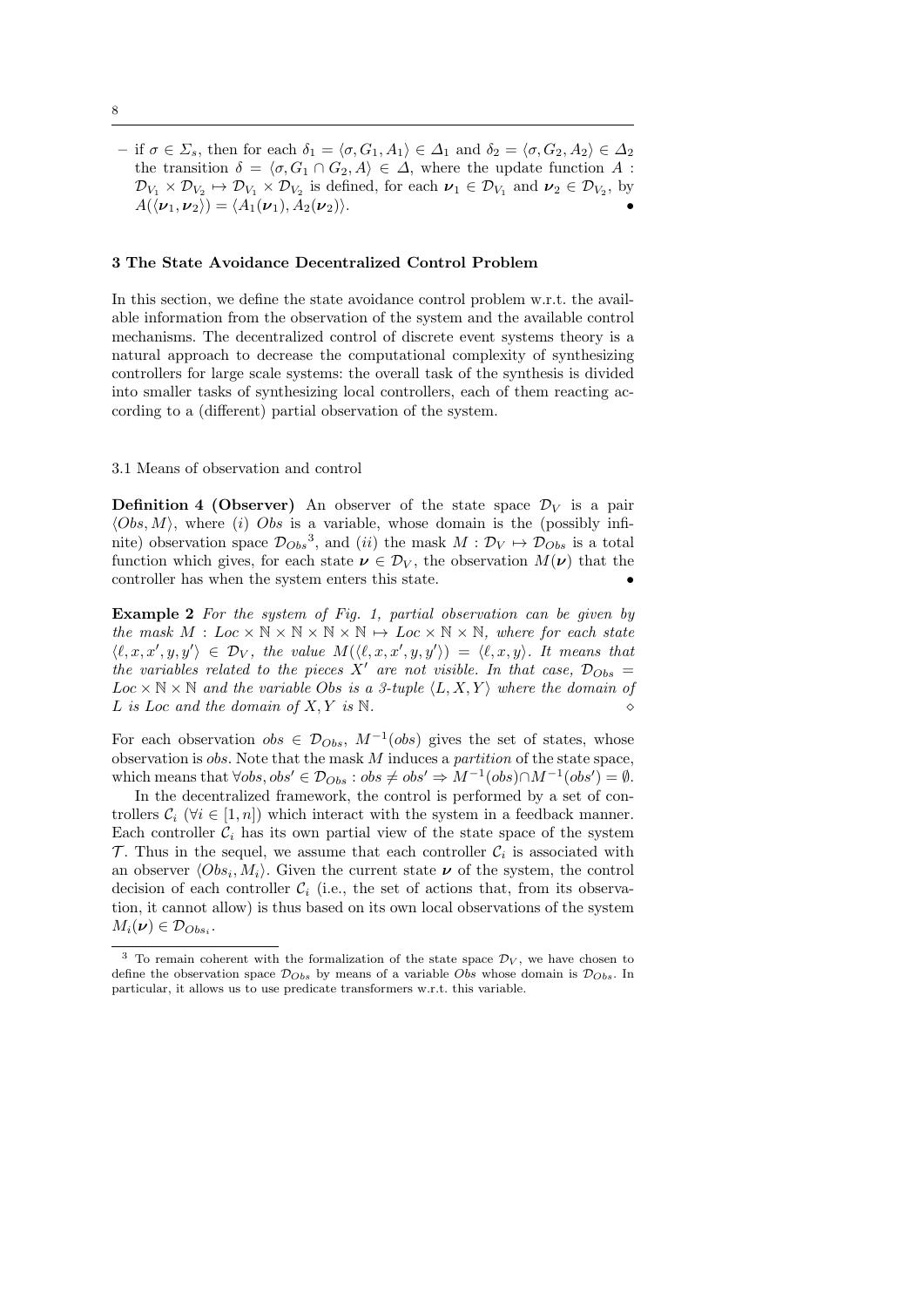– if $\sigma \in \Sigma_s$, then for each $\delta_1 = \langle \sigma, G_1, A_1 \rangle \in \Delta_1$ and $\delta_2 = \langle \sigma, G_2, A_2 \rangle \in \Delta_2$ the transition $\delta = \langle \sigma, G_1 \cap G_2, A \rangle \in \Delta$, where the update function $A : \mathcal{D}_{V_1} \times \mathcal{D}_{V_2} \mapsto \mathcal{D}_{V_1} \times \mathcal{D}_{V_2}$ is defined, for each $\boldsymbol{\nu}_1 \in \mathcal{D}_{V_1}$ and $\boldsymbol{\nu}_2 \in \mathcal{D}_{V_2}$, by $A(\langle \boldsymbol{\nu}_1, \boldsymbol{\nu}_2 \rangle) = \langle A_1(\boldsymbol{\nu}_1), A_2(\boldsymbol{\nu}_2) \rangle$. •

## 3 The State Avoidance Decentralized Control Problem

In this section, we define the state avoidance control problem w.r.t. the available information from the observation of the system and the available control mechanisms. The decentralized control of discrete event systems theory is a natural approach to decrease the computational complexity of synthesizing controllers for large scale systems: the overall task of the synthesis is divided into smaller tasks of synthesizing local controllers, each of them reacting according to a (different) partial observation of the system.

### 3.1 Means of observation and control

**Definition 4 (Observer)** An observer of the state space $\mathcal{D}_V$ is a pair $\langle Obs, M \rangle$, where (*i*) $Obs$ is a variable, whose domain is the (possibly infinite) observation space $\mathcal{D}_{Obs}$[3], and (*ii*) the mask $M : \mathcal{D}_V \mapsto \mathcal{D}_{Obs}$ is a total function which gives, for each state $\boldsymbol{\nu} \in \mathcal{D}_V$, the observation $M(\boldsymbol{\nu})$ that the controller has when the system enters this state. •

**Example 2** *For the system of Fig. 1, partial observation can be given by the mask* $M : Loc \times \mathbb{N} \times \mathbb{N} \times \mathbb{N} \times \mathbb{N} \mapsto Loc \times \mathbb{N} \times \mathbb{N}$, *where for each state* $\langle \ell, x, x', y, y' \rangle \in \mathcal{D}_V$, *the value* $M(\langle \ell, x, x', y, y' \rangle) = \langle \ell, x, y \rangle$. *It means that the variables related to the pieces* $X'$ *are not visible. In that case,* $\mathcal{D}_{Obs} = Loc \times \mathbb{N} \times \mathbb{N}$ *and the variable* $Obs$ *is a 3-tuple* $\langle L, X, Y \rangle$ *where the domain of* $L$ *is* $Loc$ *and the domain of* $X, Y$ *is* $\mathbb{N}$. ⋄

For each observation $obs \in \mathcal{D}_{Obs}$, $M^{-1}(obs)$ gives the set of states, whose observation is $obs$. Note that the mask $M$ induces a *partition* of the state space, which means that $\forall obs, obs' \in \mathcal{D}_{Obs} : obs \neq obs' \Rightarrow M^{-1}(obs) \cap M^{-1}(obs') = \emptyset$.

In the decentralized framework, the control is performed by a set of controllers $\mathcal{C}_i$ ($\forall i \in [1, n]$) which interact with the system in a feedback manner. Each controller $\mathcal{C}_i$ has its own partial view of the state space of the system $\mathcal{T}$. Thus in the sequel, we assume that each controller $\mathcal{C}_i$ is associated with an observer $\langle Obs_i, M_i \rangle$. Given the current state $\boldsymbol{\nu}$ of the system, the control decision of each controller $\mathcal{C}_i$ (i.e., the set of actions that, from its observation, it cannot allow) is thus based on its own local observations of the system $M_i(\boldsymbol{\nu}) \in \mathcal{D}_{Obs_i}$.

[3] To remain coherent with the formalization of the state space $\mathcal{D}_V$, we have chosen to define the observation space $\mathcal{D}_{Obs}$ by means of a variable $Obs$ whose domain is $\mathcal{D}_{Obs}$. In particular, it allows us to use predicate transformers w.r.t. this variable.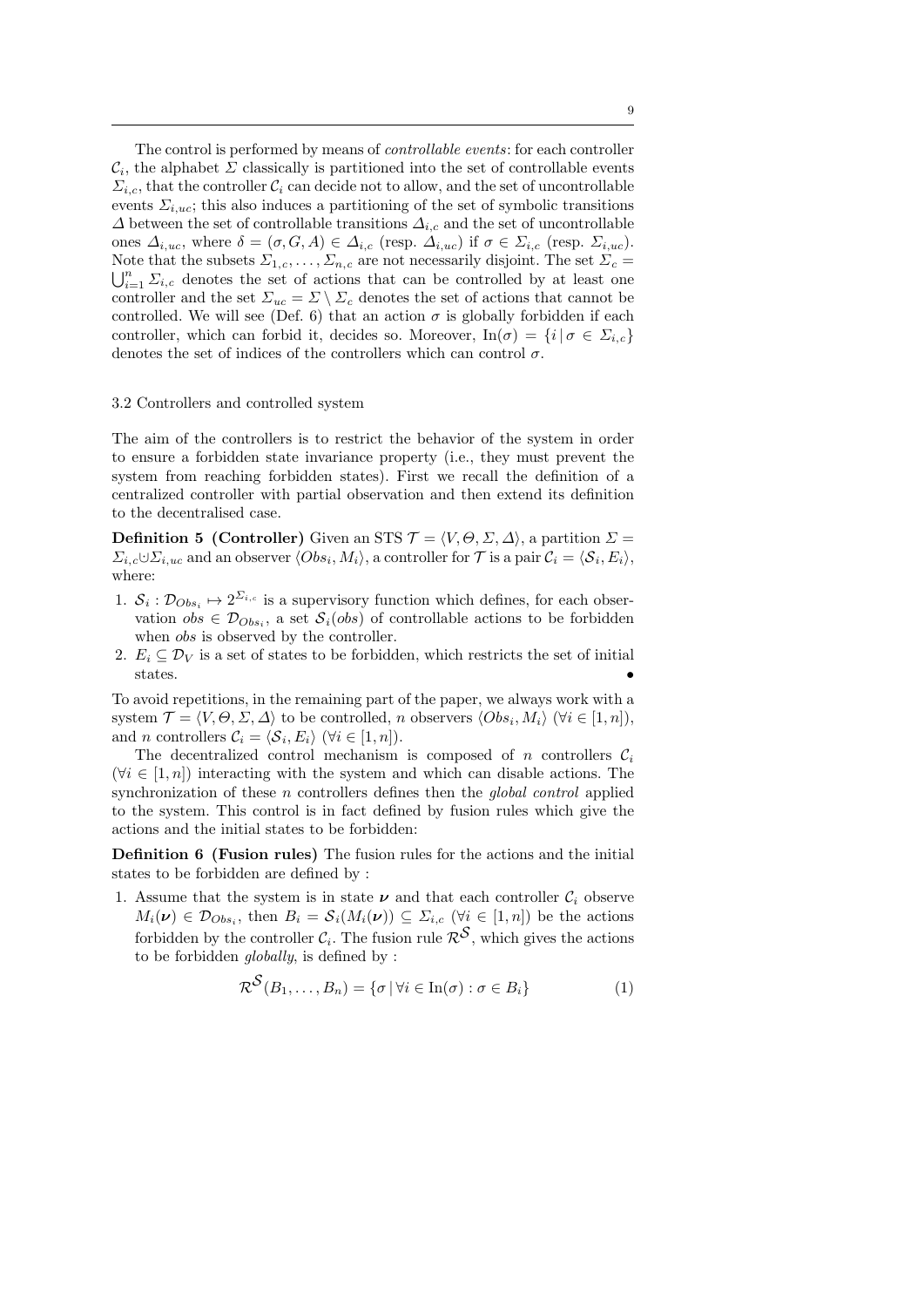The control is performed by means of *controllable events*: for each controller $\mathcal{C}_i$, the alphabet $\Sigma$ classically is partitioned into the set of controllable events $\Sigma_{i,c}$, that the controller $\mathcal{C}_i$ can decide not to allow, and the set of uncontrollable events $\Sigma_{i,uc}$; this also induces a partitioning of the set of symbolic transitions $\Delta$ between the set of controllable transitions $\Delta_{i,c}$ and the set of uncontrollable ones $\Delta_{i,uc}$, where $\delta = (\sigma, G, A) \in \Delta_{i,c}$ (resp. $\Delta_{i,uc}$) if $\sigma \in \Sigma_{i,c}$ (resp. $\Sigma_{i,uc}$). Note that the subsets $\Sigma_{1,c}, \ldots, \Sigma_{n,c}$ are not necessarily disjoint. The set $\Sigma_c = \bigcup_{i=1}^{n} \Sigma_{i,c}$ denotes the set of actions that can be controlled by at least one controller and the set $\Sigma_{uc} = \Sigma \setminus \Sigma_c$ denotes the set of actions that cannot be controlled. We will see (Def. 6) that an action $\sigma$ is globally forbidden if each controller, which can forbid it, decides so. Moreover, $\mathrm{In}(\sigma) = \{i \,|\, \sigma \in \Sigma_{i,c}\}$ denotes the set of indices of the controllers which can control $\sigma$.

### 3.2 Controllers and controlled system

The aim of the controllers is to restrict the behavior of the system in order to ensure a forbidden state invariance property (i.e., they must prevent the system from reaching forbidden states). First we recall the definition of a centralized controller with partial observation and then extend its definition to the decentralised case.

**Definition 5 (Controller)** Given an STS $\mathcal{T} = \langle V, \Theta, \Sigma, \Delta \rangle$, a partition $\Sigma = \Sigma_{i,c} \uplus \Sigma_{i,uc}$ and an observer $\langle Obs_i, M_i \rangle$, a controller for $\mathcal{T}$ is a pair $\mathcal{C}_i = \langle \mathcal{S}_i, E_i \rangle$, where:

1. $\mathcal{S}_i : \mathcal{D}_{Obs_i} \mapsto 2^{\Sigma_{i,c}}$ is a supervisory function which defines, for each observation $obs \in \mathcal{D}_{Obs_i}$, a set $\mathcal{S}_i(obs)$ of controllable actions to be forbidden when $obs$ is observed by the controller.
2. $E_i \subseteq \mathcal{D}_V$ is a set of states to be forbidden, which restricts the set of initial states. •

To avoid repetitions, in the remaining part of the paper, we always work with a system $\mathcal{T} = \langle V, \Theta, \Sigma, \Delta \rangle$ to be controlled, $n$ observers $\langle Obs_i, M_i \rangle$ ($\forall i \in [1, n]$), and $n$ controllers $\mathcal{C}_i = \langle \mathcal{S}_i, E_i \rangle$ ($\forall i \in [1, n]$).

The decentralized control mechanism is composed of $n$ controllers $\mathcal{C}_i$ ($\forall i \in [1, n]$) interacting with the system and which can disable actions. The synchronization of these $n$ controllers defines then the *global control* applied to the system. This control is in fact defined by fusion rules which give the actions and the initial states to be forbidden:

**Definition 6 (Fusion rules)** The fusion rules for the actions and the initial states to be forbidden are defined by :

1. Assume that the system is in state $\boldsymbol{\nu}$ and that each controller $\mathcal{C}_i$ observe $M_i(\boldsymbol{\nu}) \in \mathcal{D}_{Obs_i}$, then $B_i = \mathcal{S}_i(M_i(\boldsymbol{\nu})) \subseteq \Sigma_{i,c}$ ($\forall i \in [1, n]$) be the actions forbidden by the controller $\mathcal{C}_i$. The fusion rule $\mathcal{R}^{\mathcal{S}}$, which gives the actions to be forbidden *globally*, is defined by :

$$\mathcal{R}^{\mathcal{S}}(B_1, \ldots, B_n) = \{\sigma \,|\, \forall i \in \mathrm{In}(\sigma) : \sigma \in B_i\} \tag{1}$$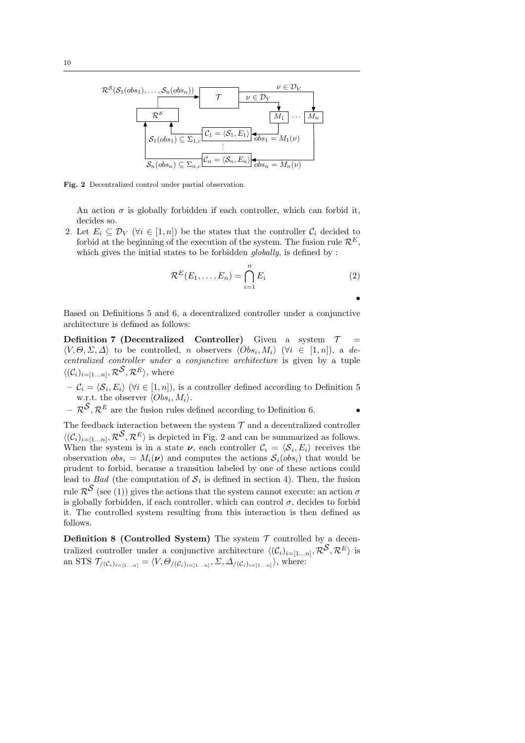**Fig. 2** Decentralized control under partial observation.

An action $\sigma$ is globally forbidden if each controller, which can forbid it, decides so.

2. Let $E_i \subseteq \mathcal{D}_V$ ($\forall i \in [1, n]$) be the states that the controller $\mathcal{C}_i$ decided to forbid at the beginning of the execution of the system. The fusion rule $\mathcal{R}^E$, which gives the initial states to be forbidden *globally*, is defined by :

$$\mathcal{R}^E(E_1, \ldots, E_n) = \bigcap_{i=1}^{n} E_i \tag{2}$$

•

Based on Definitions 5 and 6, a decentralized controller under a conjunctive architecture is defined as follows:

**Definition 7 (Decentralized Controller)** Given a system $\mathcal{T} = \langle V, \Theta, \Sigma, \Delta \rangle$ to be controlled, $n$ observers $\langle Obs_i, M_i \rangle$ ($\forall i \in [1, n]$), a *decentralized controller under a conjunctive architecture* is given by a tuple $\langle (\mathcal{C}_i)_{i=[1\ldots n]}, \mathcal{R}^{\mathcal{S}}, \mathcal{R}^E \rangle$, where

- $\mathcal{C}_i = \langle \mathcal{S}_i, E_i \rangle$ ($\forall i \in [1, n]$), is a controller defined according to Definition 5 w.r.t. the observer $\langle Obs_i, M_i \rangle$.
- $\mathcal{R}^{\mathcal{S}}, \mathcal{R}^E$ are the fusion rules defined according to Definition 6. •

The feedback interaction between the system $\mathcal{T}$ and a decentralized controller $\langle (\mathcal{C}_i)_{i=[1\ldots n]}, \mathcal{R}^{\mathcal{S}}, \mathcal{R}^E \rangle$ is depicted in Fig. 2 and can be summarized as follows. When the system is in a state $\boldsymbol{\nu}$, each controller $\mathcal{C}_i = \langle \mathcal{S}_i, E_i \rangle$ receives the observation $obs_i = M_i(\boldsymbol{\nu})$ and computes the actions $\mathcal{S}_i(obs_i)$ that would be prudent to forbid, because a transition labeled by one of these actions could lead to *Bad* (the computation of $\mathcal{S}_i$ is defined in section 4). Then, the fusion rule $\mathcal{R}^{\mathcal{S}}$ (see (1)) gives the actions that the system cannot execute: an action $\sigma$ is globally forbidden, if each controller, which can control $\sigma$, decides to forbid it. The controlled system resulting from this interaction is then defined as follows.

**Definition 8 (Controlled System)** The system $\mathcal{T}$ controlled by a decentralized controller under a conjunctive architecture $\langle (\mathcal{C}_i)_{i=[1\ldots n]}, \mathcal{R}^{\mathcal{S}}, \mathcal{R}^E \rangle$ is an STS $\mathcal{T}_{/(\mathcal{C}_i)_{i=[1\ldots n]}} = \langle V, \Theta_{/(\mathcal{C}_i)_{i=[1\ldots n]}}, \Sigma, \Delta_{/(\mathcal{C}_i)_{i=[1\ldots n]}} \rangle$, where: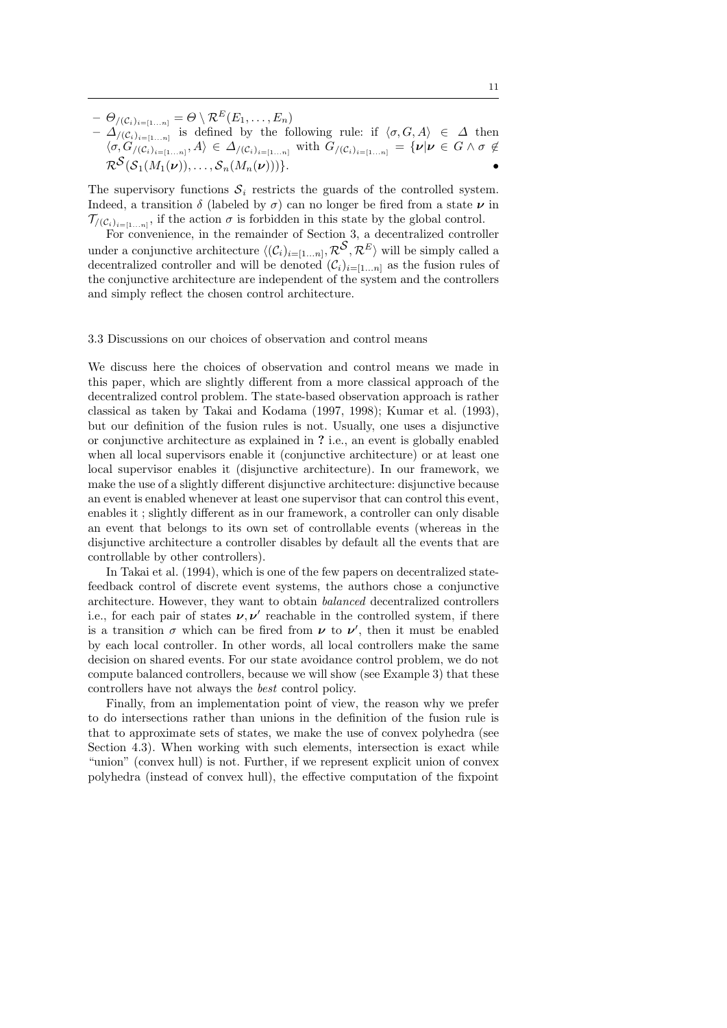- $\Theta_{/(\mathcal{C}_i)_{i=[1\ldots n]}} = \Theta \setminus \mathcal{R}^E(E_1, \ldots, E_n)$
- $\Delta_{/(\mathcal{C}_i)_{i=[1\ldots n]}}$ is defined by the following rule: if $\langle \sigma, G, A\rangle \in \Delta$ then $\langle \sigma, G_{/(\mathcal{C}_i)_{i=[1\ldots n]}}, A\rangle \in \Delta_{/(\mathcal{C}_i)_{i=[1\ldots n]}}$ with $G_{/(\mathcal{C}_i)_{i=[1\ldots n]}} = \{\boldsymbol{\nu} | \boldsymbol{\nu} \in G \wedge \sigma \notin \mathcal{R}^{\mathcal{S}}(\mathcal{S}_1(M_1(\boldsymbol{\nu})), \ldots, \mathcal{S}_n(M_n(\boldsymbol{\nu})))\}$. •

The supervisory functions $\mathcal{S}_i$ restricts the guards of the controlled system. Indeed, a transition $\delta$ (labeled by $\sigma$) can no longer be fired from a state $\boldsymbol{\nu}$ in $\mathcal{T}_{/(\mathcal{C}_i)_{i=[1\ldots n]}}$, if the action $\sigma$ is forbidden in this state by the global control.

For convenience, in the remainder of Section 3, a decentralized controller under a conjunctive architecture $\langle (\mathcal{C}_i)_{i=[1\ldots n]}, \mathcal{R}^{\mathcal{S}}, \mathcal{R}^E\rangle$ will be simply called a decentralized controller and will be denoted $(\mathcal{C}_i)_{i=[1\ldots n]}$ as the fusion rules of the conjunctive architecture are independent of the system and the controllers and simply reflect the chosen control architecture.

### 3.3 Discussions on our choices of observation and control means

We discuss here the choices of observation and control means we made in this paper, which are slightly different from a more classical approach of the decentralized control problem. The state-based observation approach is rather classical as taken by Takai and Kodama (1997, 1998); Kumar et al. (1993), but our definition of the fusion rules is not. Usually, one uses a disjunctive or conjunctive architecture as explained in **?** i.e., an event is globally enabled when all local supervisors enable it (conjunctive architecture) or at least one local supervisor enables it (disjunctive architecture). In our framework, we make the use of a slightly different disjunctive architecture: disjunctive because an event is enabled whenever at least one supervisor that can control this event, enables it ; slightly different as in our framework, a controller can only disable an event that belongs to its own set of controllable events (whereas in the disjunctive architecture a controller disables by default all the events that are controllable by other controllers).

In Takai et al. (1994), which is one of the few papers on decentralized state-feedback control of discrete event systems, the authors chose a conjunctive architecture. However, they want to obtain *balanced* decentralized controllers i.e., for each pair of states $\boldsymbol{\nu}, \boldsymbol{\nu}'$ reachable in the controlled system, if there is a transition $\sigma$ which can be fired from $\boldsymbol{\nu}$ to $\boldsymbol{\nu}'$, then it must be enabled by each local controller. In other words, all local controllers make the same decision on shared events. For our state avoidance control problem, we do not compute balanced controllers, because we will show (see Example 3) that these controllers have not always the *best* control policy.

Finally, from an implementation point of view, the reason why we prefer to do intersections rather than unions in the definition of the fusion rule is that to approximate sets of states, we make the use of convex polyhedra (see Section 4.3). When working with such elements, intersection is exact while "union" (convex hull) is not. Further, if we represent explicit union of convex polyhedra (instead of convex hull), the effective computation of the fixpoint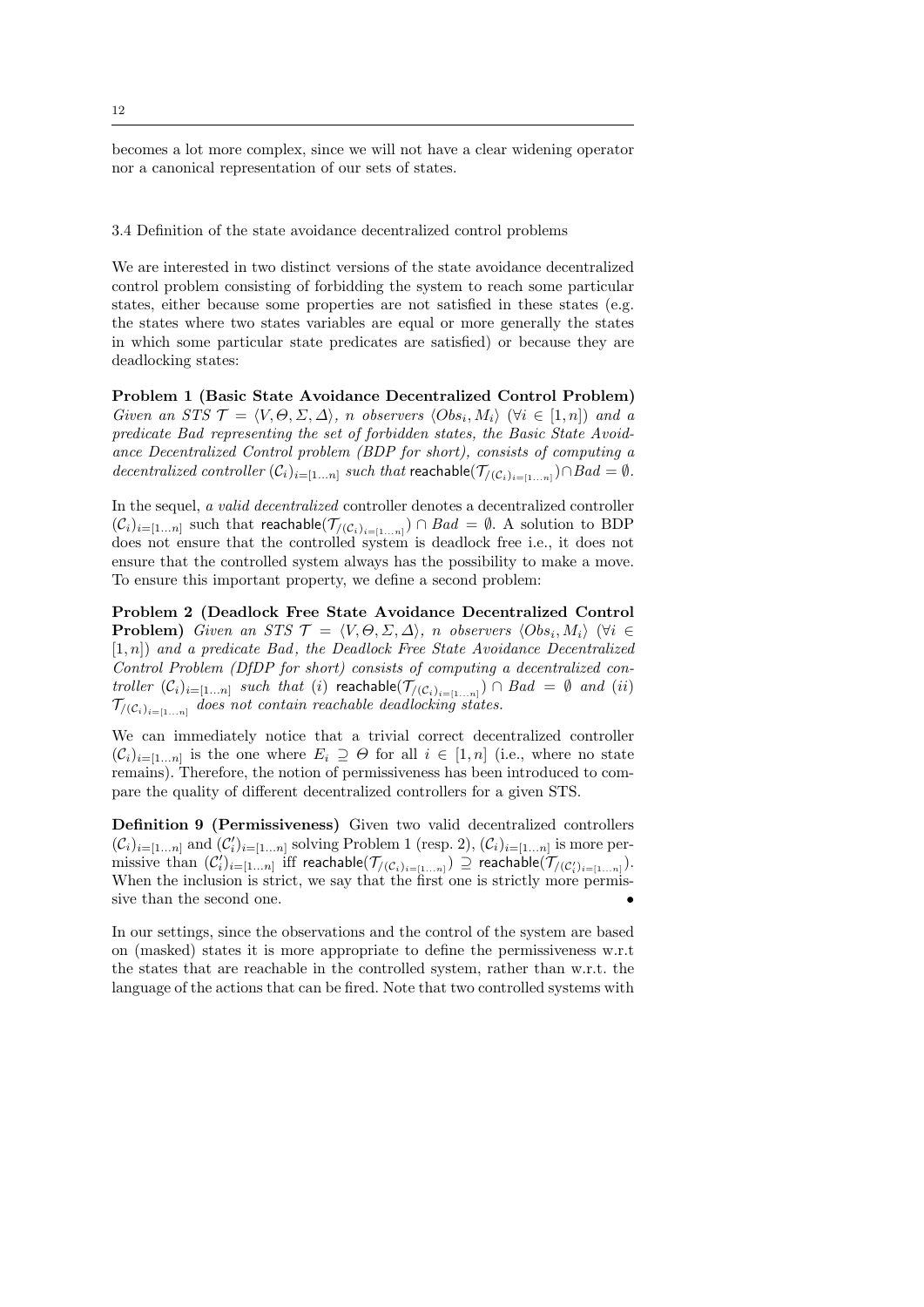becomes a lot more complex, since we will not have a clear widening operator nor a canonical representation of our sets of states.

### 3.4 Definition of the state avoidance decentralized control problems

We are interested in two distinct versions of the state avoidance decentralized control problem consisting of forbidding the system to reach some particular states, either because some properties are not satisfied in these states (e.g. the states where two states variables are equal or more generally the states in which some particular state predicates are satisfied) or because they are deadlocking states:

**Problem 1 (Basic State Avoidance Decentralized Control Problem)** *Given an STS $\mathcal{T} = \langle V, \Theta, \Sigma, \Delta \rangle$, $n$ observers $\langle Obs_i, M_i \rangle$ ($\forall i \in [1, n]$) and a predicate Bad representing the set of forbidden states, the Basic State Avoidance Decentralized Control problem (BDP for short), consists of computing a decentralized controller $(\mathcal{C}_i)_{i=[1\ldots n]}$ such that $\mathsf{reachable}(\mathcal{T}_{/(\mathcal{C}_i)_{i=[1\ldots n]}}) \cap Bad = \emptyset$.*

In the sequel, *a valid decentralized* controller denotes a decentralized controller $(\mathcal{C}_i)_{i=[1\ldots n]}$ such that $\mathsf{reachable}(\mathcal{T}_{/(\mathcal{C}_i)_{i=[1\ldots n]}}) \cap Bad = \emptyset$. A solution to BDP does not ensure that the controlled system is deadlock free i.e., it does not ensure that the controlled system always has the possibility to make a move. To ensure this important property, we define a second problem:

**Problem 2 (Deadlock Free State Avoidance Decentralized Control Problem)** *Given an STS $\mathcal{T} = \langle V, \Theta, \Sigma, \Delta \rangle$, $n$ observers $\langle Obs_i, M_i \rangle$ ($\forall i \in [1, n]$) and a predicate Bad, the Deadlock Free State Avoidance Decentralized Control Problem (DfDP for short) consists of computing a decentralized controller $(\mathcal{C}_i)_{i=[1\ldots n]}$ such that (i) $\mathsf{reachable}(\mathcal{T}_{/(\mathcal{C}_i)_{i=[1\ldots n]}}) \cap Bad = \emptyset$ and (ii) $\mathcal{T}_{/(\mathcal{C}_i)_{i=[1\ldots n]}}$ does not contain reachable deadlocking states.*

We can immediately notice that a trivial correct decentralized controller $(\mathcal{C}_i)_{i=[1\ldots n]}$ is the one where $E_i \supseteq \Theta$ for all $i \in [1, n]$ (i.e., where no state remains). Therefore, the notion of permissiveness has been introduced to compare the quality of different decentralized controllers for a given STS.

**Definition 9 (Permissiveness)** Given two valid decentralized controllers $(\mathcal{C}_i)_{i=[1\ldots n]}$ and $(\mathcal{C}'_i)_{i=[1\ldots n]}$ solving Problem 1 (resp. 2), $(\mathcal{C}_i)_{i=[1\ldots n]}$ is more permissive than $(\mathcal{C}'_i)_{i=[1\ldots n]}$ iff $\mathsf{reachable}(\mathcal{T}_{/(\mathcal{C}_i)_{i=[1\ldots n]}}) \supseteq \mathsf{reachable}(\mathcal{T}_{/(\mathcal{C}'_i)_{i=[1\ldots n]}})$. When the inclusion is strict, we say that the first one is strictly more permissive than the second one. •

In our settings, since the observations and the control of the system are based on (masked) states it is more appropriate to define the permissiveness w.r.t the states that are reachable in the controlled system, rather than w.r.t. the language of the actions that can be fired. Note that two controlled systems with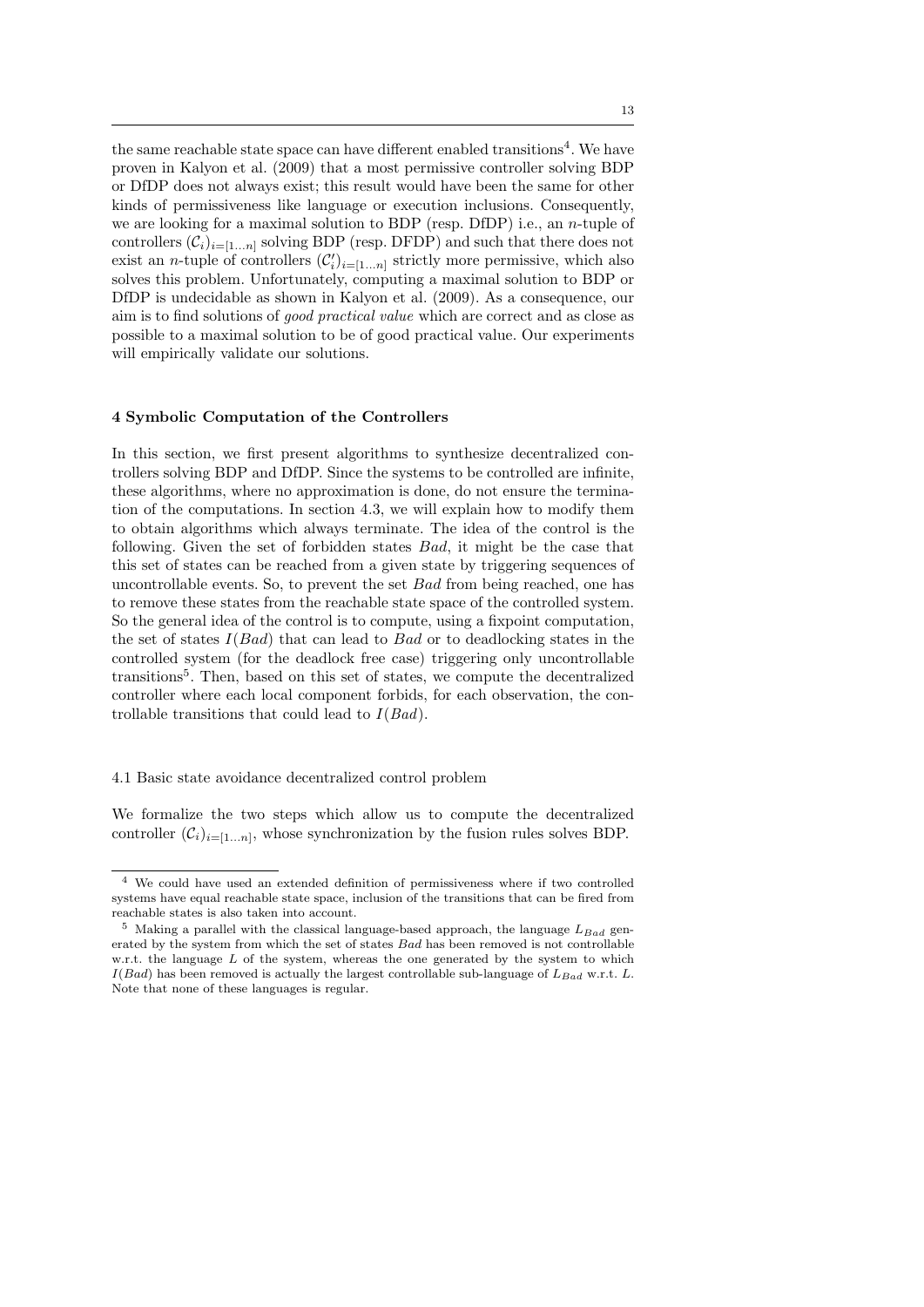the same reachable state space can have different enabled transitions[4]. We have proven in Kalyon et al. (2009) that a most permissive controller solving BDP or DfDP does not always exist; this result would have been the same for other kinds of permissiveness like language or execution inclusions. Consequently, we are looking for a maximal solution to BDP (resp. DfDP) i.e., an $n$-tuple of controllers $(\mathcal{C}_i)_{i=[1\ldots n]}$ solving BDP (resp. DFDP) and such that there does not exist an $n$-tuple of controllers $(\mathcal{C}'_i)_{i=[1\ldots n]}$ strictly more permissive, which also solves this problem. Unfortunately, computing a maximal solution to BDP or DfDP is undecidable as shown in Kalyon et al. (2009). As a consequence, our aim is to find solutions of *good practical value* which are correct and as close as possible to a maximal solution to be of good practical value. Our experiments will empirically validate our solutions.

## 4 Symbolic Computation of the Controllers

In this section, we first present algorithms to synthesize decentralized controllers solving BDP and DfDP. Since the systems to be controlled are infinite, these algorithms, where no approximation is done, do not ensure the termination of the computations. In section 4.3, we will explain how to modify them to obtain algorithms which always terminate. The idea of the control is the following. Given the set of forbidden states *Bad*, it might be the case that this set of states can be reached from a given state by triggering sequences of uncontrollable events. So, to prevent the set *Bad* from being reached, one has to remove these states from the reachable state space of the controlled system. So the general idea of the control is to compute, using a fixpoint computation, the set of states $I(Bad)$ that can lead to *Bad* or to deadlocking states in the controlled system (for the deadlock free case) triggering only uncontrollable transitions[5]. Then, based on this set of states, we compute the decentralized controller where each local component forbids, for each observation, the controllable transitions that could lead to $I(Bad)$.

### 4.1 Basic state avoidance decentralized control problem

We formalize the two steps which allow us to compute the decentralized controller $(\mathcal{C}_i)_{i=[1\ldots n]}$, whose synchronization by the fusion rules solves BDP.

---

[4] We could have used an extended definition of permissiveness where if two controlled systems have equal reachable state space, inclusion of the transitions that can be fired from reachable states is also taken into account.

[5] Making a parallel with the classical language-based approach, the language $L_{Bad}$ generated by the system from which the set of states *Bad* has been removed is not controllable w.r.t. the language $L$ of the system, whereas the one generated by the system to which $I(Bad)$ has been removed is actually the largest controllable sub-language of $L_{Bad}$ w.r.t. $L$. Note that none of these languages is regular.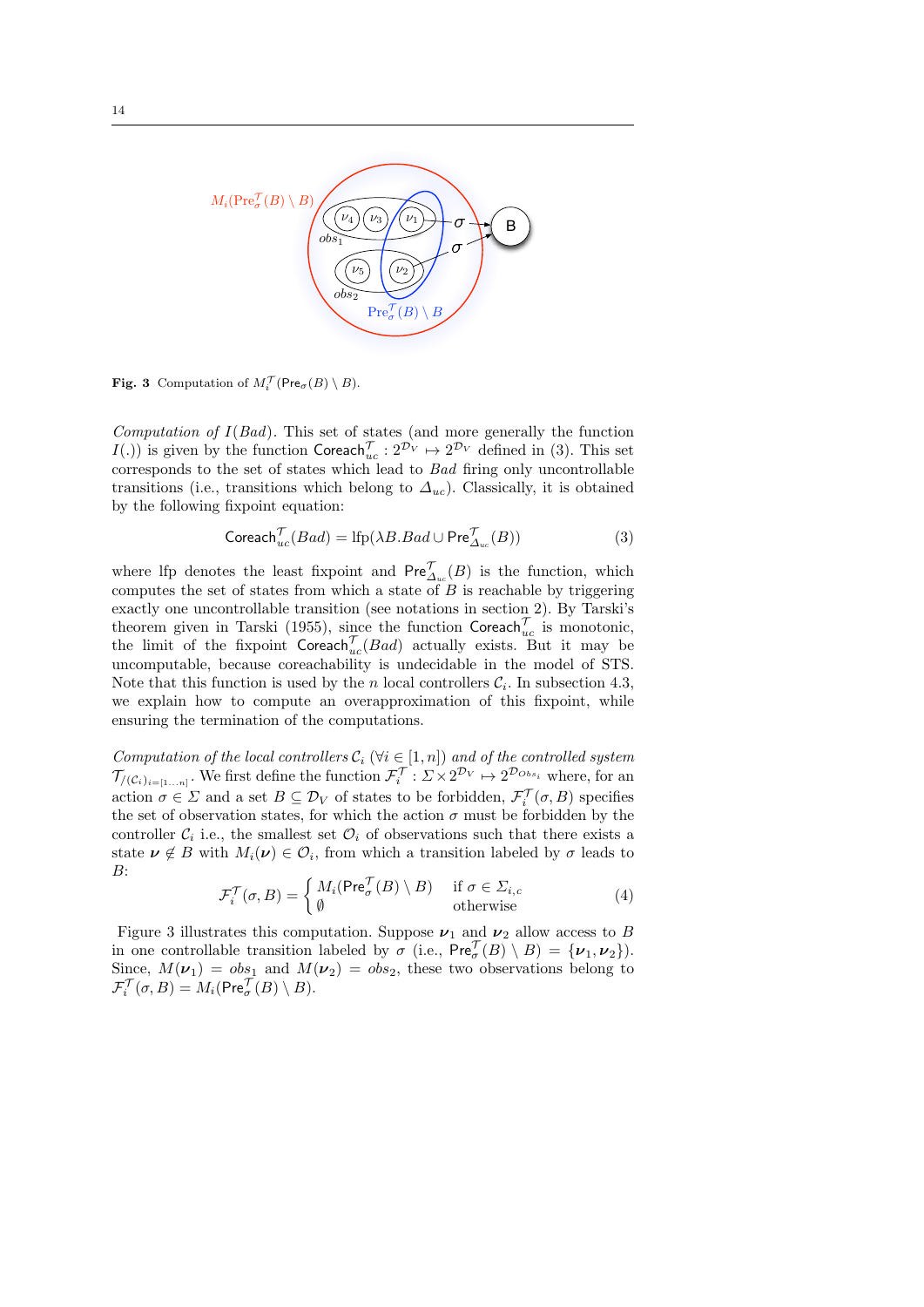Fig. 3 Computation of $M_i^{\mathcal{T}}(\mathsf{Pre}_\sigma(B) \setminus B)$.

*Computation of $I(Bad)$.* This set of states (and more generally the function $I(.)$) is given by the function $\mathsf{Coreach}_{uc}^{\mathcal{T}} : 2^{\mathcal{D}_V} \mapsto 2^{\mathcal{D}_V}$ defined in (3). This set corresponds to the set of states which lead to $Bad$ firing only uncontrollable transitions (i.e., transitions which belong to $\Delta_{uc}$). Classically, it is obtained by the following fixpoint equation:

$$\mathsf{Coreach}_{uc}^{\mathcal{T}}(Bad) = \mathrm{lfp}(\lambda B. Bad \cup \mathsf{Pre}_{\Delta_{uc}}^{\mathcal{T}}(B)) \tag{3}$$

where lfp denotes the least fixpoint and $\mathsf{Pre}_{\Delta_{uc}}^{\mathcal{T}}(B)$ is the function, which computes the set of states from which a state of $B$ is reachable by triggering exactly one uncontrollable transition (see notations in section 2). By Tarski's theorem given in Tarski (1955), since the function $\mathsf{Coreach}_{uc}^{\mathcal{T}}$ is monotonic, the limit of the fixpoint $\mathsf{Coreach}_{uc}^{\mathcal{T}}(Bad)$ actually exists. But it may be uncomputable, because coreachability is undecidable in the model of STS. Note that this function is used by the $n$ local controllers $\mathcal{C}_i$. In subsection 4.3, we explain how to compute an overapproximation of this fixpoint, while ensuring the termination of the computations.

*Computation of the local controllers $\mathcal{C}_i$ ($\forall i \in [1, n]$) and of the controlled system $\mathcal{T}_{/(\mathcal{C}_i)_{i=[1\ldots n]}}$.* We first define the function $\mathcal{F}_i^{\mathcal{T}} : \Sigma \times 2^{\mathcal{D}_V} \mapsto 2^{\mathcal{D}_{Obs_i}}$ where, for an action $\sigma \in \Sigma$ and a set $B \subseteq \mathcal{D}_V$ of states to be forbidden, $\mathcal{F}_i^{\mathcal{T}}(\sigma, B)$ specifies the set of observation states, for which the action $\sigma$ must be forbidden by the controller $\mathcal{C}_i$ i.e., the smallest set $\mathcal{O}_i$ of observations such that there exists a state $\boldsymbol{\nu} \notin B$ with $M_i(\boldsymbol{\nu}) \in \mathcal{O}_i$, from which a transition labeled by $\sigma$ leads to $B$:

$$\mathcal{F}_i^{\mathcal{T}}(\sigma, B) = \begin{cases} M_i(\mathsf{Pre}_\sigma^{\mathcal{T}}(B) \setminus B) & \text{if } \sigma \in \Sigma_{i,c} \\ \emptyset & \text{otherwise} \end{cases} \tag{4}$$

Figure 3 illustrates this computation. Suppose $\boldsymbol{\nu}_1$ and $\boldsymbol{\nu}_2$ allow access to $B$ in one controllable transition labeled by $\sigma$ (i.e., $\mathsf{Pre}_\sigma^{\mathcal{T}}(B) \setminus B) = \{\boldsymbol{\nu}_1, \boldsymbol{\nu}_2\}$). Since, $M(\boldsymbol{\nu}_1) = obs_1$ and $M(\boldsymbol{\nu}_2) = obs_2$, these two observations belong to $\mathcal{F}_i^{\mathcal{T}}(\sigma, B) = M_i(\mathsf{Pre}_\sigma^{\mathcal{T}}(B) \setminus B)$.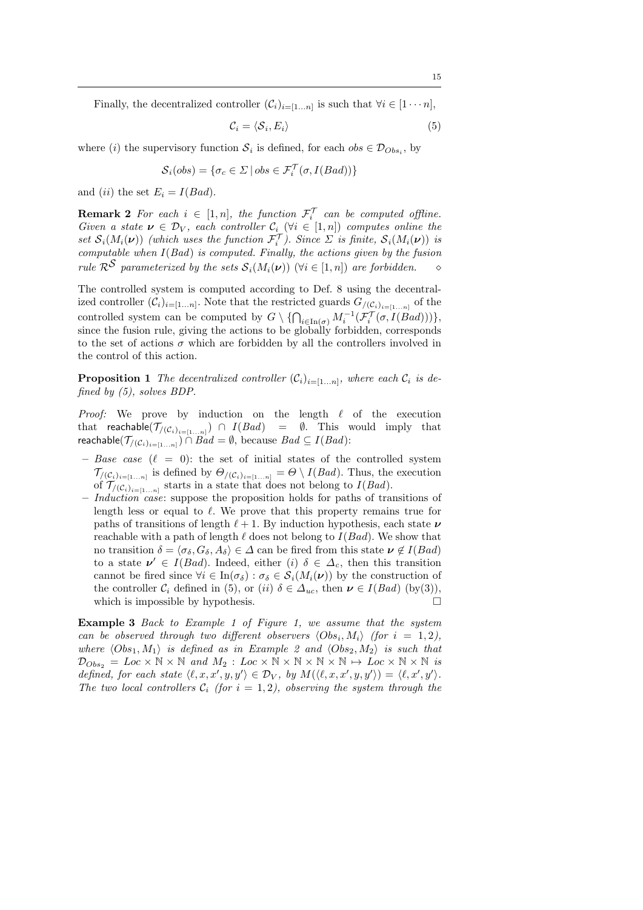Finally, the decentralized controller $(\mathcal{C}_i)_{i=[1\dots n]}$ is such that $\forall i \in [1 \cdots n]$,

$$\mathcal{C}_i = \langle \mathcal{S}_i, E_i \rangle \tag{5}$$

where $(i)$ the supervisory function $\mathcal{S}_i$ is defined, for each $obs \in \mathcal{D}_{Obs_i}$, by

$$\mathcal{S}_i(obs) = \{\sigma_c \in \Sigma \mid obs \in \mathcal{F}_i^{\mathcal{T}}(\sigma, I(Bad))\}$$

and $(ii)$ the set $E_i = I(Bad)$.

**Remark 2** *For each $i \in [1, n]$, the function $\mathcal{F}_i^{\mathcal{T}}$ can be computed offline. Given a state $\boldsymbol{\nu} \in \mathcal{D}_V$, each controller $\mathcal{C}_i$ ($\forall i \in [1, n]$) computes online the set $\mathcal{S}_i(M_i(\boldsymbol{\nu}))$ (which uses the function $\mathcal{F}_i^{\mathcal{T}}$). Since $\Sigma$ is finite, $\mathcal{S}_i(M_i(\boldsymbol{\nu}))$ is computable when $I(Bad)$ is computed. Finally, the actions given by the fusion rule $\mathcal{R}^{\mathcal{S}}$ parameterized by the sets $\mathcal{S}_i(M_i(\boldsymbol{\nu}))$ ($\forall i \in [1, n]$) are forbidden.* $\diamond$

The controlled system is computed according to Def. 8 using the decentralized controller $(\mathcal{C}_i)_{i=[1\dots n]}$. Note that the restricted guards $G_{/(\mathcal{C}_i)_{i=[1\dots n]}}$ of the controlled system can be computed by $G \setminus \{\bigcap_{i \in \mathrm{In}(\sigma)} M_i^{-1}(\mathcal{F}_i^{\mathcal{T}}(\sigma, I(Bad)))\}$, since the fusion rule, giving the actions to be globally forbidden, corresponds to the set of actions $\sigma$ which are forbidden by all the controllers involved in the control of this action.

**Proposition 1** *The decentralized controller $(\mathcal{C}_i)_{i=[1\dots n]}$, where each $\mathcal{C}_i$ is defined by (5), solves BDP.*

*Proof:* We prove by induction on the length $\ell$ of the execution that $\mathsf{reachable}(\mathcal{T}_{/(\mathcal{C}_i)_{i=[1\dots n]}}) \cap I(Bad) = \emptyset$. This would imply that $\mathsf{reachable}(\mathcal{T}_{/(\mathcal{C}_i)_{i=[1\dots n]}}) \cap Bad = \emptyset$, because $Bad \subseteq I(Bad)$:

- *Base case* ($\ell = 0$): the set of initial states of the controlled system $\mathcal{T}_{/(\mathcal{C}_i)_{i=[1\dots n]}}$ is defined by $\Theta_{/(\mathcal{C}_i)_{i=[1\dots n]}} = \Theta \setminus I(Bad)$. Thus, the execution of $\mathcal{T}_{/(\mathcal{C}_i)_{i=[1\dots n]}}$ starts in a state that does not belong to $I(Bad)$.
- *Induction case*: suppose the proposition holds for paths of transitions of length less or equal to $\ell$. We prove that this property remains true for paths of transitions of length $\ell + 1$. By induction hypothesis, each state $\boldsymbol{\nu}$ reachable with a path of length $\ell$ does not belong to $I(Bad)$. We show that no transition $\delta = \langle \sigma_\delta, G_\delta, A_\delta \rangle \in \Delta$ can be fired from this state $\boldsymbol{\nu} \notin I(Bad)$ to a state $\boldsymbol{\nu}' \in I(Bad)$. Indeed, either $(i)$ $\delta \in \Delta_c$, then this transition cannot be fired since $\forall i \in \mathrm{In}(\sigma_\delta) : \sigma_\delta \in \mathcal{S}_i(M_i(\boldsymbol{\nu}))$ by the construction of the controller $\mathcal{C}_i$ defined in (5), or $(ii)$ $\delta \in \Delta_{uc}$, then $\boldsymbol{\nu} \in I(Bad)$ (by(3)), which is impossible by hypothesis. $\square$

**Example 3** *Back to Example 1 of Figure 1, we assume that the system can be observed through two different observers $\langle Obs_i, M_i \rangle$ (for $i = 1, 2$), where $\langle Obs_1, M_1 \rangle$ is defined as in Example 2 and $\langle Obs_2, M_2 \rangle$ is such that $\mathcal{D}_{Obs_2} = Loc \times \mathbb{N} \times \mathbb{N}$ and $M_2 : Loc \times \mathbb{N} \times \mathbb{N} \times \mathbb{N} \times \mathbb{N} \mapsto Loc \times \mathbb{N} \times \mathbb{N}$ is defined, for each state $\langle \ell, x, x', y, y' \rangle \in \mathcal{D}_V$, by $M(\langle \ell, x, x', y, y' \rangle) = \langle \ell, x', y' \rangle$. The two local controllers $\mathcal{C}_i$ (for $i = 1, 2$), observing the system through the*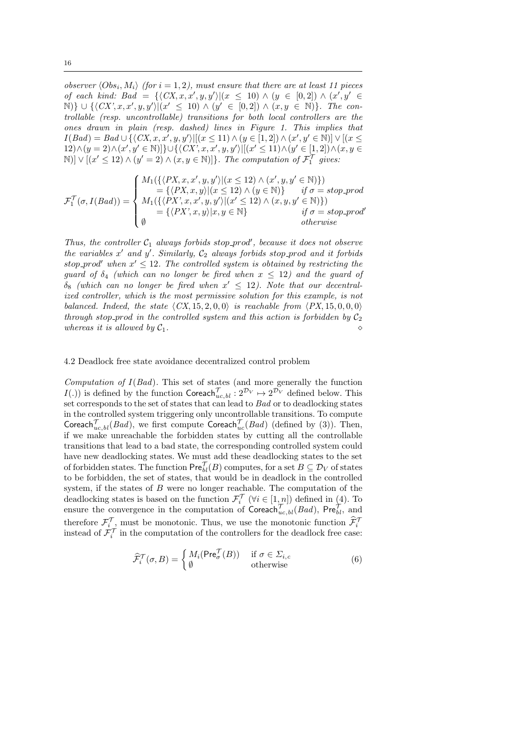*observer $\langle Obs_i, M_i\rangle$ (for $i = 1, 2$), must ensure that there are at least 11 pieces of each kind: $Bad = \{\langle CX, x, x', y, y'\rangle | (x \leq 10) \wedge (y \in [0, 2]) \wedge (x', y' \in \mathbb{N})\} \cup \{\langle CX', x, x', y, y'\rangle | (x' \leq 10) \wedge (y' \in [0, 2]) \wedge (x, y \in \mathbb{N})\}$. The controllable (resp. uncontrollable) transitions for both local controllers are the ones drawn in plain (resp. dashed) lines in Figure 1. This implies that $I(Bad) = Bad \cup \{\langle CX, x, x', y, y'\rangle | [(x \leq 11) \wedge (y \in [1, 2]) \wedge (x', y' \in \mathbb{N})] \vee [(x \leq 12) \wedge (y = 2) \wedge (x', y' \in \mathbb{N})]\} \cup \{\langle CX', x, x', y, y'\rangle | [(x' \leq 11) \wedge (y' \in [1, 2]) \wedge (x, y \in \mathbb{N})] \vee [(x' \leq 12) \wedge (y' = 2) \wedge (x, y \in \mathbb{N})]\}$. The computation of $\mathcal{F}_1^{\mathcal{T}}$ gives:*

$$
\mathcal{F}_1^{\mathcal{T}}(\sigma, I(Bad)) = \begin{cases} M_1(\{\langle PX, x, x', y, y'\rangle | (x \leq 12) \wedge (x', y, y' \in \mathbb{N})\}) \\ \quad = \{\langle PX, x, y\rangle | (x \leq 12) \wedge (y \in \mathbb{N})\} & \text{if } \sigma = stop\_prod \\ M_1(\{\langle PX', x, x', y, y'\rangle | (x' \leq 12) \wedge (x, y, y' \in \mathbb{N})\}) \\ \quad = \{\langle PX', x, y\rangle | x, y \in \mathbb{N}\} & \text{if } \sigma = stop\_prod' \\ \emptyset & \text{otherwise} \end{cases}
$$

*Thus, the controller $\mathcal{C}_1$ always forbids $stop\_prod'$, because it does not observe the variables $x'$ and $y'$. Similarly, $\mathcal{C}_2$ always forbids $stop\_prod$ and it forbids $stop\_prod'$ when $x' \leq 12$. The controlled system is obtained by restricting the guard of $\delta_4$ (which can no longer be fired when $x \leq 12$) and the guard of $\delta_8$ (which can no longer be fired when $x' \leq 12$). Note that our decentralized controller, which is the most permissive solution for this example, is not balanced. Indeed, the state $\langle CX, 15, 2, 0, 0\rangle$ is reachable from $\langle PX, 15, 0, 0, 0\rangle$ through $stop\_prod$ in the controlled system and this action is forbidden by $\mathcal{C}_2$ whereas it is allowed by $\mathcal{C}_1$.* $\diamond$

### 4.2 Deadlock free state avoidance decentralized control problem

*Computation of $I(Bad)$.* This set of states (and more generally the function $I(.)$) is defined by the function $\mathsf{Coreach}^{\mathcal{T}}_{uc,bl} : 2^{\mathcal{D}_V} \mapsto 2^{\mathcal{D}_V}$ defined below. This set corresponds to the set of states that can lead to $Bad$ or to deadlocking states in the controlled system triggering only uncontrollable transitions. To compute $\mathsf{Coreach}^{\mathcal{T}}_{uc,bl}(Bad)$, we first compute $\mathsf{Coreach}^{\mathcal{T}}_{uc}(Bad)$ (defined by (3)). Then, if we make unreachable the forbidden states by cutting all the controllable transitions that lead to a bad state, the corresponding controlled system could have new deadlocking states. We must add these deadlocking states to the set of forbidden states. The function $\mathsf{Pre}^{\mathcal{T}}_{bl}(B)$ computes, for a set $B \subseteq \mathcal{D}_V$ of states to be forbidden, the set of states, that would be in deadlock in the controlled system, if the states of $B$ were no longer reachable. The computation of the deadlocking states is based on the function $\mathcal{F}_i^{\mathcal{T}}$ ($\forall i \in [1, n]$) defined in (4). To ensure the convergence in the computation of $\mathsf{Coreach}^{\mathcal{T}}_{uc,bl}(Bad)$, $\mathsf{Pre}^{\mathcal{T}}_{bl}$, and therefore $\mathcal{F}_i^{\mathcal{T}}$, must be monotonic. Thus, we use the monotonic function $\widehat{\mathcal{F}}_i^{\mathcal{T}}$ instead of $\mathcal{F}_i^{\mathcal{T}}$ in the computation of the controllers for the deadlock free case:

$$
\widehat{\mathcal{F}}_i^{\mathcal{T}}(\sigma, B) = \begin{cases} M_i(\mathsf{Pre}^{\mathcal{T}}_{\sigma}(B)) & \text{if } \sigma \in \Sigma_{i,c} \\ \emptyset & \text{otherwise} \end{cases} \tag{6}
$$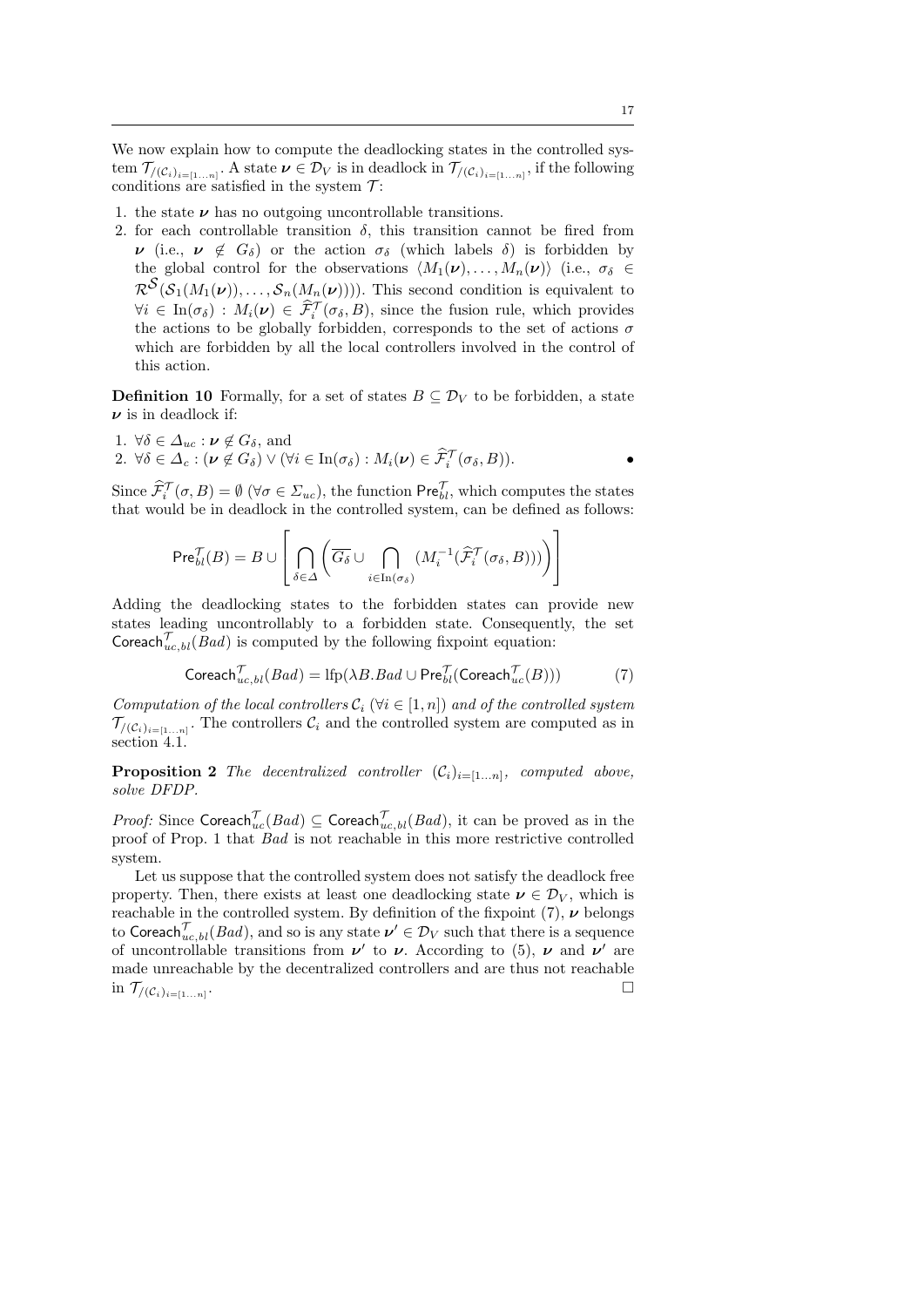We now explain how to compute the deadlocking states in the controlled system $\mathcal{T}_{/(\mathcal{C}_i)_{i=[1\dots n]}}$. A state $\boldsymbol{\nu} \in \mathcal{D}_V$ is in deadlock in $\mathcal{T}_{/(\mathcal{C}_i)_{i=[1\dots n]}}$, if the following conditions are satisfied in the system $\mathcal{T}$:

1. the state $\boldsymbol{\nu}$ has no outgoing uncontrollable transitions.
2. for each controllable transition $\delta$, this transition cannot be fired from $\boldsymbol{\nu}$ (i.e., $\boldsymbol{\nu} \not\in G_\delta$) or the action $\sigma_\delta$ (which labels $\delta$) is forbidden by the global control for the observations $\langle M_1(\boldsymbol{\nu}), \dots, M_n(\boldsymbol{\nu})\rangle$ (i.e., $\sigma_\delta \in \mathcal{R}^{\mathcal{S}}(\mathcal{S}_1(M_1(\boldsymbol{\nu})), \dots, \mathcal{S}_n(M_n(\boldsymbol{\nu}))))$. This second condition is equivalent to $\forall i \in \mathrm{In}(\sigma_\delta) : M_i(\boldsymbol{\nu}) \in \widehat{\mathcal{F}}_i^{\mathcal{T}}(\sigma_\delta, B)$, since the fusion rule, which provides the actions to be globally forbidden, corresponds to the set of actions $\sigma$ which are forbidden by all the local controllers involved in the control of this action.

**Definition 10** Formally, for a set of states $B \subseteq \mathcal{D}_V$ to be forbidden, a state $\boldsymbol{\nu}$ is in deadlock if:

1. $\forall \delta \in \Delta_{uc} : \boldsymbol{\nu} \not\in G_\delta$, and
2. $\forall \delta \in \Delta_c : (\boldsymbol{\nu} \not\in G_\delta) \vee (\forall i \in \mathrm{In}(\sigma_\delta) : M_i(\boldsymbol{\nu}) \in \widehat{\mathcal{F}}_i^{\mathcal{T}}(\sigma_\delta, B))$. •

Since $\widehat{\mathcal{F}}_i^{\mathcal{T}}(\sigma, B) = \emptyset$ ($\forall \sigma \in \Sigma_{uc}$), the function $\mathsf{Pre}_{bl}^{\mathcal{T}}$, which computes the states that would be in deadlock in the controlled system, can be defined as follows:

$$\mathsf{Pre}_{bl}^{\mathcal{T}}(B) = B \cup \left[ \bigcap_{\delta \in \Delta} \left( \overline{G_\delta} \cup \bigcap_{i \in \mathrm{In}(\sigma_\delta)} (M_i^{-1}(\widehat{\mathcal{F}}_i^{\mathcal{T}}(\sigma_\delta, B))) \right) \right]$$

Adding the deadlocking states to the forbidden states can provide new states leading uncontrollably to a forbidden state. Consequently, the set $\mathsf{Coreach}_{uc,bl}^{\mathcal{T}}(Bad)$ is computed by the following fixpoint equation:

$$\mathsf{Coreach}_{uc,bl}^{\mathcal{T}}(Bad) = \mathrm{lfp}(\lambda B. Bad \cup \mathsf{Pre}_{bl}^{\mathcal{T}}(\mathsf{Coreach}_{uc}^{\mathcal{T}}(B))) \tag{7}$$

*Computation of the local controllers $\mathcal{C}_i$ ($\forall i \in [1, n]$) and of the controlled system $\mathcal{T}_{/(\mathcal{C}_i)_{i=[1\dots n]}}$.* The controllers $\mathcal{C}_i$ and the controlled system are computed as in section 4.1.

**Proposition 2** *The decentralized controller $(\mathcal{C}_i)_{i=[1\dots n]}$, computed above, solve DFDP.*

*Proof:* Since $\mathsf{Coreach}_{uc}^{\mathcal{T}}(Bad) \subseteq \mathsf{Coreach}_{uc,bl}^{\mathcal{T}}(Bad)$, it can be proved as in the proof of Prop. 1 that $Bad$ is not reachable in this more restrictive controlled system.

Let us suppose that the controlled system does not satisfy the deadlock free property. Then, there exists at least one deadlocking state $\boldsymbol{\nu} \in \mathcal{D}_V$, which is reachable in the controlled system. By definition of the fixpoint (7), $\boldsymbol{\nu}$ belongs to $\mathsf{Coreach}_{uc,bl}^{\mathcal{T}}(Bad)$, and so is any state $\boldsymbol{\nu}' \in \mathcal{D}_V$ such that there is a sequence of uncontrollable transitions from $\boldsymbol{\nu}'$ to $\boldsymbol{\nu}$. According to (5), $\boldsymbol{\nu}$ and $\boldsymbol{\nu}'$ are made unreachable by the decentralized controllers and are thus not reachable in $\mathcal{T}_{/(\mathcal{C}_i)_{i=[1\dots n]}}$. □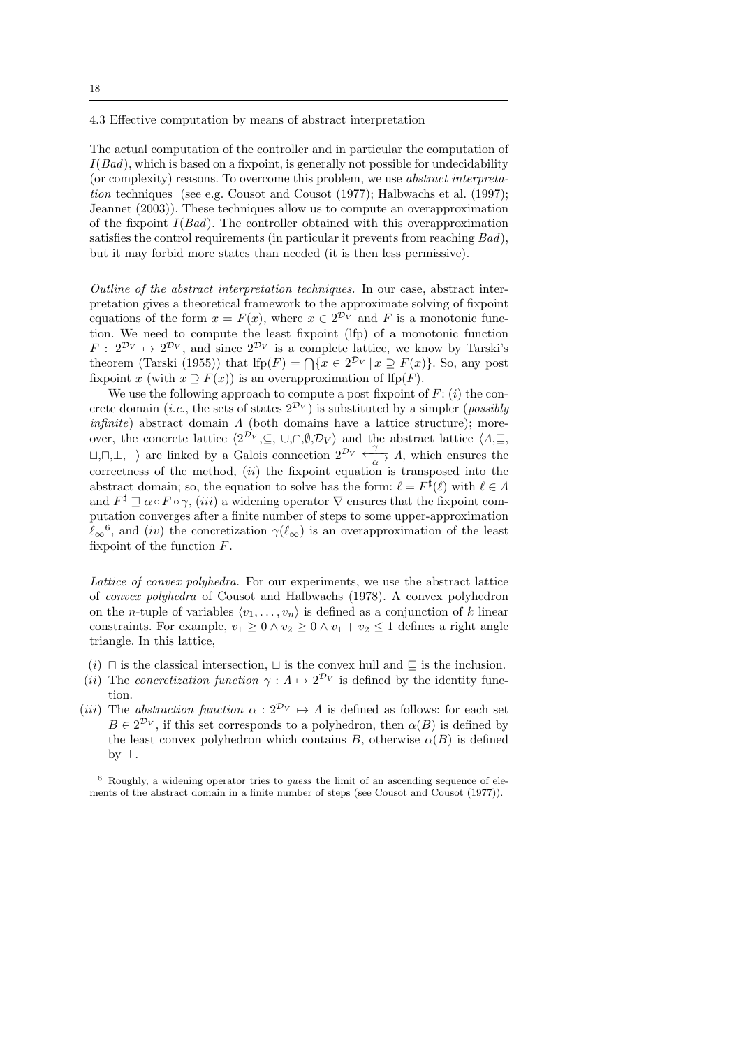### 4.3 Effective computation by means of abstract interpretation

The actual computation of the controller and in particular the computation of $I(Bad)$, which is based on a fixpoint, is generally not possible for undecidability (or complexity) reasons. To overcome this problem, we use *abstract interpretation* techniques (see e.g. Cousot and Cousot (1977); Halbwachs et al. (1997); Jeannet (2003)). These techniques allow us to compute an overapproximation of the fixpoint $I(Bad)$. The controller obtained with this overapproximation satisfies the control requirements (in particular it prevents from reaching $Bad$), but it may forbid more states than needed (it is then less permissive).

*Outline of the abstract interpretation techniques.* In our case, abstract interpretation gives a theoretical framework to the approximate solving of fixpoint equations of the form $x = F(x)$, where $x \in 2^{\mathcal{D}_V}$ and $F$ is a monotonic function. We need to compute the least fixpoint (lfp) of a monotonic function $F : 2^{\mathcal{D}_V} \mapsto 2^{\mathcal{D}_V}$, and since $2^{\mathcal{D}_V}$ is a complete lattice, we know by Tarski's theorem (Tarski (1955)) that $\text{lfp}(F) = \bigcap\{x \in 2^{\mathcal{D}_V} \mid x \supseteq F(x)\}$. So, any post fixpoint $x$ (with $x \supseteq F(x)$) is an overapproximation of $\text{lfp}(F)$.

We use the following approach to compute a post fixpoint of $F$: $(i)$ the concrete domain (*i.e.*, the sets of states $2^{\mathcal{D}_V}$) is substituted by a simpler (*possibly infinite*) abstract domain $\Lambda$ (both domains have a lattice structure); moreover, the concrete lattice $\langle 2^{\mathcal{D}_V}, \subseteq, \cup, \cap, \emptyset, \mathcal{D}_V \rangle$ and the abstract lattice $\langle \Lambda, \sqsubseteq, \sqcup, \sqcap, \bot, \top \rangle$ are linked by a Galois connection $2^{\mathcal{D}_V} \underset{\alpha}{\overset{\gamma}{\leftrightarrows}} \Lambda$, which ensures the correctness of the method, $(ii)$ the fixpoint equation is transposed into the abstract domain; so, the equation to solve has the form: $\ell = F^\sharp(\ell)$ with $\ell \in \Lambda$ and $F^\sharp \sqsupseteq \alpha \circ F \circ \gamma$, $(iii)$ a widening operator $\nabla$ ensures that the fixpoint computation converges after a finite number of steps to some upper-approximation $\ell_\infty$[6], and $(iv)$ the concretization $\gamma(\ell_\infty)$ is an overapproximation of the least fixpoint of the function $F$.

*Lattice of convex polyhedra.* For our experiments, we use the abstract lattice of *convex polyhedra* of Cousot and Halbwachs (1978). A convex polyhedron on the $n$-tuple of variables $\langle v_1, \ldots, v_n \rangle$ is defined as a conjunction of $k$ linear constraints. For example, $v_1 \geq 0 \wedge v_2 \geq 0 \wedge v_1 + v_2 \leq 1$ defines a right angle triangle. In this lattice,

- $(i)$ $\sqcap$ is the classical intersection, $\sqcup$ is the convex hull and $\sqsubseteq$ is the inclusion.
- $(ii)$ The *concretization function* $\gamma : \Lambda \mapsto 2^{\mathcal{D}_V}$ is defined by the identity function.
- $(iii)$ The *abstraction function* $\alpha : 2^{\mathcal{D}_V} \mapsto \Lambda$ is defined as follows: for each set $B \in 2^{\mathcal{D}_V}$, if this set corresponds to a polyhedron, then $\alpha(B)$ is defined by the least convex polyhedron which contains $B$, otherwise $\alpha(B)$ is defined by $\top$.

[6] Roughly, a widening operator tries to *guess* the limit of an ascending sequence of elements of the abstract domain in a finite number of steps (see Cousot and Cousot (1977)).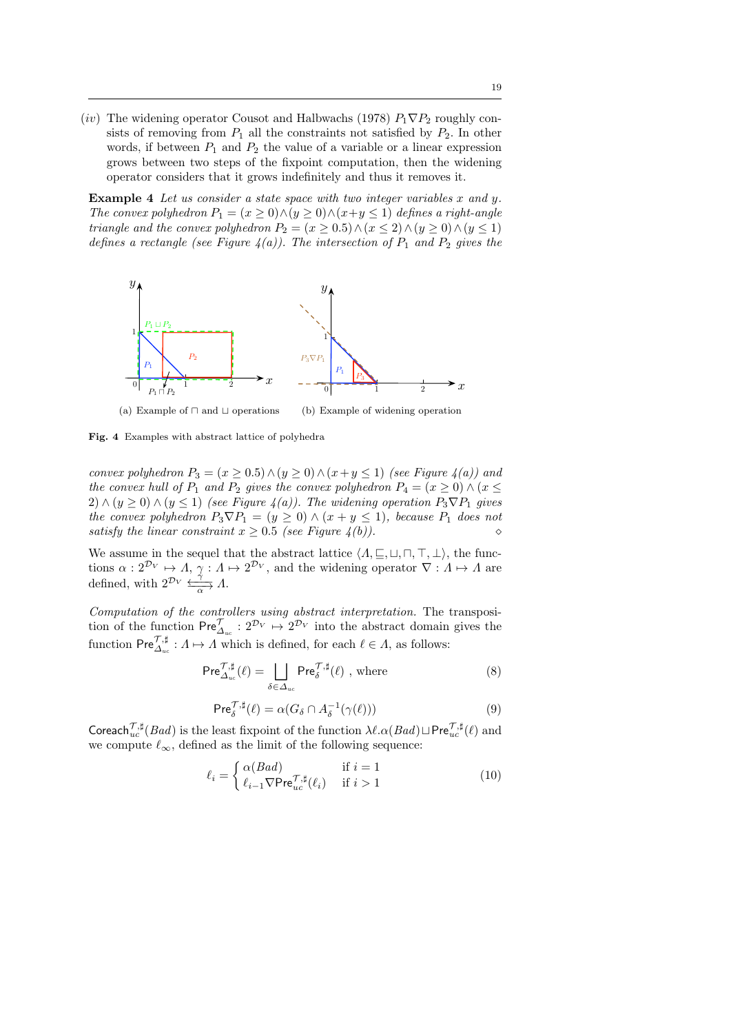($iv$) The widening operator Cousot and Halbwachs (1978) $P_1 \nabla P_2$ roughly consists of removing from $P_1$ all the constraints not satisfied by $P_2$. In other words, if between $P_1$ and $P_2$ the value of a variable or a linear expression grows between two steps of the fixpoint computation, then the widening operator considers that it grows indefinitely and thus it removes it.

**Example 4** *Let us consider a state space with two integer variables $x$ and $y$. The convex polyhedron $P_1 = (x \geq 0) \wedge (y \geq 0) \wedge (x+y \leq 1)$ defines a right-angle triangle and the convex polyhedron $P_2 = (x \geq 0.5) \wedge (x \leq 2) \wedge (y \geq 0) \wedge (y \leq 1)$ defines a rectangle (see Figure 4(a)). The intersection of $P_1$ and $P_2$ gives the convex polyhedron $P_3 = (x \geq 0.5) \wedge (y \geq 0) \wedge (x+y \leq 1)$ (see Figure 4(a)) and the convex hull of $P_1$ and $P_2$ gives the convex polyhedron $P_4 = (x \geq 0) \wedge (x \leq 2) \wedge (y \geq 0) \wedge (y \leq 1)$ (see Figure 4(a)). The widening operation $P_3 \nabla P_1$ gives the convex polyhedron $P_3 \nabla P_1 = (y \geq 0) \wedge (x + y \leq 1)$, because $P_1$ does not satisfy the linear constraint $x \geq 0.5$ (see Figure 4(b)).* $\diamond$

(a) Example of $\sqcap$ and $\sqcup$ operations  (b) Example of widening operation

**Fig. 4** Examples with abstract lattice of polyhedra

We assume in the sequel that the abstract lattice $\langle \Lambda, \sqsubseteq, \sqcup, \sqcap, \top, \bot \rangle$, the functions $\alpha : 2^{\mathcal{D}_V} \mapsto \Lambda$, $\gamma : \Lambda \mapsto 2^{\mathcal{D}_V}$, and the widening operator $\nabla : \Lambda \mapsto \Lambda$ are defined, with $2^{\mathcal{D}_V} \underset{\alpha}{\overset{\gamma}{\leftrightarrows}} \Lambda$.

*Computation of the controllers using abstract interpretation.* The transposition of the function $\mathsf{Pre}^{\mathcal{T}}_{\Delta_{uc}} : 2^{\mathcal{D}_V} \mapsto 2^{\mathcal{D}_V}$ into the abstract domain gives the function $\mathsf{Pre}^{\mathcal{T},\sharp}_{\Delta_{uc}} : \Lambda \mapsto \Lambda$ which is defined, for each $\ell \in \Lambda$, as follows:

$$\mathsf{Pre}^{\mathcal{T},\sharp}_{\Delta_{uc}}(\ell) = \bigsqcup_{\delta \in \Delta_{uc}} \mathsf{Pre}^{\mathcal{T},\sharp}_{\delta}(\ell) \text{ , where} \tag{8}$$

$$\mathsf{Pre}^{\mathcal{T},\sharp}_{\delta}(\ell) = \alpha(G_\delta \cap A_\delta^{-1}(\gamma(\ell))) \tag{9}$$

$\mathsf{Coreach}^{\mathcal{T},\sharp}_{uc}(Bad)$ is the least fixpoint of the function $\lambda \ell. \alpha(Bad) \sqcup \mathsf{Pre}^{\mathcal{T},\sharp}_{uc}(\ell)$ and we compute $\ell_\infty$, defined as the limit of the following sequence:

$$\ell_i = \begin{cases} \alpha(Bad) & \text{if } i = 1 \\ \ell_{i-1} \nabla \mathsf{Pre}^{\mathcal{T},\sharp}_{uc}(\ell_i) & \text{if } i > 1 \end{cases} \tag{10}$$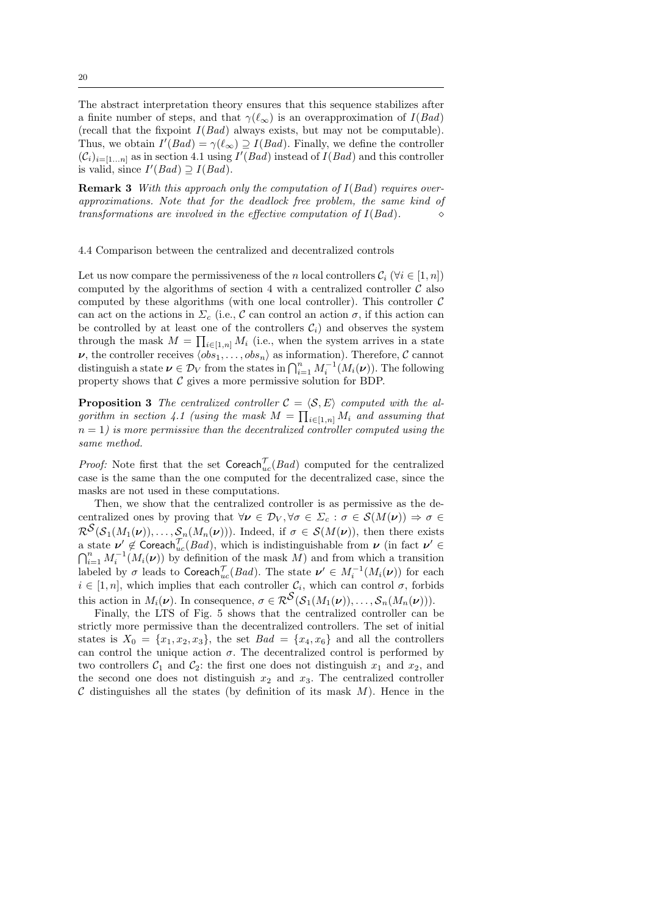The abstract interpretation theory ensures that this sequence stabilizes after a finite number of steps, and that $\gamma(\ell_\infty)$ is an overapproximation of $I(Bad)$ (recall that the fixpoint $I(Bad)$ always exists, but may not be computable). Thus, we obtain $I'(Bad) = \gamma(\ell_\infty) \supseteq I(Bad)$. Finally, we define the controller $(\mathcal{C}_i)_{i=[1\ldots n]}$ as in section 4.1 using $I'(Bad)$ instead of $I(Bad)$ and this controller is valid, since $I'(Bad) \supseteq I(Bad)$.

**Remark 3** *With this approach only the computation of $I(Bad)$ requires overapproximations. Note that for the deadlock free problem, the same kind of transformations are involved in the effective computation of $I(Bad)$.* $\diamond$

### 4.4 Comparison between the centralized and decentralized controls

Let us now compare the permissiveness of the $n$ local controllers $\mathcal{C}_i$ ($\forall i \in [1, n]$) computed by the algorithms of section 4 with a centralized controller $\mathcal{C}$ also computed by these algorithms (with one local controller). This controller $\mathcal{C}$ can act on the actions in $\Sigma_c$ (i.e., $\mathcal{C}$ can control an action $\sigma$, if this action can be controlled by at least one of the controllers $\mathcal{C}_i$) and observes the system through the mask $M = \prod_{i\in[1,n]} M_i$ (i.e., when the system arrives in a state $\boldsymbol{\nu}$, the controller receives $\langle obs_1, \ldots, obs_n\rangle$ as information). Therefore, $\mathcal{C}$ cannot distinguish a state $\boldsymbol{\nu} \in \mathcal{D}_V$ from the states in $\bigcap_{i=1}^n M_i^{-1}(M_i(\boldsymbol{\nu}))$. The following property shows that $\mathcal{C}$ gives a more permissive solution for BDP.

**Proposition 3** *The centralized controller $\mathcal{C} = \langle \mathcal{S}, E\rangle$ computed with the algorithm in section 4.1 (using the mask $M = \prod_{i\in[1,n]} M_i$ and assuming that $n = 1$) is more permissive than the decentralized controller computed using the same method.*

*Proof:* Note first that the set $\mathsf{Coreach}^{\mathcal{T}}_{uc}(Bad)$ computed for the centralized case is the same than the one computed for the decentralized case, since the masks are not used in these computations.

Then, we show that the centralized controller is as permissive as the decentralized ones by proving that $\forall \boldsymbol{\nu} \in \mathcal{D}_V, \forall \sigma \in \Sigma_c : \sigma \in \mathcal{S}(M(\boldsymbol{\nu})) \Rightarrow \sigma \in \mathcal{R}^{\mathcal{S}}(\mathcal{S}_1(M_1(\boldsymbol{\nu})), \ldots, \mathcal{S}_n(M_n(\boldsymbol{\nu})))$. Indeed, if $\sigma \in \mathcal{S}(M(\boldsymbol{\nu}))$, then there exists a state $\boldsymbol{\nu}' \notin \mathsf{Coreach}^{\mathcal{T}}_{uc}(Bad)$, which is indistinguishable from $\boldsymbol{\nu}$ (in fact $\boldsymbol{\nu}' \in \bigcap_{i=1}^n M_i^{-1}(M_i(\boldsymbol{\nu}))$ by definition of the mask $M$) and from which a transition labeled by $\sigma$ leads to $\mathsf{Coreach}^{\mathcal{T}}_{uc}(Bad)$. The state $\boldsymbol{\nu}' \in M_i^{-1}(M_i(\boldsymbol{\nu}))$ for each $i \in [1, n]$, which implies that each controller $\mathcal{C}_i$, which can control $\sigma$, forbids this action in $M_i(\boldsymbol{\nu})$. In consequence, $\sigma \in \mathcal{R}^{\mathcal{S}}(\mathcal{S}_1(M_1(\boldsymbol{\nu})), \ldots, \mathcal{S}_n(M_n(\boldsymbol{\nu})))$.

Finally, the LTS of Fig. 5 shows that the centralized controller can be strictly more permissive than the decentralized controllers. The set of initial states is $X_0 = \{x_1, x_2, x_3\}$, the set $Bad = \{x_4, x_6\}$ and all the controllers can control the unique action $\sigma$. The decentralized control is performed by two controllers $\mathcal{C}_1$ and $\mathcal{C}_2$: the first one does not distinguish $x_1$ and $x_2$, and the second one does not distinguish $x_2$ and $x_3$. The centralized controller $\mathcal{C}$ distinguishes all the states (by definition of its mask $M$). Hence in the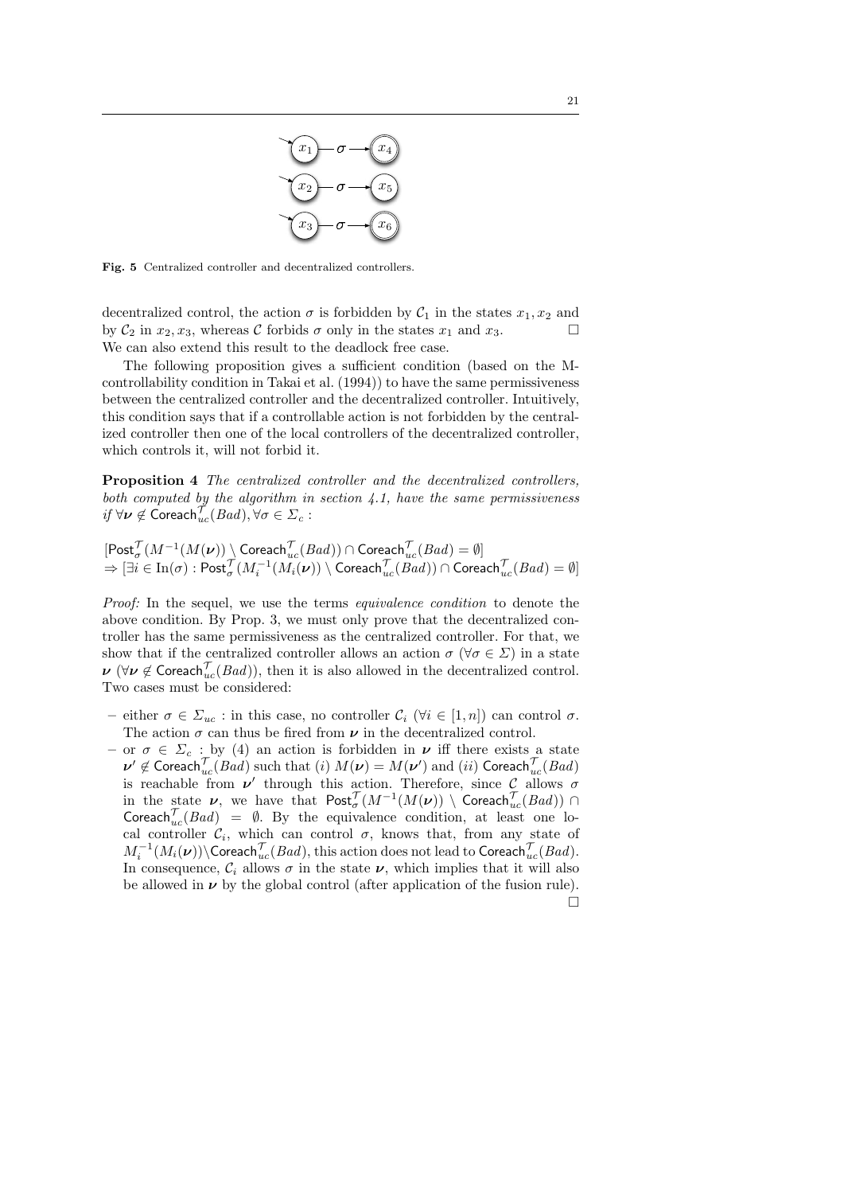Fig. 5 Centralized controller and decentralized controllers.

decentralized control, the action $\sigma$ is forbidden by $\mathcal{C}_1$ in the states $x_1, x_2$ and by $\mathcal{C}_2$ in $x_2, x_3$, whereas $\mathcal{C}$ forbids $\sigma$ only in the states $x_1$ and $x_3$. $\square$

We can also extend this result to the deadlock free case.

The following proposition gives a sufficient condition (based on the M-controllability condition in Takai et al. (1994)) to have the same permissiveness between the centralized controller and the decentralized controller. Intuitively, this condition says that if a controllable action is not forbidden by the centralized controller then one of the local controllers of the decentralized controller, which controls it, will not forbid it.

**Proposition 4** *The centralized controller and the decentralized controllers, both computed by the algorithm in section 4.1, have the same permissiveness if* $\forall \boldsymbol{\nu} \notin \mathsf{Coreach}^{\mathcal{T}}_{uc}(Bad), \forall \sigma \in \Sigma_c$ :

$$[\mathsf{Post}^{\mathcal{T}}_{\sigma}(M^{-1}(M(\boldsymbol{\nu})) \setminus \mathsf{Coreach}^{\mathcal{T}}_{uc}(Bad)) \cap \mathsf{Coreach}^{\mathcal{T}}_{uc}(Bad) = \emptyset]$$
$$\Rightarrow [\exists i \in \mathrm{In}(\sigma) : \mathsf{Post}^{\mathcal{T}}_{\sigma}(M_i^{-1}(M_i(\boldsymbol{\nu})) \setminus \mathsf{Coreach}^{\mathcal{T}}_{uc}(Bad)) \cap \mathsf{Coreach}^{\mathcal{T}}_{uc}(Bad) = \emptyset]$$

*Proof:* In the sequel, we use the terms *equivalence condition* to denote the above condition. By Prop. 3, we must only prove that the decentralized controller has the same permissiveness as the centralized controller. For that, we show that if the centralized controller allows an action $\sigma$ ($\forall \sigma \in \Sigma$) in a state $\boldsymbol{\nu}$ ($\forall \boldsymbol{\nu} \notin \mathsf{Coreach}^{\mathcal{T}}_{uc}(Bad)$), then it is also allowed in the decentralized control. Two cases must be considered:

– either $\sigma \in \Sigma_{uc}$ : in this case, no controller $\mathcal{C}_i$ ($\forall i \in [1, n]$) can control $\sigma$. The action $\sigma$ can thus be fired from $\boldsymbol{\nu}$ in the decentralized control.

– or $\sigma \in \Sigma_c$ : by (4) an action is forbidden in $\boldsymbol{\nu}$ iff there exists a state $\boldsymbol{\nu}' \notin \mathsf{Coreach}^{\mathcal{T}}_{uc}(Bad)$ such that $(i)$ $M(\boldsymbol{\nu}) = M(\boldsymbol{\nu}')$ and $(ii)$ $\mathsf{Coreach}^{\mathcal{T}}_{uc}(Bad)$ is reachable from $\boldsymbol{\nu}'$ through this action. Therefore, since $\mathcal{C}$ allows $\sigma$ in the state $\boldsymbol{\nu}$, we have that $\mathsf{Post}^{\mathcal{T}}_{\sigma}(M^{-1}(M(\boldsymbol{\nu})) \setminus \mathsf{Coreach}^{\mathcal{T}}_{uc}(Bad)) \cap \mathsf{Coreach}^{\mathcal{T}}_{uc}(Bad) = \emptyset$. By the equivalence condition, at least one local controller $\mathcal{C}_i$, which can control $\sigma$, knows that, from any state of $M_i^{-1}(M_i(\boldsymbol{\nu})) \setminus \mathsf{Coreach}^{\mathcal{T}}_{uc}(Bad)$, this action does not lead to $\mathsf{Coreach}^{\mathcal{T}}_{uc}(Bad)$. In consequence, $\mathcal{C}_i$ allows $\sigma$ in the state $\boldsymbol{\nu}$, which implies that it will also be allowed in $\boldsymbol{\nu}$ by the global control (after application of the fusion rule). $\square$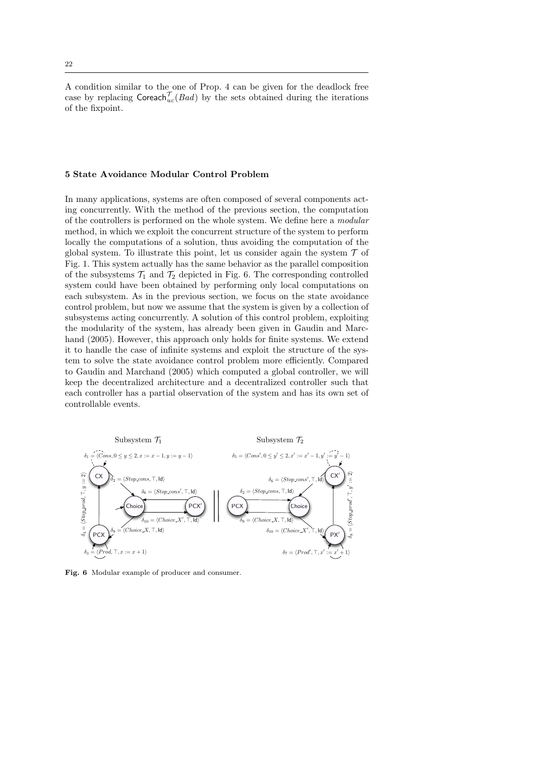A condition similar to the one of Prop. 4 can be given for the deadlock free case by replacing $\mathsf{Coreach}_{uc}^{\mathcal{T}}(Bad)$ by the sets obtained during the iterations of the fixpoint.

## 5 State Avoidance Modular Control Problem

In many applications, systems are often composed of several components acting concurrently. With the method of the previous section, the computation of the controllers is performed on the whole system. We define here a *modular* method, in which we exploit the concurrent structure of the system to perform locally the computations of a solution, thus avoiding the computation of the global system. To illustrate this point, let us consider again the system $\mathcal{T}$ of Fig. 1. This system actually has the same behavior as the parallel composition of the subsystems $\mathcal{T}_1$ and $\mathcal{T}_2$ depicted in Fig. 6. The corresponding controlled system could have been obtained by performing only local computations on each subsystem. As in the previous section, we focus on the state avoidance control problem, but now we assume that the system is given by a collection of subsystems acting concurrently. A solution of this control problem, exploiting the modularity of the system, has already been given in Gaudin and Marchand (2005). However, this approach only holds for finite systems. We extend it to handle the case of infinite systems and exploit the structure of the system to solve the state avoidance control problem more efficiently. Compared to Gaudin and Marchand (2005) which computed a global controller, we will keep the decentralized architecture and a decentralized controller such that each controller has a partial observation of the system and has its own set of controllable events.

**Fig. 6** Modular example of producer and consumer.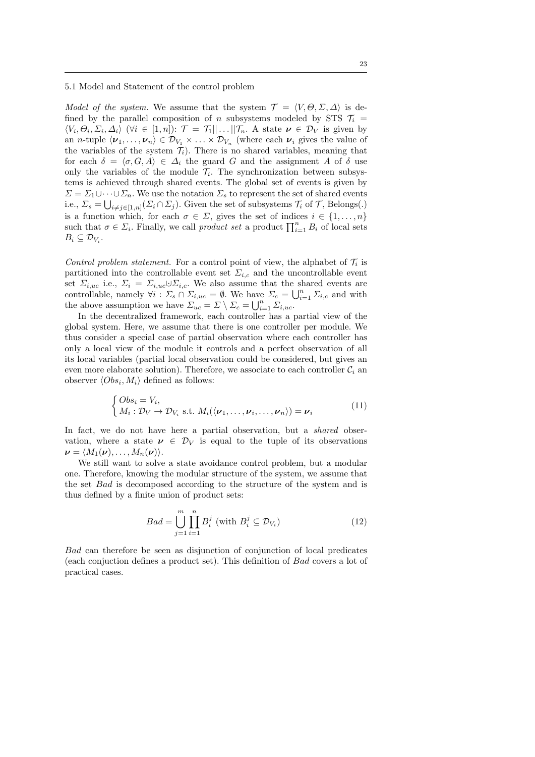### 5.1 Model and Statement of the control problem

*Model of the system.* We assume that the system $\mathcal{T} = \langle V, \Theta, \Sigma, \Delta \rangle$ is defined by the parallel composition of $n$ subsystems modeled by STS $\mathcal{T}_i = \langle V_i, \Theta_i, \Sigma_i, \Delta_i \rangle$ ($\forall i \in [1, n]$): $\mathcal{T} = \mathcal{T}_1 || \dots || \mathcal{T}_n$. A state $\boldsymbol{\nu} \in \mathcal{D}_V$ is given by an $n$-tuple $\langle \boldsymbol{\nu}_1, \dots, \boldsymbol{\nu}_n \rangle \in \mathcal{D}_{V_1} \times \dots \times \mathcal{D}_{V_n}$ (where each $\boldsymbol{\nu}_i$ gives the value of the variables of the system $\mathcal{T}_i$). There is no shared variables, meaning that for each $\delta = \langle \sigma, G, A \rangle \in \Delta_i$ the guard $G$ and the assignment $A$ of $\delta$ use only the variables of the module $\mathcal{T}_i$. The synchronization between subsystems is achieved through shared events. The global set of events is given by $\Sigma = \Sigma_1 \cup \dots \cup \Sigma_n$. We use the notation $\Sigma_s$ to represent the set of shared events i.e., $\Sigma_s = \bigcup_{i \neq j \in [1,n]} (\Sigma_i \cap \Sigma_j)$. Given the set of subsystems $\mathcal{T}_i$ of $\mathcal{T}$, Belongs(.) is a function which, for each $\sigma \in \Sigma$, gives the set of indices $i \in \{1, \dots, n\}$ such that $\sigma \in \Sigma_i$. Finally, we call *product set* a product $\prod_{i=1}^{n} B_i$ of local sets $B_i \subseteq \mathcal{D}_{V_i}$.

*Control problem statement.* For a control point of view, the alphabet of $\mathcal{T}_i$ is partitioned into the controllable event set $\Sigma_{i,c}$ and the uncontrollable event set $\Sigma_{i,uc}$ i.e., $\Sigma_i = \Sigma_{i,uc} \uplus \Sigma_{i,c}$. We also assume that the shared events are controllable, namely $\forall i : \Sigma_s \cap \Sigma_{i,uc} = \emptyset$. We have $\Sigma_c = \bigcup_{i=1}^{n} \Sigma_{i,c}$ and with the above assumption we have $\Sigma_{uc} = \Sigma \setminus \Sigma_c = \bigcup_{i=1}^{n} \Sigma_{i,uc}$.

In the decentralized framework, each controller has a partial view of the global system. Here, we assume that there is one controller per module. We thus consider a special case of partial observation where each controller has only a local view of the module it controls and a perfect observation of all its local variables (partial local observation could be considered, but gives an even more elaborate solution). Therefore, we associate to each controller $\mathcal{C}_i$ an observer $\langle Obs_i, M_i \rangle$ defined as follows:

$$\begin{cases} Obs_i = V_i, \\ M_i : \mathcal{D}_V \to \mathcal{D}_{V_i} \text{ s.t. } M_i(\langle \boldsymbol{\nu}_1, \dots, \boldsymbol{\nu}_i, \dots, \boldsymbol{\nu}_n \rangle) = \boldsymbol{\nu}_i \end{cases} \tag{11}$$

In fact, we do not have here a partial observation, but a *shared* observation, where a state $\boldsymbol{\nu} \in \mathcal{D}_V$ is equal to the tuple of its observations $\boldsymbol{\nu} = \langle M_1(\boldsymbol{\nu}), \dots, M_n(\boldsymbol{\nu}) \rangle$.

We still want to solve a state avoidance control problem, but a modular one. Therefore, knowing the modular structure of the system, we assume that the set *Bad* is decomposed according to the structure of the system and is thus defined by a finite union of product sets:

$$Bad = \bigcup_{j=1}^{m} \prod_{i=1}^{n} B_i^j \text{ (with } B_i^j \subseteq \mathcal{D}_{V_i}) \tag{12}$$

*Bad* can therefore be seen as disjunction of conjunction of local predicates (each conjuction defines a product set). This definition of *Bad* covers a lot of practical cases.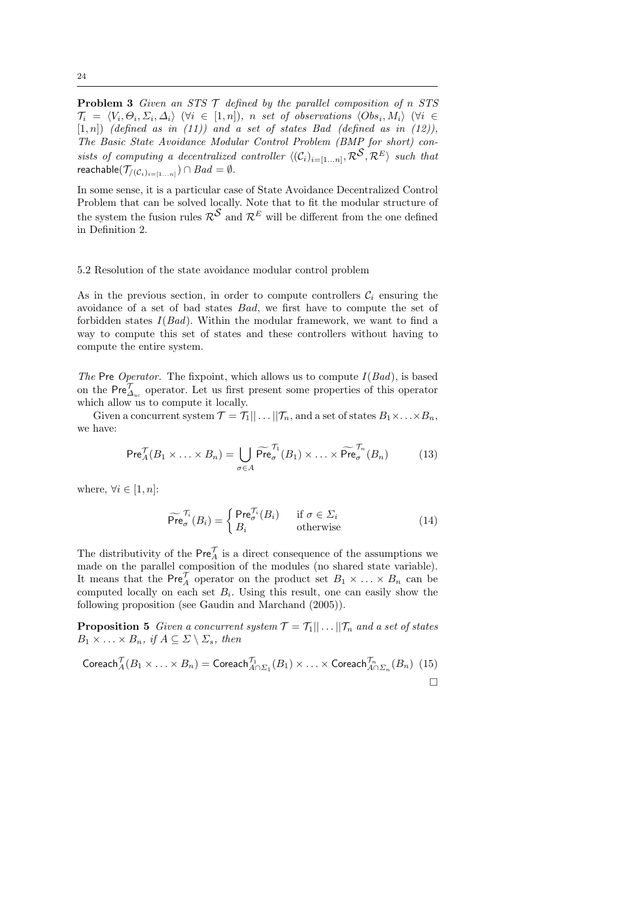**Problem 3** *Given an STS $\mathcal{T}$ defined by the parallel composition of $n$ STS $\mathcal{T}_i = \langle V_i, \Theta_i, \Sigma_i, \Delta_i \rangle$ ($\forall i \in [1, n]$), $n$ set of observations $\langle Obs_i, M_i \rangle$ ($\forall i \in [1, n]$) (defined as in (11)) and a set of states $Bad$ (defined as in (12)), The Basic State Avoidance Modular Control Problem (BMP for short) consists of computing a decentralized controller $\langle (\mathcal{C}_i)_{i=[1\ldots n]}, \mathcal{R}^{\mathcal{S}}, \mathcal{R}^E \rangle$ such that $\mathsf{reachable}(\mathcal{T}_{/(\mathcal{C}_i)_{i=[1\ldots n]}}) \cap Bad = \emptyset$.*

In some sense, it is a particular case of State Avoidance Decentralized Control Problem that can be solved locally. Note that to fit the modular structure of the system the fusion rules $\mathcal{R}^{\mathcal{S}}$ and $\mathcal{R}^E$ will be different from the one defined in Definition 2.

### 5.2 Resolution of the state avoidance modular control problem

As in the previous section, in order to compute controllers $\mathcal{C}_i$ ensuring the avoidance of a set of bad states $Bad$, we first have to compute the set of forbidden states $I(Bad)$. Within the modular framework, we want to find a way to compute this set of states and these controllers without having to compute the entire system.

*The* $\mathsf{Pre}$ *Operator.* The fixpoint, which allows us to compute $I(Bad)$, is based on the $\mathsf{Pre}^{\mathcal{T}}_{\Delta_{uc}}$ operator. Let us first present some properties of this operator which allow us to compute it locally.

Given a concurrent system $\mathcal{T} = \mathcal{T}_1 || \ldots || \mathcal{T}_n$, and a set of states $B_1 \times \ldots \times B_n$, we have:

$$\mathsf{Pre}^{\mathcal{T}}_A(B_1 \times \ldots \times B_n) = \bigcup_{\sigma \in A} \widetilde{\mathsf{Pre}}^{\mathcal{T}_1}_{\sigma}(B_1) \times \ldots \times \widetilde{\mathsf{Pre}}^{\mathcal{T}_n}_{\sigma}(B_n) \tag{13}$$

where, $\forall i \in [1, n]$:

$$\widetilde{\mathsf{Pre}}^{\mathcal{T}_i}_{\sigma}(B_i) = \begin{cases} \mathsf{Pre}^{\mathcal{T}_i}_{\sigma}(B_i) & \text{if } \sigma \in \Sigma_i \\ B_i & \text{otherwise} \end{cases} \tag{14}$$

The distributivity of the $\mathsf{Pre}^{\mathcal{T}}_A$ is a direct consequence of the assumptions we made on the parallel composition of the modules (no shared state variable). It means that the $\mathsf{Pre}^{\mathcal{T}}_A$ operator on the product set $B_1 \times \ldots \times B_n$ can be computed locally on each set $B_i$. Using this result, one can easily show the following proposition (see Gaudin and Marchand (2005)).

**Proposition 5** *Given a concurrent system $\mathcal{T} = \mathcal{T}_1 || \ldots || \mathcal{T}_n$ and a set of states $B_1 \times \ldots \times B_n$, if $A \subseteq \Sigma \setminus \Sigma_s$, then*

$$\mathsf{Coreach}^{\mathcal{T}}_A(B_1 \times \ldots \times B_n) = \mathsf{Coreach}^{\mathcal{T}_1}_{A \cap \Sigma_1}(B_1) \times \ldots \times \mathsf{Coreach}^{\mathcal{T}_n}_{A \cap \Sigma_n}(B_n) \tag{15}$$

□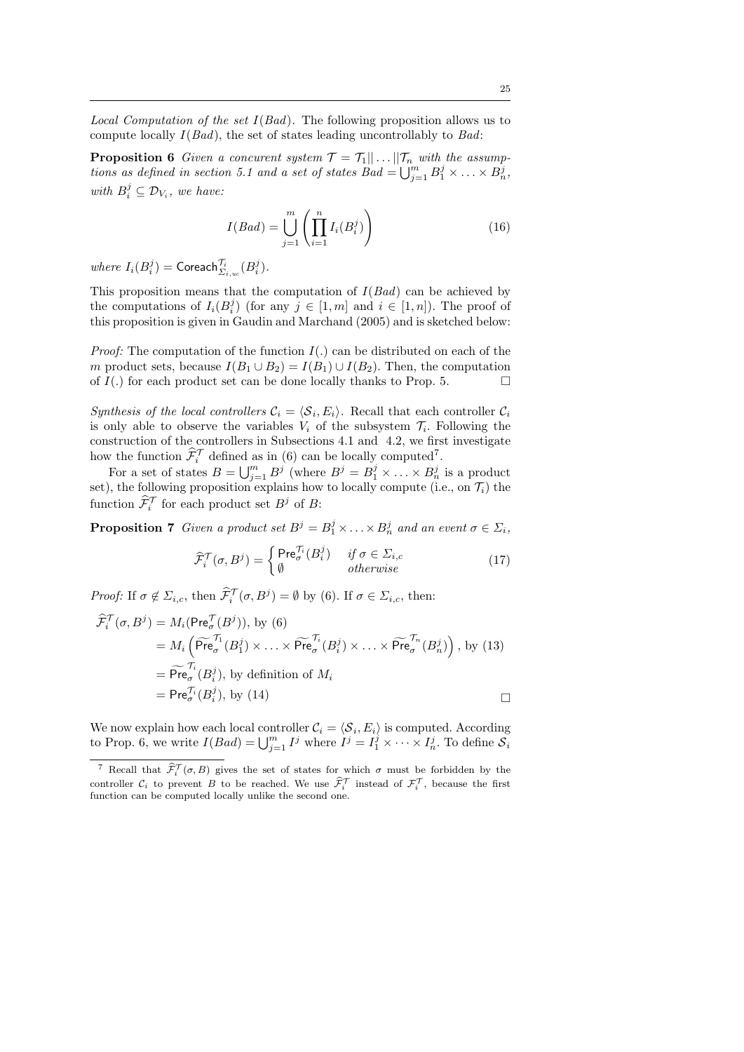*Local Computation of the set $I(Bad)$.* The following proposition allows us to compute locally $I(Bad)$, the set of states leading uncontrollably to $Bad$:

**Proposition 6** *Given a concurent system $\mathcal{T} = \mathcal{T}_1 || \ldots || \mathcal{T}_n$ with the assumptions as defined in section 5.1 and a set of states $Bad = \bigcup_{j=1}^{m} B_1^j \times \ldots \times B_n^j$, with $B_i^j \subseteq \mathcal{D}_{V_i}$, we have:*

$$I(Bad) = \bigcup_{j=1}^{m} \left( \prod_{i=1}^{n} I_i(B_i^j) \right) \tag{16}$$

*where $I_i(B_i^j) = \mathsf{Coreach}_{\Sigma_{i,uc}}^{\mathcal{T}_i}(B_i^j)$.*

This proposition means that the computation of $I(Bad)$ can be achieved by the computations of $I_i(B_i^j)$ (for any $j \in [1, m]$ and $i \in [1, n]$). The proof of this proposition is given in Gaudin and Marchand (2005) and is sketched below:

*Proof:* The computation of the function $I(.)$ can be distributed on each of the $m$ product sets, because $I(B_1 \cup B_2) = I(B_1) \cup I(B_2)$. Then, the computation of $I(.)$ for each product set can be done locally thanks to Prop. 5. $\square$

*Synthesis of the local controllers $\mathcal{C}_i = \langle \mathcal{S}_i, E_i \rangle$.* Recall that each controller $\mathcal{C}_i$ is only able to observe the variables $V_i$ of the subsystem $\mathcal{T}_i$. Following the construction of the controllers in Subsections 4.1 and 4.2, we first investigate how the function $\widehat{\mathcal{F}}_i^{\mathcal{T}}$ defined as in (6) can be locally computed[7].

For a set of states $B = \bigcup_{j=1}^{m} B^j$ (where $B^j = B_1^j \times \ldots \times B_n^j$ is a product set), the following proposition explains how to locally compute (i.e., on $\mathcal{T}_i$) the function $\widehat{\mathcal{F}}_i^{\mathcal{T}}$ for each product set $B^j$ of $B$:

**Proposition 7** *Given a product set $B^j = B_1^j \times \ldots \times B_n^j$ and an event $\sigma \in \Sigma_i$,*

$$\widehat{\mathcal{F}}_i^{\mathcal{T}}(\sigma, B^j) = \begin{cases} \mathsf{Pre}_\sigma^{\mathcal{T}_i}(B_i^j) & \text{if } \sigma \in \Sigma_{i,c} \\ \emptyset & \text{otherwise} \end{cases} \tag{17}$$

*Proof:* If $\sigma \notin \Sigma_{i,c}$, then $\widehat{\mathcal{F}}_i^{\mathcal{T}}(\sigma, B^j) = \emptyset$ by (6). If $\sigma \in \Sigma_{i,c}$, then:

$$\begin{aligned}
\widehat{\mathcal{F}}_i^{\mathcal{T}}(\sigma, B^j) &= M_i(\mathsf{Pre}_\sigma^{\mathcal{T}}(B^j)), \text{ by (6)} \\
&= M_i\left(\widetilde{\mathsf{Pre}}_\sigma^{\mathcal{T}_1}(B_1^j) \times \ldots \times \widetilde{\mathsf{Pre}}_\sigma^{\mathcal{T}_i}(B_i^j) \times \ldots \times \widetilde{\mathsf{Pre}}_\sigma^{\mathcal{T}_n}(B_n^j)\right), \text{ by (13)} \\
&= \widetilde{\mathsf{Pre}}_\sigma^{\mathcal{T}_i}(B_i^j), \text{ by definition of } M_i \\
&= \mathsf{Pre}_\sigma^{\mathcal{T}_i}(B_i^j), \text{ by (14)}
\end{aligned}$$

$\square$

We now explain how each local controller $\mathcal{C}_i = \langle \mathcal{S}_i, E_i \rangle$ is computed. According to Prop. 6, we write $I(Bad) = \bigcup_{j=1}^{m} I^j$ where $I^j = I_1^j \times \cdots \times I_n^j$. To define $\mathcal{S}_i$

[7] Recall that $\widehat{\mathcal{F}}_i^{\mathcal{T}}(\sigma, B)$ gives the set of states for which $\sigma$ must be forbidden by the controller $\mathcal{C}_i$ to prevent $B$ to be reached. We use $\widehat{\mathcal{F}}_i^{\mathcal{T}}$ instead of $\mathcal{F}_i^{\mathcal{T}}$, because the first function can be computed locally unlike the second one.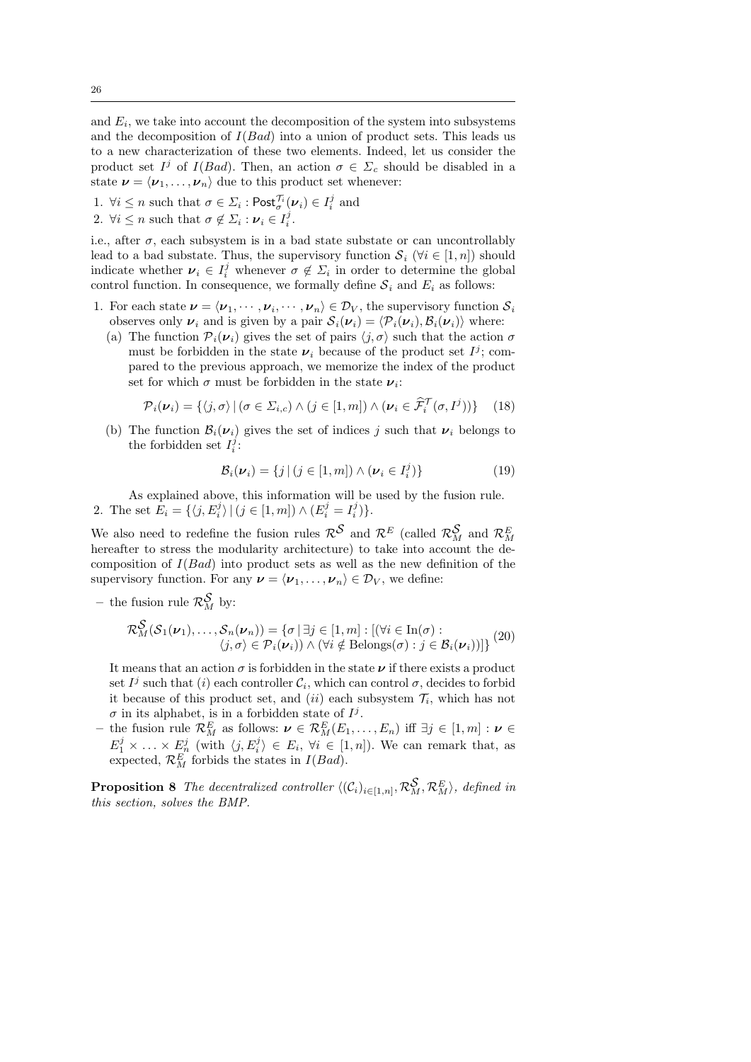and $E_i$, we take into account the decomposition of the system into subsystems and the decomposition of $I(Bad)$ into a union of product sets. This leads us to a new characterization of these two elements. Indeed, let us consider the product set $I^j$ of $I(Bad)$. Then, an action $\sigma \in \Sigma_c$ should be disabled in a state $\boldsymbol{\nu} = \langle \boldsymbol{\nu}_1, \ldots, \boldsymbol{\nu}_n \rangle$ due to this product set whenever:

1. $\forall i \leq n$ such that $\sigma \in \Sigma_i : \mathsf{Post}_{\sigma}^{\mathcal{T}_i}(\boldsymbol{\nu}_i) \in I_i^j$ and
2. $\forall i \leq n$ such that $\sigma \notin \Sigma_i : \boldsymbol{\nu}_i \in I_i^j$.

i.e., after $\sigma$, each subsystem is in a bad state substate or can uncontrollably lead to a bad substate. Thus, the supervisory function $\mathcal{S}_i$ ($\forall i \in [1, n]$) should indicate whether $\boldsymbol{\nu}_i \in I_i^j$ whenever $\sigma \notin \Sigma_i$ in order to determine the global control function. In consequence, we formally define $\mathcal{S}_i$ and $E_i$ as follows:

1. For each state $\boldsymbol{\nu} = \langle \boldsymbol{\nu}_1, \cdots, \boldsymbol{\nu}_i, \cdots, \boldsymbol{\nu}_n \rangle \in \mathcal{D}_V$, the supervisory function $\mathcal{S}_i$ observes only $\boldsymbol{\nu}_i$ and is given by a pair $\mathcal{S}_i(\boldsymbol{\nu}_i) = \langle \mathcal{P}_i(\boldsymbol{\nu}_i), \mathcal{B}_i(\boldsymbol{\nu}_i) \rangle$ where:
   (a) The function $\mathcal{P}_i(\boldsymbol{\nu}_i)$ gives the set of pairs $\langle j, \sigma \rangle$ such that the action $\sigma$ must be forbidden in the state $\boldsymbol{\nu}_i$ because of the product set $I^j$; compared to the previous approach, we memorize the index of the product set for which $\sigma$ must be forbidden in the state $\boldsymbol{\nu}_i$:
   $$\mathcal{P}_i(\boldsymbol{\nu}_i) = \{\langle j, \sigma \rangle \mid (\sigma \in \Sigma_{i,c}) \wedge (j \in [1, m]) \wedge (\boldsymbol{\nu}_i \in \widehat{\mathcal{F}}_i^{\mathcal{T}}(\sigma, I^j))\} \quad (18)$$
   (b) The function $\mathcal{B}_i(\boldsymbol{\nu}_i)$ gives the set of indices $j$ such that $\boldsymbol{\nu}_i$ belongs to the forbidden set $I_i^j$:
   $$\mathcal{B}_i(\boldsymbol{\nu}_i) = \{j \mid (j \in [1, m]) \wedge (\boldsymbol{\nu}_i \in I_i^j)\} \quad (19)$$
   As explained above, this information will be used by the fusion rule.
2. The set $E_i = \{\langle j, E_i^j \rangle \mid (j \in [1, m]) \wedge (E_i^j = I_i^j)\}$.

We also need to redefine the fusion rules $\mathcal{R}^{\mathcal{S}}$ and $\mathcal{R}^E$ (called $\mathcal{R}_M^{\mathcal{S}}$ and $\mathcal{R}_M^E$ hereafter to stress the modularity architecture) to take into account the decomposition of $I(Bad)$ into product sets as well as the new definition of the supervisory function. For any $\boldsymbol{\nu} = \langle \boldsymbol{\nu}_1, \ldots, \boldsymbol{\nu}_n \rangle \in \mathcal{D}_V$, we define:

– the fusion rule $\mathcal{R}_M^{\mathcal{S}}$ by:

$$\mathcal{R}_M^{\mathcal{S}}(\mathcal{S}_1(\boldsymbol{\nu}_1), \ldots, \mathcal{S}_n(\boldsymbol{\nu}_n)) = \{\sigma \mid \exists j \in [1, m] : [(\forall i \in \mathrm{In}(\sigma) : \langle j, \sigma \rangle \in \mathcal{P}_i(\boldsymbol{\nu}_i)) \wedge (\forall i \notin \mathrm{Belongs}(\sigma) : j \in \mathcal{B}_i(\boldsymbol{\nu}_i))]\} \quad (20)$$

It means that an action $\sigma$ is forbidden in the state $\boldsymbol{\nu}$ if there exists a product set $I^j$ such that $(i)$ each controller $\mathcal{C}_i$, which can control $\sigma$, decides to forbid it because of this product set, and $(ii)$ each subsystem $\mathcal{T}_i$, which has not $\sigma$ in its alphabet, is in a forbidden state of $I^j$.

– the fusion rule $\mathcal{R}_M^E$ as follows: $\boldsymbol{\nu} \in \mathcal{R}_M^E(E_1, \ldots, E_n)$ iff $\exists j \in [1, m] : \boldsymbol{\nu} \in E_1^j \times \ldots \times E_n^j$ (with $\langle j, E_i^j \rangle \in E_i$, $\forall i \in [1, n]$). We can remark that, as expected, $\mathcal{R}_M^E$ forbids the states in $I(Bad)$.

**Proposition 8** *The decentralized controller $\langle (\mathcal{C}_i)_{i \in [1,n]}, \mathcal{R}_M^{\mathcal{S}}, \mathcal{R}_M^E \rangle$, defined in this section, solves the BMP.*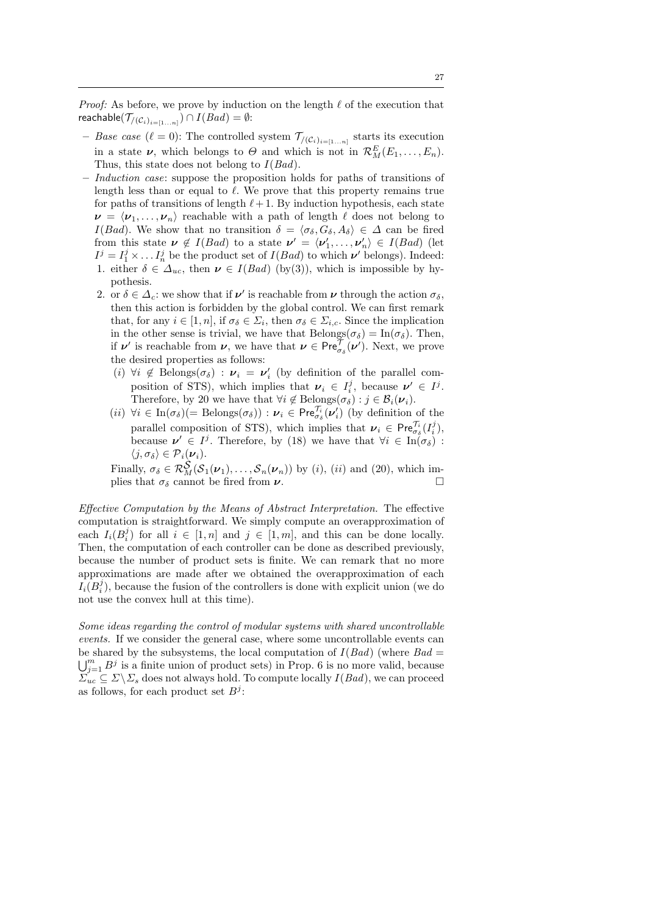*Proof:* As before, we prove by induction on the length $\ell$ of the execution that $\mathsf{reachable}(\mathcal{T}_{/(\mathcal{C}_i)_{i=[1\ldots n]}}) \cap I(Bad) = \emptyset$:

- *Base case* ($\ell = 0$): The controlled system $\mathcal{T}_{/(\mathcal{C}_i)_{i=[1\ldots n]}}$ starts its execution in a state $\boldsymbol{\nu}$, which belongs to $\Theta$ and which is not in $\mathcal{R}_M^E(E_1, \ldots, E_n)$. Thus, this state does not belong to $I(Bad)$.
- *Induction case*: suppose the proposition holds for paths of transitions of length less than or equal to $\ell$. We prove that this property remains true for paths of transitions of length $\ell+1$. By induction hypothesis, each state $\boldsymbol{\nu} = \langle \boldsymbol{\nu}_1, \ldots, \boldsymbol{\nu}_n \rangle$ reachable with a path of length $\ell$ does not belong to $I(Bad)$. We show that no transition $\delta = \langle \sigma_\delta, G_\delta, A_\delta \rangle \in \Delta$ can be fired from this state $\boldsymbol{\nu} \notin I(Bad)$ to a state $\boldsymbol{\nu}' = \langle \boldsymbol{\nu}'_1, \ldots, \boldsymbol{\nu}'_n \rangle \in I(Bad)$ (let $I^j = I_1^j \times \ldots I_n^j$ be the product set of $I(Bad)$ to which $\boldsymbol{\nu}'$ belongs). Indeed:
  1. either $\delta \in \Delta_{uc}$, then $\boldsymbol{\nu} \in I(Bad)$ (by(3)), which is impossible by hypothesis.
  2. or $\delta \in \Delta_c$: we show that if $\boldsymbol{\nu}'$ is reachable from $\boldsymbol{\nu}$ through the action $\sigma_\delta$, then this action is forbidden by the global control. We can first remark that, for any $i \in [1, n]$, if $\sigma_\delta \in \Sigma_i$, then $\sigma_\delta \in \Sigma_{i,c}$. Since the implication in the other sense is trivial, we have that $\text{Belongs}(\sigma_\delta) = \text{In}(\sigma_\delta)$. Then, if $\boldsymbol{\nu}'$ is reachable from $\boldsymbol{\nu}$, we have that $\boldsymbol{\nu} \in \mathsf{Pre}_{\sigma_\delta}^{\mathcal{T}}(\boldsymbol{\nu}')$. Next, we prove the desired properties as follows:
     - $(i)$ $\forall i \notin \text{Belongs}(\sigma_\delta) : \boldsymbol{\nu}_i = \boldsymbol{\nu}'_i$ (by definition of the parallel composition of STS), which implies that $\boldsymbol{\nu}_i \in I_i^j$, because $\boldsymbol{\nu}' \in I^j$. Therefore, by 20 we have that $\forall i \notin \text{Belongs}(\sigma_\delta) : j \in \mathcal{B}_i(\boldsymbol{\nu}_i)$.
     - $(ii)$ $\forall i \in \text{In}(\sigma_\delta)(= \text{Belongs}(\sigma_\delta)) : \boldsymbol{\nu}_i \in \mathsf{Pre}_{\sigma_\delta}^{\mathcal{T}_i}(\boldsymbol{\nu}'_i)$ (by definition of the parallel composition of STS), which implies that $\boldsymbol{\nu}_i \in \mathsf{Pre}_{\sigma_\delta}^{\mathcal{T}_i}(I_i^j)$, because $\boldsymbol{\nu}' \in I^j$. Therefore, by (18) we have that $\forall i \in \text{In}(\sigma_\delta) : \langle j, \sigma_\delta \rangle \in \mathcal{P}_i(\boldsymbol{\nu}_i)$.

     Finally, $\sigma_\delta \in \mathcal{R}_M^{\mathcal{S}}(\mathcal{S}_1(\boldsymbol{\nu}_1), \ldots, \mathcal{S}_n(\boldsymbol{\nu}_n))$ by $(i)$, $(ii)$ and (20), which implies that $\sigma_\delta$ cannot be fired from $\boldsymbol{\nu}$. □

*Effective Computation by the Means of Abstract Interpretation.* The effective computation is straightforward. We simply compute an overapproximation of each $I_i(B_i^j)$ for all $i \in [1, n]$ and $j \in [1, m]$, and this can be done locally. Then, the computation of each controller can be done as described previously, because the number of product sets is finite. We can remark that no more approximations are made after we obtained the overapproximation of each $I_i(B_i^j)$, because the fusion of the controllers is done with explicit union (we do not use the convex hull at this time).

*Some ideas regarding the control of modular systems with shared uncontrollable events.* If we consider the general case, where some uncontrollable events can be shared by the subsystems, the local computation of $I(Bad)$ (where $Bad = \bigcup_{j=1}^m B^j$ is a finite union of product sets) in Prop. 6 is no more valid, because $\Sigma_{uc} \subseteq \Sigma \setminus \Sigma_s$ does not always hold. To compute locally $I(Bad)$, we can proceed as follows, for each product set $B^j$: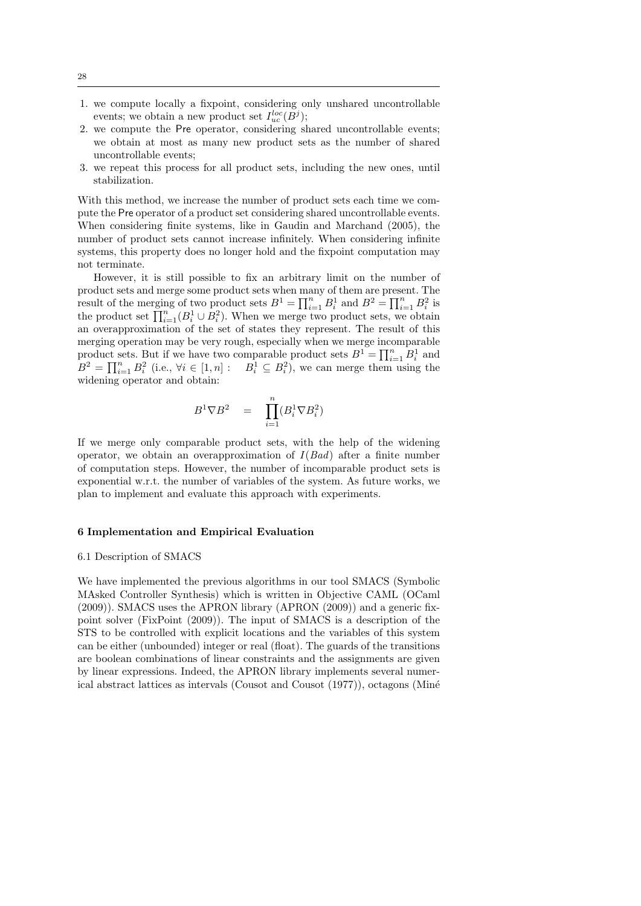1. we compute locally a fixpoint, considering only unshared uncontrollable events; we obtain a new product set $I^{loc}_{uc}(B^j)$;
2. we compute the Pre operator, considering shared uncontrollable events; we obtain at most as many new product sets as the number of shared uncontrollable events;
3. we repeat this process for all product sets, including the new ones, until stabilization.

With this method, we increase the number of product sets each time we compute the Pre operator of a product set considering shared uncontrollable events. When considering finite systems, like in Gaudin and Marchand (2005), the number of product sets cannot increase infinitely. When considering infinite systems, this property does no longer hold and the fixpoint computation may not terminate.

However, it is still possible to fix an arbitrary limit on the number of product sets and merge some product sets when many of them are present. The result of the merging of two product sets $B^1 = \prod_{i=1}^n B^1_i$ and $B^2 = \prod_{i=1}^n B^2_i$ is the product set $\prod_{i=1}^n (B^1_i \cup B^2_i)$. When we merge two product sets, we obtain an overapproximation of the set of states they represent. The result of this merging operation may be very rough, especially when we merge incomparable product sets. But if we have two comparable product sets $B^1 = \prod_{i=1}^n B^1_i$ and $B^2 = \prod_{i=1}^n B^2_i$ (i.e., $\forall i \in [1, n] : \quad B^1_i \subseteq B^2_i$), we can merge them using the widening operator and obtain:

$$B^1 \nabla B^2 \quad = \quad \prod_{i=1}^n (B^1_i \nabla B^2_i)$$

If we merge only comparable product sets, with the help of the widening operator, we obtain an overapproximation of $I(Bad)$ after a finite number of computation steps. However, the number of incomparable product sets is exponential w.r.t. the number of variables of the system. As future works, we plan to implement and evaluate this approach with experiments.

## 6 Implementation and Empirical Evaluation

### 6.1 Description of SMACS

We have implemented the previous algorithms in our tool SMACS (Symbolic MAsked Controller Synthesis) which is written in Objective CAML (OCaml (2009)). SMACS uses the APRON library (APRON (2009)) and a generic fixpoint solver (FixPoint (2009)). The input of SMACS is a description of the STS to be controlled with explicit locations and the variables of this system can be either (unbounded) integer or real (float). The guards of the transitions are boolean combinations of linear constraints and the assignments are given by linear expressions. Indeed, the APRON library implements several numerical abstract lattices as intervals (Cousot and Cousot (1977)), octagons (Miné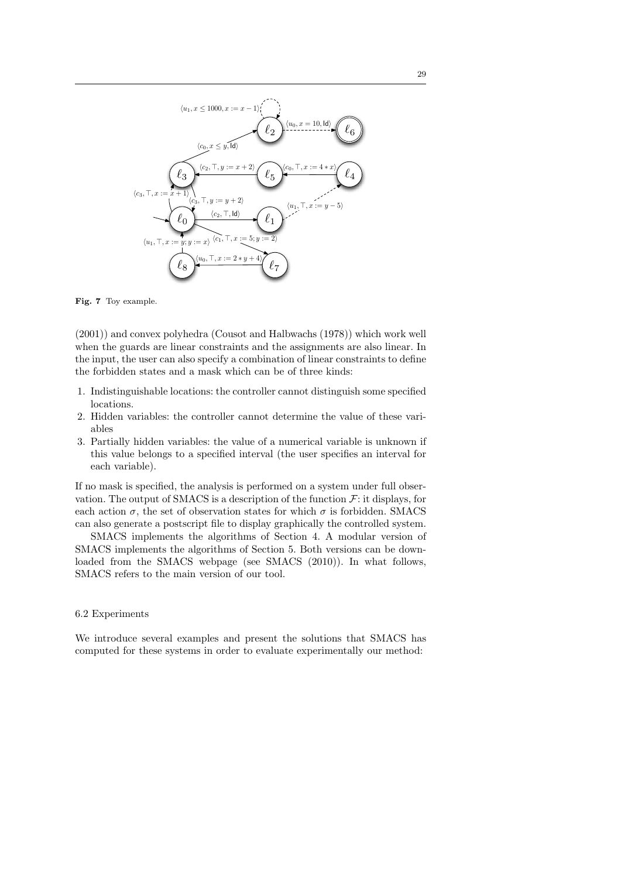**Fig. 7** Toy example.

(2001)) and convex polyhedra (Cousot and Halbwachs (1978)) which work well when the guards are linear constraints and the assignments are also linear. In the input, the user can also specify a combination of linear constraints to define the forbidden states and a mask which can be of three kinds:

1. Indistinguishable locations: the controller cannot distinguish some specified locations.
2. Hidden variables: the controller cannot determine the value of these variables
3. Partially hidden variables: the value of a numerical variable is unknown if this value belongs to a specified interval (the user specifies an interval for each variable).

If no mask is specified, the analysis is performed on a system under full observation. The output of SMACS is a description of the function $\mathcal{F}$: it displays, for each action $\sigma$, the set of observation states for which $\sigma$ is forbidden. SMACS can also generate a postscript file to display graphically the controlled system.

SMACS implements the algorithms of Section 4. A modular version of SMACS implements the algorithms of Section 5. Both versions can be downloaded from the SMACS webpage (see SMACS (2010)). In what follows, SMACS refers to the main version of our tool.

### 6.2 Experiments

We introduce several examples and present the solutions that SMACS has computed for these systems in order to evaluate experimentally our method: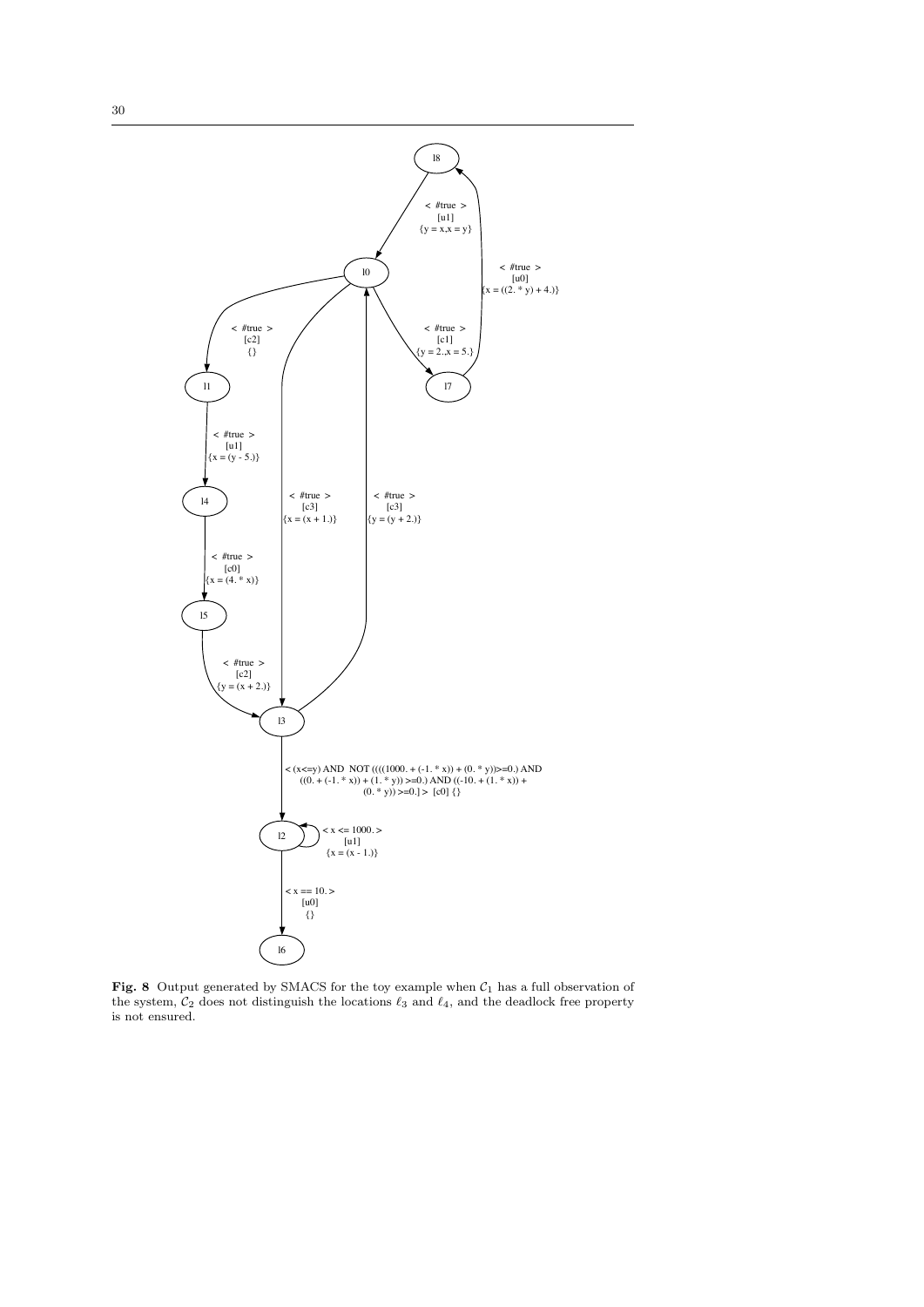**Fig. 8** Output generated by SMACS for the toy example when $\mathcal{C}_1$ has a full observation of the system, $\mathcal{C}_2$ does not distinguish the locations $\ell_3$ and $\ell_4$, and the deadlock free property is not ensured.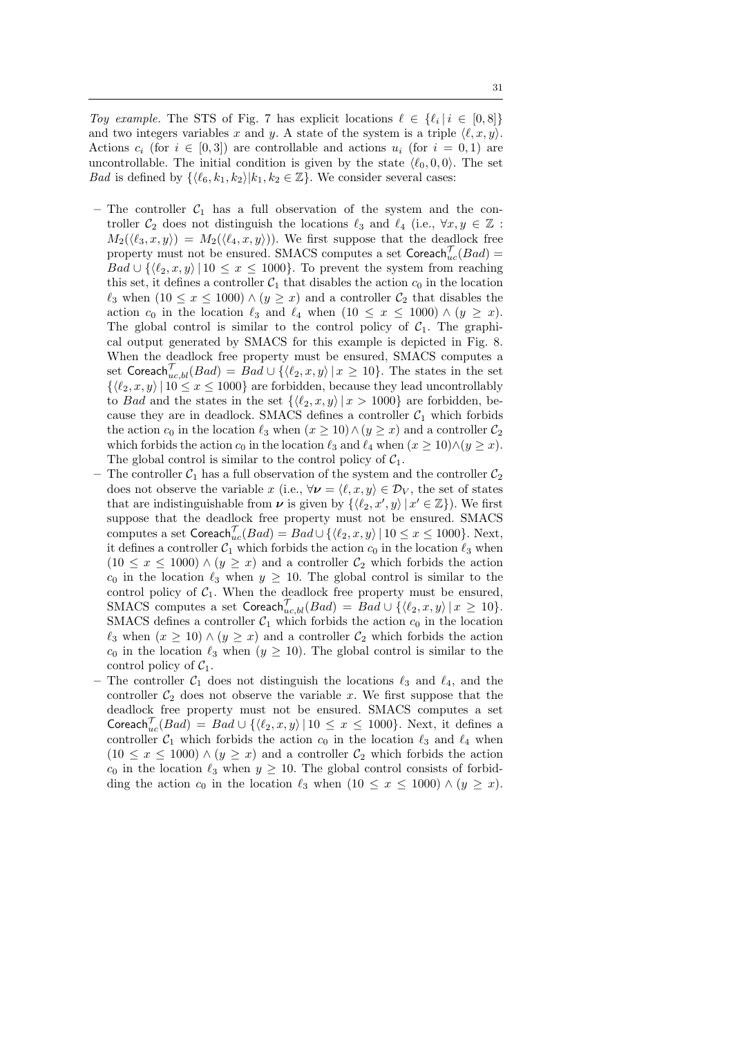*Toy example.* The STS of Fig. 7 has explicit locations $\ell \in \{\ell_i \,|\, i \in [0, 8]\}$ and two integers variables $x$ and $y$. A state of the system is a triple $\langle \ell, x, y \rangle$. Actions $c_i$ (for $i \in [0, 3]$) are controllable and actions $u_i$ (for $i = 0, 1$) are uncontrollable. The initial condition is given by the state $\langle \ell_0, 0, 0 \rangle$. The set $Bad$ is defined by $\{\langle \ell_6, k_1, k_2 \rangle | k_1, k_2 \in \mathbb{Z}\}$. We consider several cases:

- The controller $\mathcal{C}_1$ has a full observation of the system and the controller $\mathcal{C}_2$ does not distinguish the locations $\ell_3$ and $\ell_4$ (i.e., $\forall x, y \in \mathbb{Z}$ : $M_2(\langle \ell_3, x, y \rangle) = M_2(\langle \ell_4, x, y \rangle)$). We first suppose that the deadlock free property must not be ensured. SMACS computes a set $\mathsf{Coreach}^{\mathcal{T}}_{uc}(Bad) = Bad \cup \{\langle \ell_2, x, y \rangle \,|\, 10 \leq x \leq 1000\}$. To prevent the system from reaching this set, it defines a controller $\mathcal{C}_1$ that disables the action $c_0$ in the location $\ell_3$ when $(10 \leq x \leq 1000) \wedge (y \geq x)$ and a controller $\mathcal{C}_2$ that disables the action $c_0$ in the location $\ell_3$ and $\ell_4$ when $(10 \leq x \leq 1000) \wedge (y \geq x)$. The global control is similar to the control policy of $\mathcal{C}_1$. The graphical output generated by SMACS for this example is depicted in Fig. 8. When the deadlock free property must be ensured, SMACS computes a set $\mathsf{Coreach}^{\mathcal{T}}_{uc,bl}(Bad) = Bad \cup \{\langle \ell_2, x, y \rangle \,|\, x \geq 10\}$. The states in the set $\{\langle \ell_2, x, y \rangle \,|\, 10 \leq x \leq 1000\}$ are forbidden, because they lead uncontrollably to $Bad$ and the states in the set $\{\langle \ell_2, x, y \rangle \,|\, x > 1000\}$ are forbidden, because they are in deadlock. SMACS defines a controller $\mathcal{C}_1$ which forbids the action $c_0$ in the location $\ell_3$ when $(x \geq 10) \wedge (y \geq x)$ and a controller $\mathcal{C}_2$ which forbids the action $c_0$ in the location $\ell_3$ and $\ell_4$ when $(x \geq 10) \wedge (y \geq x)$. The global control is similar to the control policy of $\mathcal{C}_1$.
- The controller $\mathcal{C}_1$ has a full observation of the system and the controller $\mathcal{C}_2$ does not observe the variable $x$ (i.e., $\forall \boldsymbol{\nu} = \langle \ell, x, y \rangle \in \mathcal{D}_V$, the set of states that are indistinguishable from $\boldsymbol{\nu}$ is given by $\{\langle \ell_2, x', y \rangle \,|\, x' \in \mathbb{Z}\}$). We first suppose that the deadlock free property must not be ensured. SMACS computes a set $\mathsf{Coreach}^{\mathcal{T}}_{uc}(Bad) = Bad \cup \{\langle \ell_2, x, y \rangle \,|\, 10 \leq x \leq 1000\}$. Next, it defines a controller $\mathcal{C}_1$ which forbids the action $c_0$ in the location $\ell_3$ when $(10 \leq x \leq 1000) \wedge (y \geq x)$ and a controller $\mathcal{C}_2$ which forbids the action $c_0$ in the location $\ell_3$ when $y \geq 10$. The global control is similar to the control policy of $\mathcal{C}_1$. When the deadlock free property must be ensured, SMACS computes a set $\mathsf{Coreach}^{\mathcal{T}}_{uc,bl}(Bad) = Bad \cup \{\langle \ell_2, x, y \rangle \,|\, x \geq 10\}$. SMACS defines a controller $\mathcal{C}_1$ which forbids the action $c_0$ in the location $\ell_3$ when $(x \geq 10) \wedge (y \geq x)$ and a controller $\mathcal{C}_2$ which forbids the action $c_0$ in the location $\ell_3$ when $(y \geq 10)$. The global control is similar to the control policy of $\mathcal{C}_1$.
- The controller $\mathcal{C}_1$ does not distinguish the locations $\ell_3$ and $\ell_4$, and the controller $\mathcal{C}_2$ does not observe the variable $x$. We first suppose that the deadlock free property must not be ensured. SMACS computes a set $\mathsf{Coreach}^{\mathcal{T}}_{uc}(Bad) = Bad \cup \{\langle \ell_2, x, y \rangle \,|\, 10 \leq x \leq 1000\}$. Next, it defines a controller $\mathcal{C}_1$ which forbids the action $c_0$ in the location $\ell_3$ and $\ell_4$ when $(10 \leq x \leq 1000) \wedge (y \geq x)$ and a controller $\mathcal{C}_2$ which forbids the action $c_0$ in the location $\ell_3$ when $y \geq 10$. The global control consists of forbidding the action $c_0$ in the location $\ell_3$ when $(10 \leq x \leq 1000) \wedge (y \geq x)$.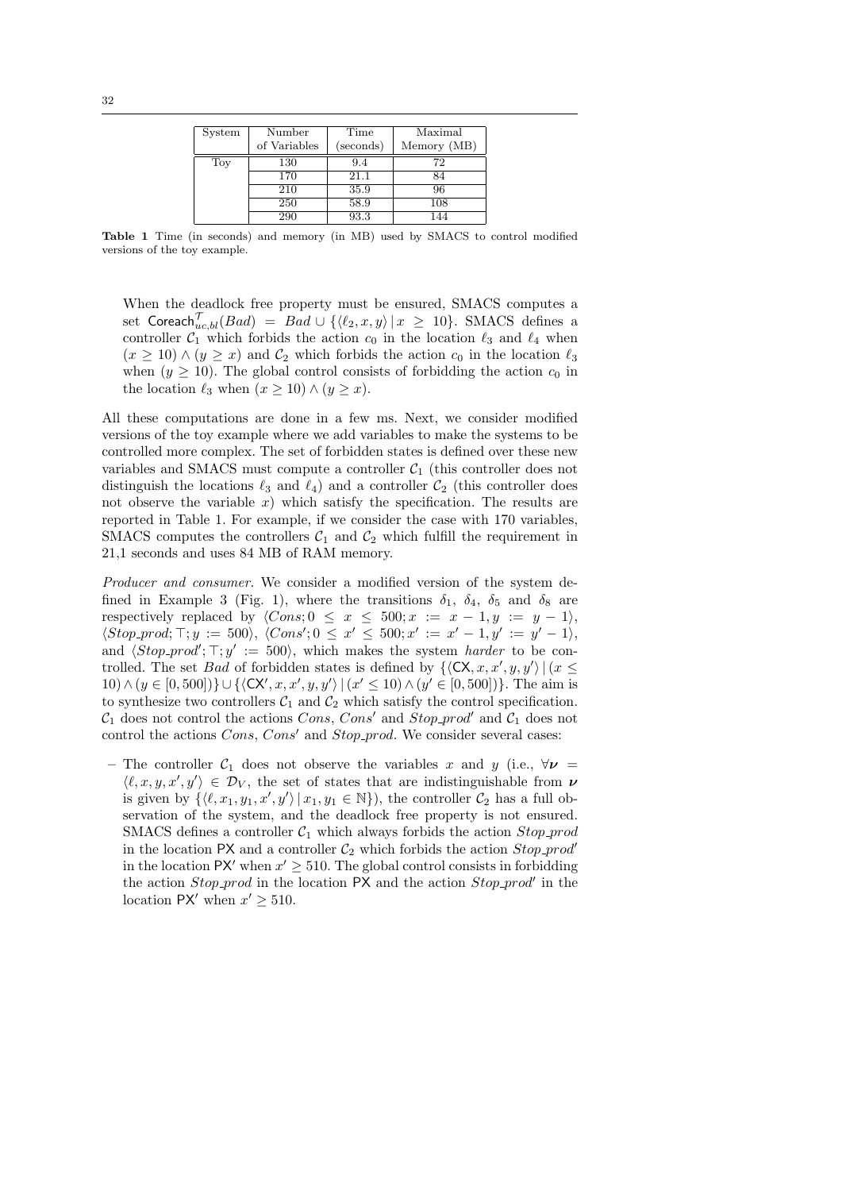| System | Number of Variables | Time (seconds) | Maximal Memory (MB) |
|---|---|---|---|
| Toy | 130 | 9.4 | 72 |
| | 170 | 21.1 | 84 |
| | 210 | 35.9 | 96 |
| | 250 | 58.9 | 108 |
| | 290 | 93.3 | 144 |

**Table 1** Time (in seconds) and memory (in MB) used by SMACS to control modified versions of the toy example.

When the deadlock free property must be ensured, SMACS computes a set $\mathsf{Coreach}^{\mathcal{T}}_{uc,bl}(Bad) = Bad \cup \{\langle \ell_2, x, y\rangle \,|\, x \geq 10\}$. SMACS defines a controller $\mathcal{C}_1$ which forbids the action $c_0$ in the location $\ell_3$ and $\ell_4$ when $(x \geq 10) \wedge (y \geq x)$ and $\mathcal{C}_2$ which forbids the action $c_0$ in the location $\ell_3$ when $(y \geq 10)$. The global control consists of forbidding the action $c_0$ in the location $\ell_3$ when $(x \geq 10) \wedge (y \geq x)$.

All these computations are done in a few ms. Next, we consider modified versions of the toy example where we add variables to make the systems to be controlled more complex. The set of forbidden states is defined over these new variables and SMACS must compute a controller $\mathcal{C}_1$ (this controller does not distinguish the locations $\ell_3$ and $\ell_4$) and a controller $\mathcal{C}_2$ (this controller does not observe the variable $x$) which satisfy the specification. The results are reported in Table 1. For example, if we consider the case with 170 variables, SMACS computes the controllers $\mathcal{C}_1$ and $\mathcal{C}_2$ which fulfill the requirement in 21,1 seconds and uses 84 MB of RAM memory.

*Producer and consumer.* We consider a modified version of the system defined in Example 3 (Fig. 1), where the transitions $\delta_1$, $\delta_4$, $\delta_5$ and $\delta_8$ are respectively replaced by $\langle Cons; 0 \leq x \leq 500; x := x-1, y := y-1\rangle$, $\langle Stop\_prod; \top; y := 500\rangle$, $\langle Cons'; 0 \leq x' \leq 500; x' := x'-1, y' := y'-1\rangle$, and $\langle Stop\_prod'; \top; y' := 500\rangle$, which makes the system *harder* to be controlled. The set $Bad$ of forbidden states is defined by $\{\langle \mathsf{CX}, x, x', y, y'\rangle \,|\, (x \leq 10) \wedge (y \in [0, 500])\} \cup \{\langle \mathsf{CX}', x, x', y, y'\rangle \,|\, (x' \leq 10) \wedge (y' \in [0, 500])\}$. The aim is to synthesize two controllers $\mathcal{C}_1$ and $\mathcal{C}_2$ which satisfy the control specification. $\mathcal{C}_1$ does not control the actions $Cons$, $Cons'$ and $Stop\_prod'$ and $\mathcal{C}_1$ does not control the actions $Cons$, $Cons'$ and $Stop\_prod$. We consider several cases:

– The controller $\mathcal{C}_1$ does not observe the variables $x$ and $y$ (i.e., $\forall \boldsymbol{\nu} = \langle \ell, x, y, x', y'\rangle \in \mathcal{D}_V$, the set of states that are indistinguishable from $\boldsymbol{\nu}$ is given by $\{\langle \ell, x_1, y_1, x', y'\rangle \,|\, x_1, y_1 \in \mathbb{N}\}$), the controller $\mathcal{C}_2$ has a full observation of the system, and the deadlock free property is not ensured. SMACS defines a controller $\mathcal{C}_1$ which always forbids the action $Stop\_prod$ in the location $\mathsf{PX}$ and a controller $\mathcal{C}_2$ which forbids the action $Stop\_prod'$ in the location $\mathsf{PX}'$ when $x' \geq 510$. The global control consists in forbidding the action $Stop\_prod$ in the location $\mathsf{PX}$ and the action $Stop\_prod'$ in the location $\mathsf{PX}'$ when $x' \geq 510$.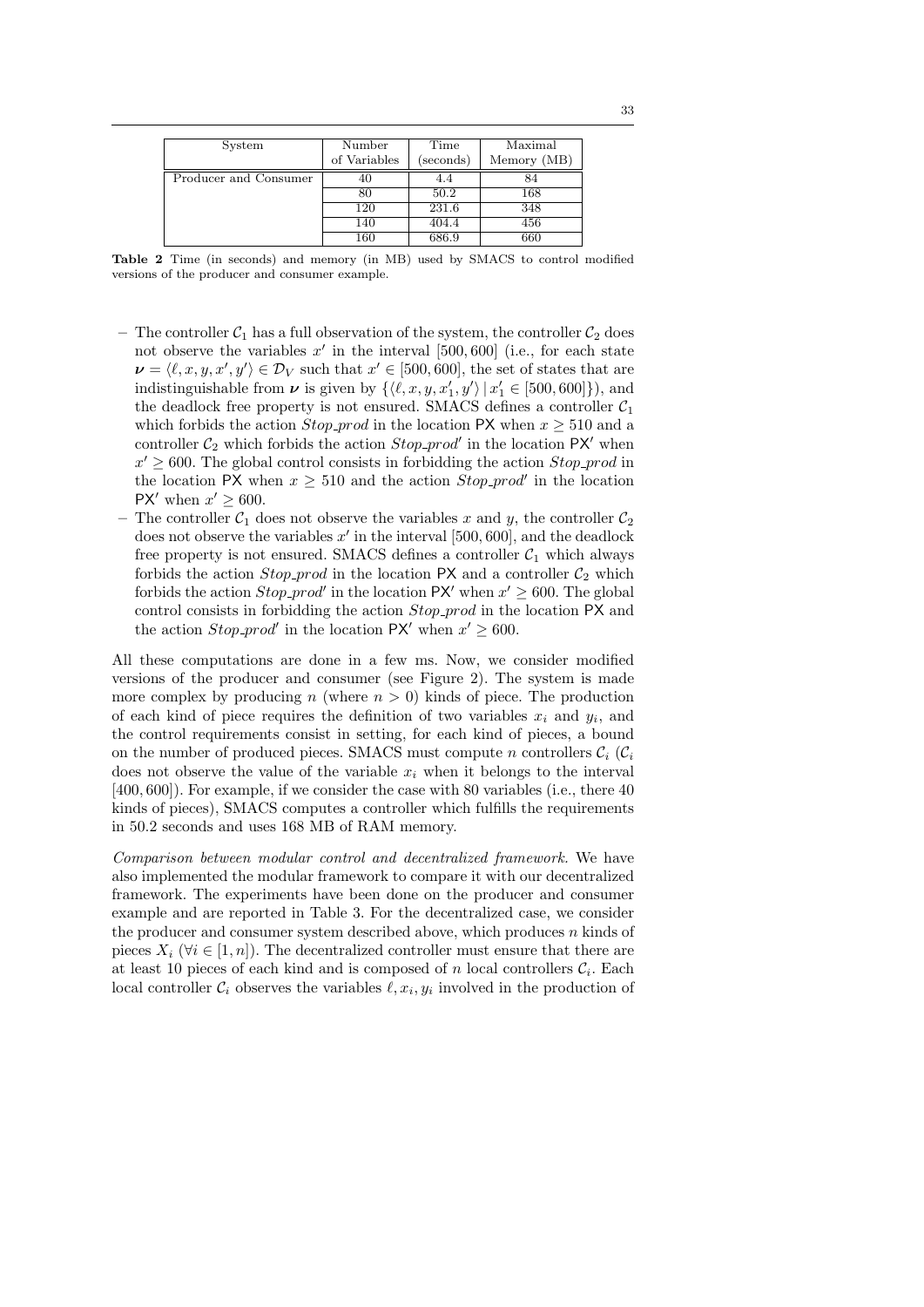| System | Number of Variables | Time (seconds) | Maximal Memory (MB) |
|---|---|---|---|
| Producer and Consumer | 40 | 4.4 | 84 |
| | 80 | 50.2 | 168 |
| | 120 | 231.6 | 348 |
| | 140 | 404.4 | 456 |
| | 160 | 686.9 | 660 |

**Table 2** Time (in seconds) and memory (in MB) used by SMACS to control modified versions of the producer and consumer example.

- The controller $\mathcal{C}_1$ has a full observation of the system, the controller $\mathcal{C}_2$ does not observe the variables $x'$ in the interval $[500, 600]$ (i.e., for each state $\boldsymbol{\nu} = \langle \ell, x, y, x', y' \rangle \in \mathcal{D}_V$ such that $x' \in [500, 600]$, the set of states that are indistinguishable from $\boldsymbol{\nu}$ is given by $\{\langle \ell, x, y, x'_1, y' \rangle \,|\, x'_1 \in [500, 600]\}$), and the deadlock free property is not ensured. SMACS defines a controller $\mathcal{C}_1$ which forbids the action *Stop_prod* in the location $\mathsf{PX}$ when $x \geq 510$ and a controller $\mathcal{C}_2$ which forbids the action *Stop_prod'* in the location $\mathsf{PX}'$ when $x' \geq 600$. The global control consists in forbidding the action *Stop_prod* in the location $\mathsf{PX}$ when $x \geq 510$ and the action *Stop_prod'* in the location $\mathsf{PX}'$ when $x' \geq 600$.
- The controller $\mathcal{C}_1$ does not observe the variables $x$ and $y$, the controller $\mathcal{C}_2$ does not observe the variables $x'$ in the interval $[500, 600]$, and the deadlock free property is not ensured. SMACS defines a controller $\mathcal{C}_1$ which always forbids the action *Stop_prod* in the location $\mathsf{PX}$ and a controller $\mathcal{C}_2$ which forbids the action *Stop_prod'* in the location $\mathsf{PX}'$ when $x' \geq 600$. The global control consists in forbidding the action *Stop_prod* in the location $\mathsf{PX}$ and the action *Stop_prod'* in the location $\mathsf{PX}'$ when $x' \geq 600$.

All these computations are done in a few ms. Now, we consider modified versions of the producer and consumer (see Figure 2). The system is made more complex by producing $n$ (where $n > 0$) kinds of piece. The production of each kind of piece requires the definition of two variables $x_i$ and $y_i$, and the control requirements consist in setting, for each kind of pieces, a bound on the number of produced pieces. SMACS must compute $n$ controllers $\mathcal{C}_i$ ($\mathcal{C}_i$ does not observe the value of the variable $x_i$ when it belongs to the interval $[400, 600]$). For example, if we consider the case with 80 variables (i.e., there 40 kinds of pieces), SMACS computes a controller which fulfills the requirements in 50.2 seconds and uses 168 MB of RAM memory.

*Comparison between modular control and decentralized framework.* We have also implemented the modular framework to compare it with our decentralized framework. The experiments have been done on the producer and consumer example and are reported in Table 3. For the decentralized case, we consider the producer and consumer system described above, which produces $n$ kinds of pieces $X_i$ ($\forall i \in [1, n]$). The decentralized controller must ensure that there are at least 10 pieces of each kind and is composed of $n$ local controllers $\mathcal{C}_i$. Each local controller $\mathcal{C}_i$ observes the variables $\ell, x_i, y_i$ involved in the production of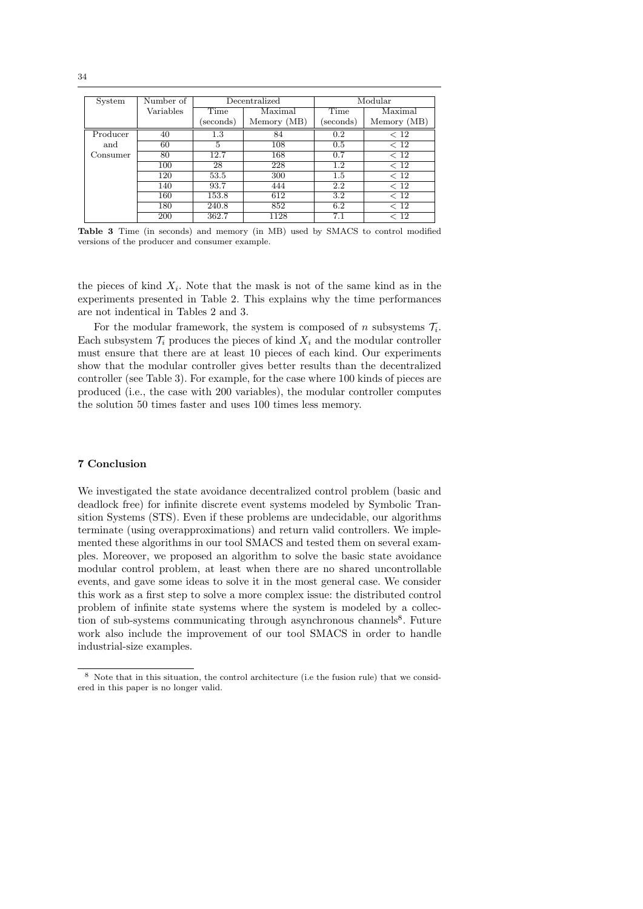| System | Number of Variables | Decentralized | | Modular | |
|---|---|---|---|---|---|
| | | Time (seconds) | Maximal Memory (MB) | Time (seconds) | Maximal Memory (MB) |
| Producer and Consumer | 40 | 1.3 | 84 | 0.2 | $< 12$ |
| | 60 | 5 | 108 | 0.5 | $< 12$ |
| | 80 | 12.7 | 168 | 0.7 | $< 12$ |
| | 100 | 28 | 228 | 1.2 | $< 12$ |
| | 120 | 53.5 | 300 | 1.5 | $< 12$ |
| | 140 | 93.7 | 444 | 2.2 | $< 12$ |
| | 160 | 153.8 | 612 | 3.2 | $< 12$ |
| | 180 | 240.8 | 852 | 6.2 | $< 12$ |
| | 200 | 362.7 | 1128 | 7.1 | $< 12$ |

**Table 3** Time (in seconds) and memory (in MB) used by SMACS to control modified versions of the producer and consumer example.

the pieces of kind $X_i$. Note that the mask is not of the same kind as in the experiments presented in Table 2. This explains why the time performances are not indentical in Tables 2 and 3.

For the modular framework, the system is composed of $n$ subsystems $\mathcal{T}_i$. Each subsystem $\mathcal{T}_i$ produces the pieces of kind $X_i$ and the modular controller must ensure that there are at least 10 pieces of each kind. Our experiments show that the modular controller gives better results than the decentralized controller (see Table 3). For example, for the case where 100 kinds of pieces are produced (i.e., the case with 200 variables), the modular controller computes the solution 50 times faster and uses 100 times less memory.

## 7 Conclusion

We investigated the state avoidance decentralized control problem (basic and deadlock free) for infinite discrete event systems modeled by Symbolic Transition Systems (STS). Even if these problems are undecidable, our algorithms terminate (using overapproximations) and return valid controllers. We implemented these algorithms in our tool SMACS and tested them on several examples. Moreover, we proposed an algorithm to solve the basic state avoidance modular control problem, at least when there are no shared uncontrollable events, and gave some ideas to solve it in the most general case. We consider this work as a first step to solve a more complex issue: the distributed control problem of infinite state systems where the system is modeled by a collection of sub-systems communicating through asynchronous channels[8]. Future work also include the improvement of our tool SMACS in order to handle industrial-size examples.

[8] Note that in this situation, the control architecture (i.e the fusion rule) that we considered in this paper is no longer valid.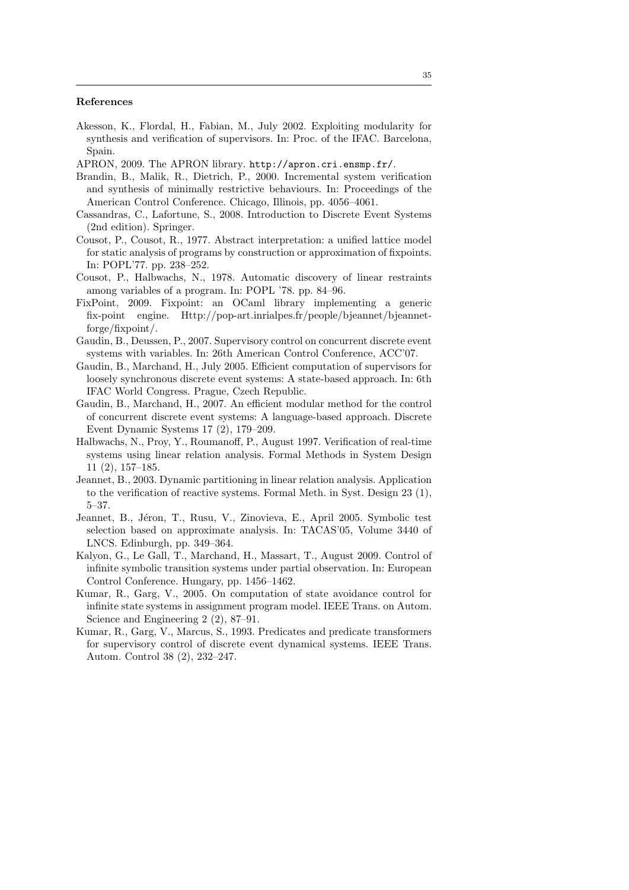### References

Akesson, K., Flordal, H., Fabian, M., July 2002. Exploiting modularity for synthesis and verification of supervisors. In: Proc. of the IFAC. Barcelona, Spain.

APRON, 2009. The APRON library. `http://apron.cri.ensmp.fr/`.

Brandin, B., Malik, R., Dietrich, P., 2000. Incremental system verification and synthesis of minimally restrictive behaviours. In: Proceedings of the American Control Conference. Chicago, Illinois, pp. 4056–4061.

Cassandras, C., Lafortune, S., 2008. Introduction to Discrete Event Systems (2nd edition). Springer.

Cousot, P., Cousot, R., 1977. Abstract interpretation: a unified lattice model for static analysis of programs by construction or approximation of fixpoints. In: POPL'77. pp. 238–252.

Cousot, P., Halbwachs, N., 1978. Automatic discovery of linear restraints among variables of a program. In: POPL '78. pp. 84–96.

FixPoint, 2009. Fixpoint: an OCaml library implementing a generic fix-point engine. Http://pop-art.inrialpes.fr/people/bjeannet/bjeannet-forge/fixpoint/.

Gaudin, B., Deussen, P., 2007. Supervisory control on concurrent discrete event systems with variables. In: 26th American Control Conference, ACC'07.

Gaudin, B., Marchand, H., July 2005. Efficient computation of supervisors for loosely synchronous discrete event systems: A state-based approach. In: 6th IFAC World Congress. Prague, Czech Republic.

Gaudin, B., Marchand, H., 2007. An efficient modular method for the control of concurrent discrete event systems: A language-based approach. Discrete Event Dynamic Systems 17 (2), 179–209.

Halbwachs, N., Proy, Y., Roumanoff, P., August 1997. Verification of real-time systems using linear relation analysis. Formal Methods in System Design 11 (2), 157–185.

Jeannet, B., 2003. Dynamic partitioning in linear relation analysis. Application to the verification of reactive systems. Formal Meth. in Syst. Design 23 (1), 5–37.

Jeannet, B., Jéron, T., Rusu, V., Zinovieva, E., April 2005. Symbolic test selection based on approximate analysis. In: TACAS'05, Volume 3440 of LNCS. Edinburgh, pp. 349–364.

Kalyon, G., Le Gall, T., Marchand, H., Massart, T., August 2009. Control of infinite symbolic transition systems under partial observation. In: European Control Conference. Hungary, pp. 1456–1462.

Kumar, R., Garg, V., 2005. On computation of state avoidance control for infinite state systems in assignment program model. IEEE Trans. on Autom. Science and Engineering 2 (2), 87–91.

Kumar, R., Garg, V., Marcus, S., 1993. Predicates and predicate transformers for supervisory control of discrete event dynamical systems. IEEE Trans. Autom. Control 38 (2), 232–247.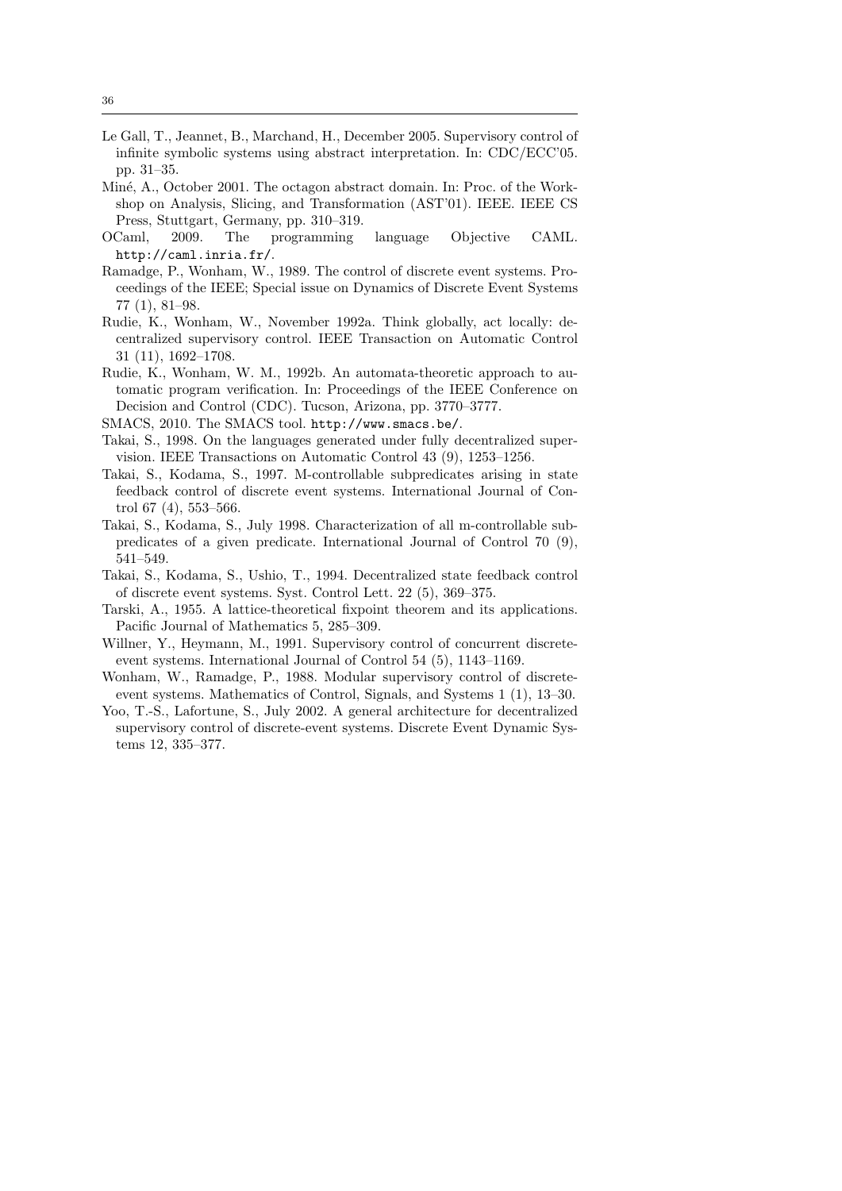Le Gall, T., Jeannet, B., Marchand, H., December 2005. Supervisory control of infinite symbolic systems using abstract interpretation. In: CDC/ECC'05. pp. 31–35.

Miné, A., October 2001. The octagon abstract domain. In: Proc. of the Workshop on Analysis, Slicing, and Transformation (AST'01). IEEE. IEEE CS Press, Stuttgart, Germany, pp. 310–319.

OCaml, 2009. The programming language Objective CAML. `http://caml.inria.fr/`.

Ramadge, P., Wonham, W., 1989. The control of discrete event systems. Proceedings of the IEEE; Special issue on Dynamics of Discrete Event Systems 77 (1), 81–98.

Rudie, K., Wonham, W., November 1992a. Think globally, act locally: decentralized supervisory control. IEEE Transaction on Automatic Control 31 (11), 1692–1708.

Rudie, K., Wonham, W. M., 1992b. An automata-theoretic approach to automatic program verification. In: Proceedings of the IEEE Conference on Decision and Control (CDC). Tucson, Arizona, pp. 3770–3777.

SMACS, 2010. The SMACS tool. `http://www.smacs.be/`.

Takai, S., 1998. On the languages generated under fully decentralized supervision. IEEE Transactions on Automatic Control 43 (9), 1253–1256.

Takai, S., Kodama, S., 1997. M-controllable subpredicates arising in state feedback control of discrete event systems. International Journal of Control 67 (4), 553–566.

Takai, S., Kodama, S., July 1998. Characterization of all m-controllable subpredicates of a given predicate. International Journal of Control 70 (9), 541–549.

Takai, S., Kodama, S., Ushio, T., 1994. Decentralized state feedback control of discrete event systems. Syst. Control Lett. 22 (5), 369–375.

Tarski, A., 1955. A lattice-theoretical fixpoint theorem and its applications. Pacific Journal of Mathematics 5, 285–309.

Willner, Y., Heymann, M., 1991. Supervisory control of concurrent discrete-event systems. International Journal of Control 54 (5), 1143–1169.

Wonham, W., Ramadge, P., 1988. Modular supervisory control of discrete-event systems. Mathematics of Control, Signals, and Systems 1 (1), 13–30.

Yoo, T.-S., Lafortune, S., July 2002. A general architecture for decentralized supervisory control of discrete-event systems. Discrete Event Dynamic Systems 12, 335–377.